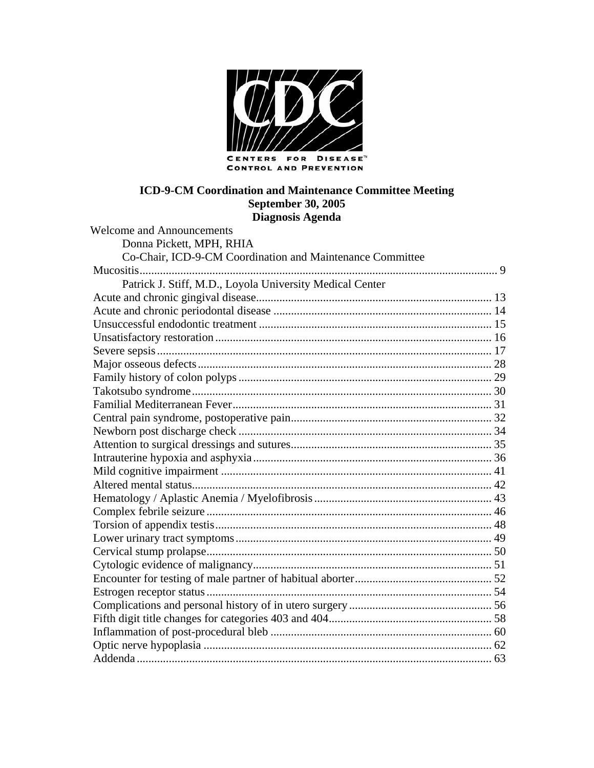CENTERS FOR DISEASE™ CONTROL AND PREVENTION

# ICD-9-CM Coordination and Maintenance Committee Meeting
## September 30, 2005
## Diagnosis Agenda

Welcome and Announcements
Donna Pickett, MPH, RHIA
Co-Chair, ICD-9-CM Coordination and Maintenance Committee

Mucositis ........................................................................................................................ 9
Patrick J. Stiff, M.D., Loyola University Medical Center
Acute and chronic gingival disease ................................................................................ 13
Acute and chronic periodontal disease ........................................................................... 14
Unsuccessful endodontic treatment ................................................................................ 15
Unsatisfactory restoration ............................................................................................... 16
Severe sepsis .................................................................................................................. 17
Major osseous defects .................................................................................................... 28
Family history of colon polyps ...................................................................................... 29
Takotsubo syndrome ...................................................................................................... 30
Familial Mediterranean Fever ........................................................................................ 31
Central pain syndrome, postoperative pain .................................................................... 32
Newborn post discharge check ...................................................................................... 34
Attention to surgical dressings and sutures .................................................................... 35
Intrauterine hypoxia and asphyxia ................................................................................. 36
Mild cognitive impairment ............................................................................................ 41
Altered mental status ...................................................................................................... 42
Hematology / Aplastic Anemia / Myelofibrosis ............................................................. 43
Complex febrile seizure ................................................................................................. 46
Torsion of appendix testis .............................................................................................. 48
Lower urinary tract symptoms ....................................................................................... 49
Cervical stump prolapse ................................................................................................. 50
Cytologic evidence of malignancy ................................................................................. 51
Encounter for testing of male partner of habitual aborter .............................................. 52
Estrogen receptor status ................................................................................................. 54
Complications and personal history of in utero surgery ................................................ 56
Fifth digit title changes for categories 403 and 404 ....................................................... 58
Inflammation of post-procedural bleb ........................................................................... 60
Optic nerve hypoplasia .................................................................................................. 62
Addenda ......................................................................................................................... 63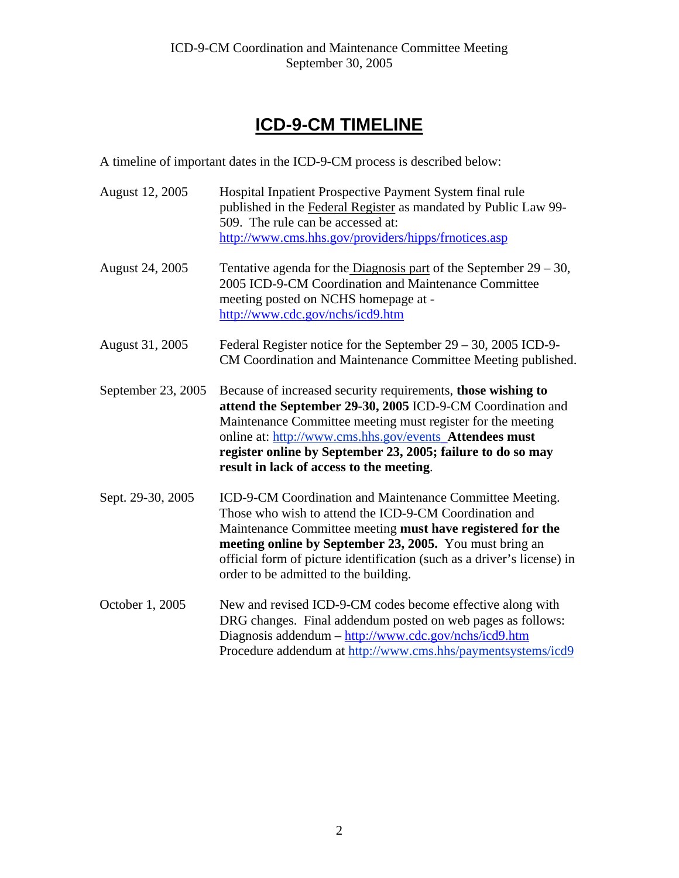# ICD-9-CM TIMELINE

A timeline of important dates in the ICD-9-CM process is described below:

| | |
|---|---|
| August 12, 2005 | Hospital Inpatient Prospective Payment System final rule published in the Federal Register as mandated by Public Law 99-509. The rule can be accessed at: http://www.cms.hhs.gov/providers/hipps/frnotices.asp |
| August 24, 2005 | Tentative agenda for the Diagnosis part of the September 29 – 30, 2005 ICD-9-CM Coordination and Maintenance Committee meeting posted on NCHS homepage at - http://www.cdc.gov/nchs/icd9.htm |
| August 31, 2005 | Federal Register notice for the September 29 – 30, 2005 ICD-9-CM Coordination and Maintenance Committee Meeting published. |
| September 23, 2005 | Because of increased security requirements, **those wishing to attend the September 29-30, 2005** ICD-9-CM Coordination and Maintenance Committee meeting must register for the meeting online at: http://www.cms.hhs.gov/events **Attendees must register online by September 23, 2005; failure to do so may result in lack of access to the meeting**. |
| Sept. 29-30, 2005 | ICD-9-CM Coordination and Maintenance Committee Meeting. Those who wish to attend the ICD-9-CM Coordination and Maintenance Committee meeting **must have registered for the meeting online by September 23, 2005.** You must bring an official form of picture identification (such as a driver's license) in order to be admitted to the building. |
| October 1, 2005 | New and revised ICD-9-CM codes become effective along with DRG changes. Final addendum posted on web pages as follows: Diagnosis addendum – http://www.cdc.gov/nchs/icd9.htm Procedure addendum at http://www.cms.hhs/paymentsystems/icd9 |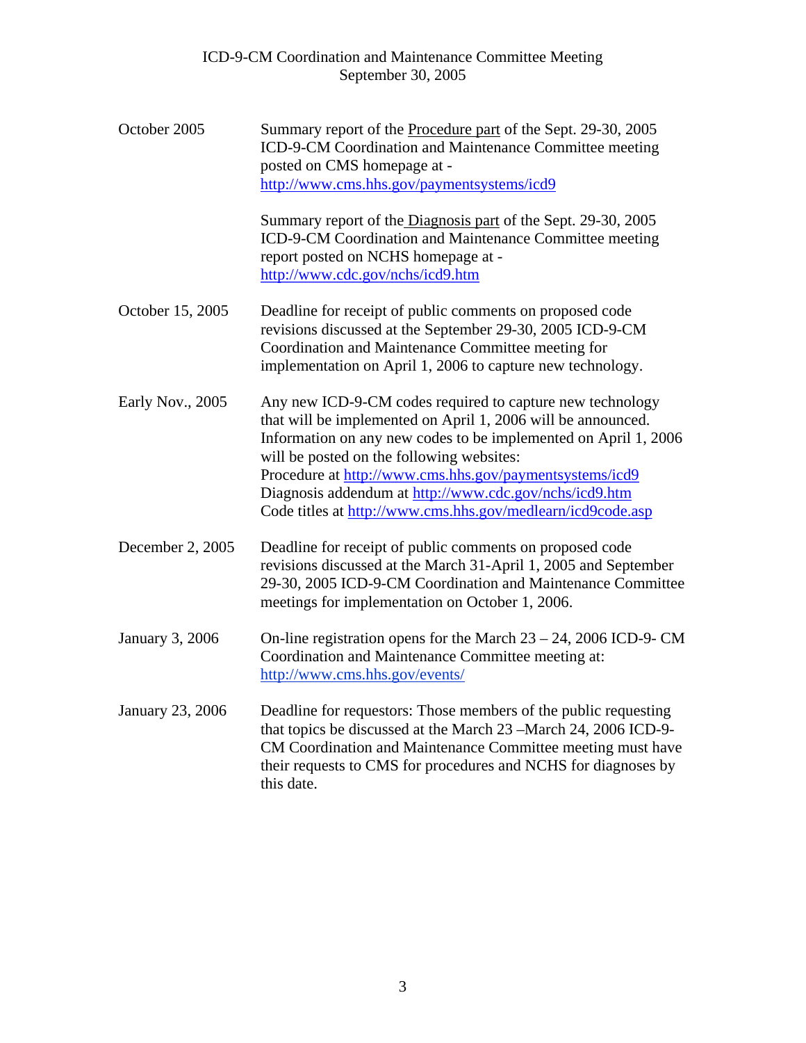| | |
|---|---|
| October 2005 | Summary report of the Procedure part of the Sept. 29-30, 2005 ICD-9-CM Coordination and Maintenance Committee meeting posted on CMS homepage at - http://www.cms.hhs.gov/paymentsystems/icd9<br><br>Summary report of the Diagnosis part of the Sept. 29-30, 2005 ICD-9-CM Coordination and Maintenance Committee meeting report posted on NCHS homepage at - http://www.cdc.gov/nchs/icd9.htm |
| October 15, 2005 | Deadline for receipt of public comments on proposed code revisions discussed at the September 29-30, 2005 ICD-9-CM Coordination and Maintenance Committee meeting for implementation on April 1, 2006 to capture new technology. |
| Early Nov., 2005 | Any new ICD-9-CM codes required to capture new technology that will be implemented on April 1, 2006 will be announced. Information on any new codes to be implemented on April 1, 2006 will be posted on the following websites:<br>Procedure at http://www.cms.hhs.gov/paymentsystems/icd9<br>Diagnosis addendum at http://www.cdc.gov/nchs/icd9.htm<br>Code titles at http://www.cms.hhs.gov/medlearn/icd9code.asp |
| December 2, 2005 | Deadline for receipt of public comments on proposed code revisions discussed at the March 31-April 1, 2005 and September 29-30, 2005 ICD-9-CM Coordination and Maintenance Committee meetings for implementation on October 1, 2006. |
| January 3, 2006 | On-line registration opens for the March 23 – 24, 2006 ICD-9- CM Coordination and Maintenance Committee meeting at: http://www.cms.hhs.gov/events/ |
| January 23, 2006 | Deadline for requestors: Those members of the public requesting that topics be discussed at the March 23 –March 24, 2006 ICD-9-CM Coordination and Maintenance Committee meeting must have their requests to CMS for procedures and NCHS for diagnoses by this date. |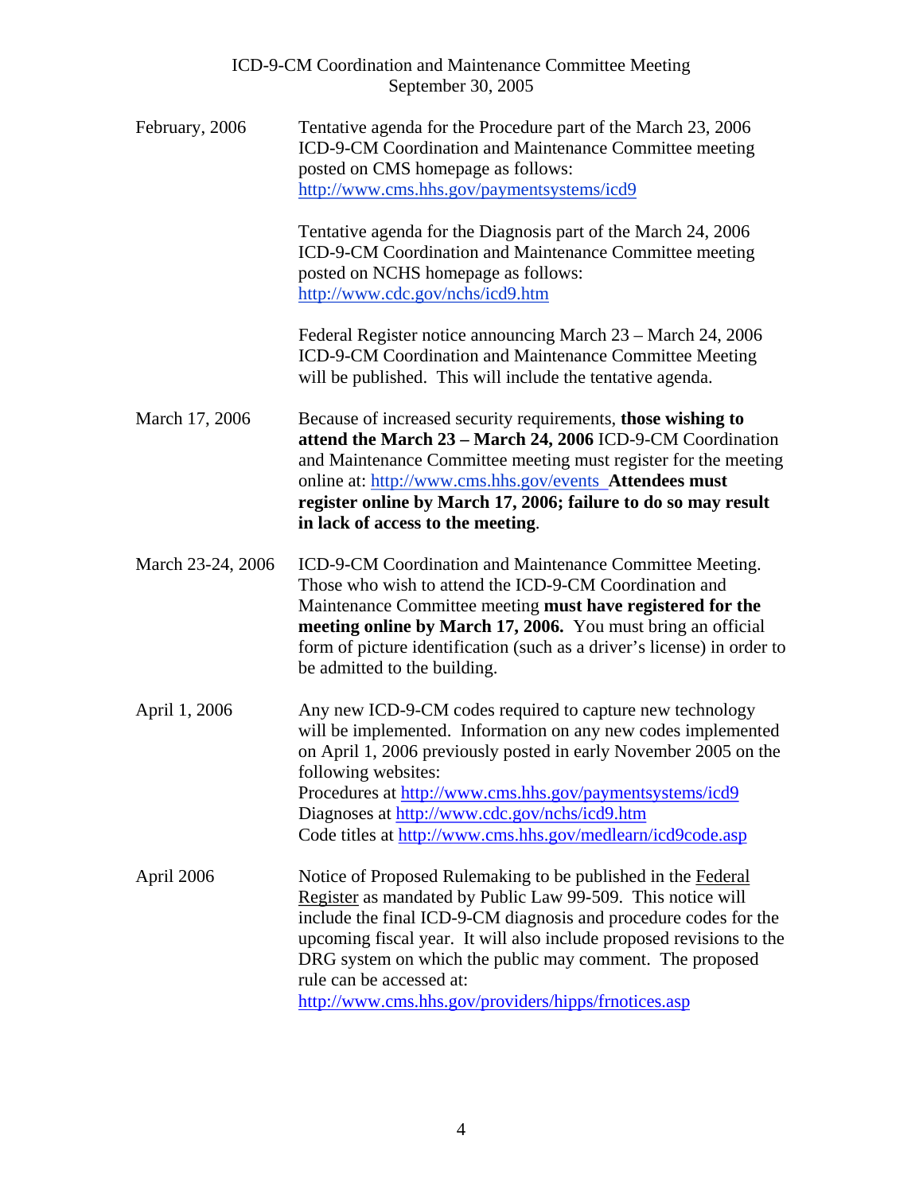ICD-9-CM Coordination and Maintenance Committee Meeting
September 30, 2005

| | |
|---|---|
| February, 2006 | Tentative agenda for the Procedure part of the March 23, 2006 ICD-9-CM Coordination and Maintenance Committee meeting posted on CMS homepage as follows: http://www.cms.hhs.gov/paymentsystems/icd9<br><br>Tentative agenda for the Diagnosis part of the March 24, 2006 ICD-9-CM Coordination and Maintenance Committee meeting posted on NCHS homepage as follows: http://www.cdc.gov/nchs/icd9.htm<br><br>Federal Register notice announcing March 23 – March 24, 2006 ICD-9-CM Coordination and Maintenance Committee Meeting will be published. This will include the tentative agenda. |
| March 17, 2006 | Because of increased security requirements, **those wishing to attend the March 23 – March 24, 2006** ICD-9-CM Coordination and Maintenance Committee meeting must register for the meeting online at: http://www.cms.hhs.gov/events **Attendees must register online by March 17, 2006; failure to do so may result in lack of access to the meeting**. |
| March 23-24, 2006 | ICD-9-CM Coordination and Maintenance Committee Meeting. Those who wish to attend the ICD-9-CM Coordination and Maintenance Committee meeting **must have registered for the meeting online by March 17, 2006.** You must bring an official form of picture identification (such as a driver's license) in order to be admitted to the building. |
| April 1, 2006 | Any new ICD-9-CM codes required to capture new technology will be implemented. Information on any new codes implemented on April 1, 2006 previously posted in early November 2005 on the following websites:<br>Procedures at http://www.cms.hhs.gov/paymentsystems/icd9<br>Diagnoses at http://www.cdc.gov/nchs/icd9.htm<br>Code titles at http://www.cms.hhs.gov/medlearn/icd9code.asp |
| April 2006 | Notice of Proposed Rulemaking to be published in the Federal Register as mandated by Public Law 99-509. This notice will include the final ICD-9-CM diagnosis and procedure codes for the upcoming fiscal year. It will also include proposed revisions to the DRG system on which the public may comment. The proposed rule can be accessed at: http://www.cms.hhs.gov/providers/hipps/frnotices.asp |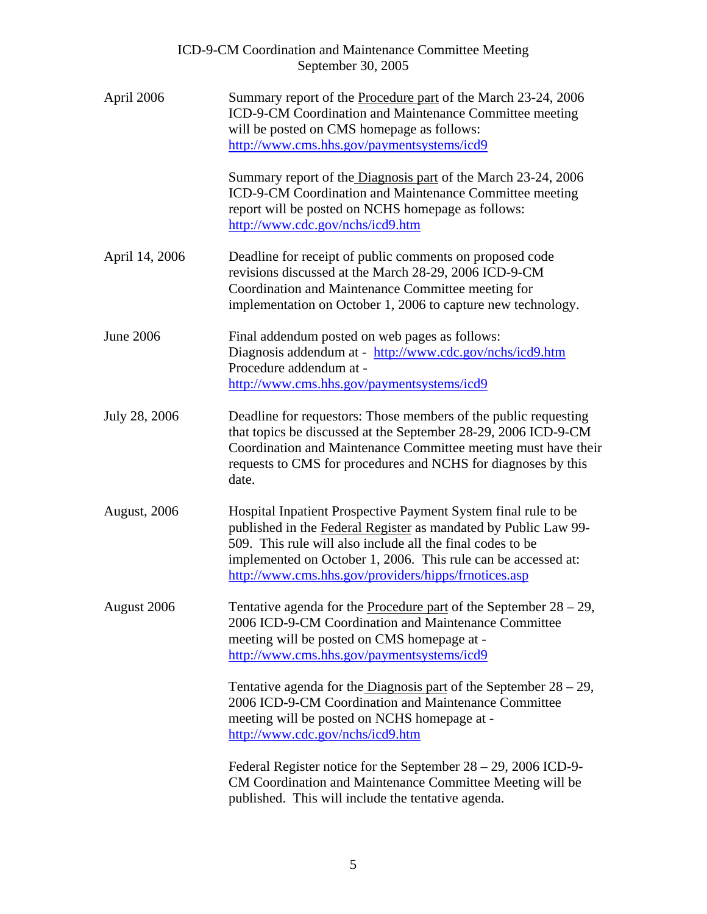| | |
|---|---|
| April 2006 | Summary report of the Procedure part of the March 23-24, 2006 ICD-9-CM Coordination and Maintenance Committee meeting will be posted on CMS homepage as follows: http://www.cms.hhs.gov/paymentsystems/icd9<br><br>Summary report of the Diagnosis part of the March 23-24, 2006 ICD-9-CM Coordination and Maintenance Committee meeting report will be posted on NCHS homepage as follows: http://www.cdc.gov/nchs/icd9.htm |
| April 14, 2006 | Deadline for receipt of public comments on proposed code revisions discussed at the March 28-29, 2006 ICD-9-CM Coordination and Maintenance Committee meeting for implementation on October 1, 2006 to capture new technology. |
| June 2006 | Final addendum posted on web pages as follows:<br>Diagnosis addendum at - http://www.cdc.gov/nchs/icd9.htm<br>Procedure addendum at - http://www.cms.hhs.gov/paymentsystems/icd9 |
| July 28, 2006 | Deadline for requestors: Those members of the public requesting that topics be discussed at the September 28-29, 2006 ICD-9-CM Coordination and Maintenance Committee meeting must have their requests to CMS for procedures and NCHS for diagnoses by this date. |
| August, 2006 | Hospital Inpatient Prospective Payment System final rule to be published in the Federal Register as mandated by Public Law 99-509. This rule will also include all the final codes to be implemented on October 1, 2006. This rule can be accessed at: http://www.cms.hhs.gov/providers/hipps/frnotices.asp |
| August 2006 | Tentative agenda for the Procedure part of the September 28 – 29, 2006 ICD-9-CM Coordination and Maintenance Committee meeting will be posted on CMS homepage at - http://www.cms.hhs.gov/paymentsystems/icd9<br><br>Tentative agenda for the Diagnosis part of the September 28 – 29, 2006 ICD-9-CM Coordination and Maintenance Committee meeting will be posted on NCHS homepage at - http://www.cdc.gov/nchs/icd9.htm<br><br>Federal Register notice for the September 28 – 29, 2006 ICD-9-CM Coordination and Maintenance Committee Meeting will be published. This will include the tentative agenda. |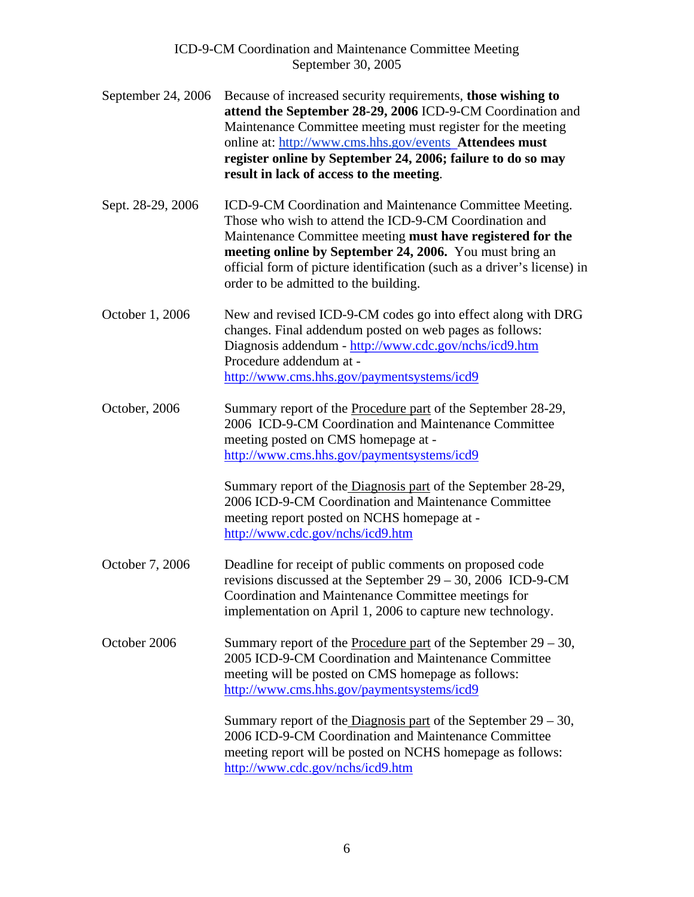| | |
|---|---|
| September 24, 2006 | Because of increased security requirements, **those wishing to attend the September 28-29, 2006** ICD-9-CM Coordination and Maintenance Committee meeting must register for the meeting online at: http://www.cms.hhs.gov/events **Attendees must register online by September 24, 2006; failure to do so may result in lack of access to the meeting**. |
| Sept. 28-29, 2006 | ICD-9-CM Coordination and Maintenance Committee Meeting. Those who wish to attend the ICD-9-CM Coordination and Maintenance Committee meeting **must have registered for the meeting online by September 24, 2006.** You must bring an official form of picture identification (such as a driver's license) in order to be admitted to the building. |
| October 1, 2006 | New and revised ICD-9-CM codes go into effect along with DRG changes. Final addendum posted on web pages as follows:<br>Diagnosis addendum - http://www.cdc.gov/nchs/icd9.htm<br>Procedure addendum at -<br>http://www.cms.hhs.gov/paymentsystems/icd9 |
| October, 2006 | Summary report of the Procedure part of the September 28-29, 2006 ICD-9-CM Coordination and Maintenance Committee meeting posted on CMS homepage at -<br>http://www.cms.hhs.gov/paymentsystems/icd9<br><br>Summary report of the Diagnosis part of the September 28-29, 2006 ICD-9-CM Coordination and Maintenance Committee meeting report posted on NCHS homepage at -<br>http://www.cdc.gov/nchs/icd9.htm |
| October 7, 2006 | Deadline for receipt of public comments on proposed code revisions discussed at the September 29 – 30, 2006 ICD-9-CM Coordination and Maintenance Committee meetings for implementation on April 1, 2006 to capture new technology. |
| October 2006 | Summary report of the Procedure part of the September 29 – 30, 2005 ICD-9-CM Coordination and Maintenance Committee meeting will be posted on CMS homepage as follows:<br>http://www.cms.hhs.gov/paymentsystems/icd9<br><br>Summary report of the Diagnosis part of the September 29 – 30, 2006 ICD-9-CM Coordination and Maintenance Committee meeting report will be posted on NCHS homepage as follows:<br>http://www.cdc.gov/nchs/icd9.htm |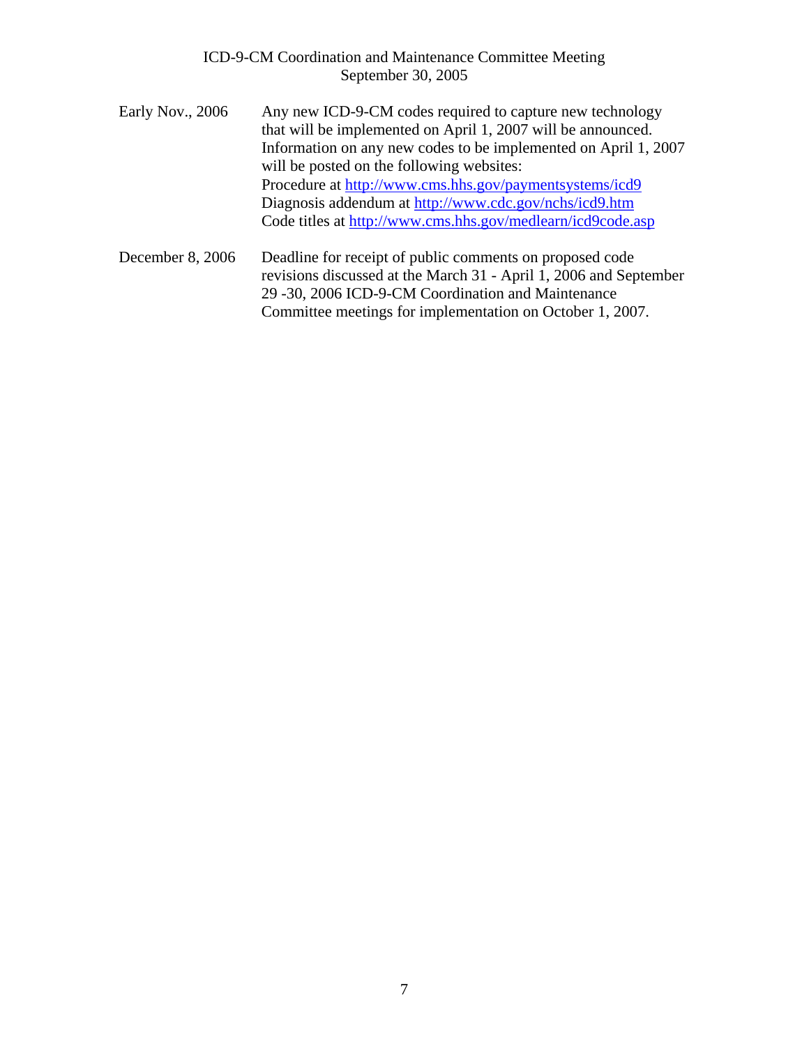| | |
|---|---|
| Early Nov., 2006 | Any new ICD-9-CM codes required to capture new technology that will be implemented on April 1, 2007 will be announced. Information on any new codes to be implemented on April 1, 2007 will be posted on the following websites:<br>Procedure at http://www.cms.hhs.gov/paymentsystems/icd9<br>Diagnosis addendum at http://www.cdc.gov/nchs/icd9.htm<br>Code titles at http://www.cms.hhs.gov/medlearn/icd9code.asp |
| December 8, 2006 | Deadline for receipt of public comments on proposed code revisions discussed at the March 31 - April 1, 2006 and September 29 -30, 2006 ICD-9-CM Coordination and Maintenance Committee meetings for implementation on October 1, 2007. |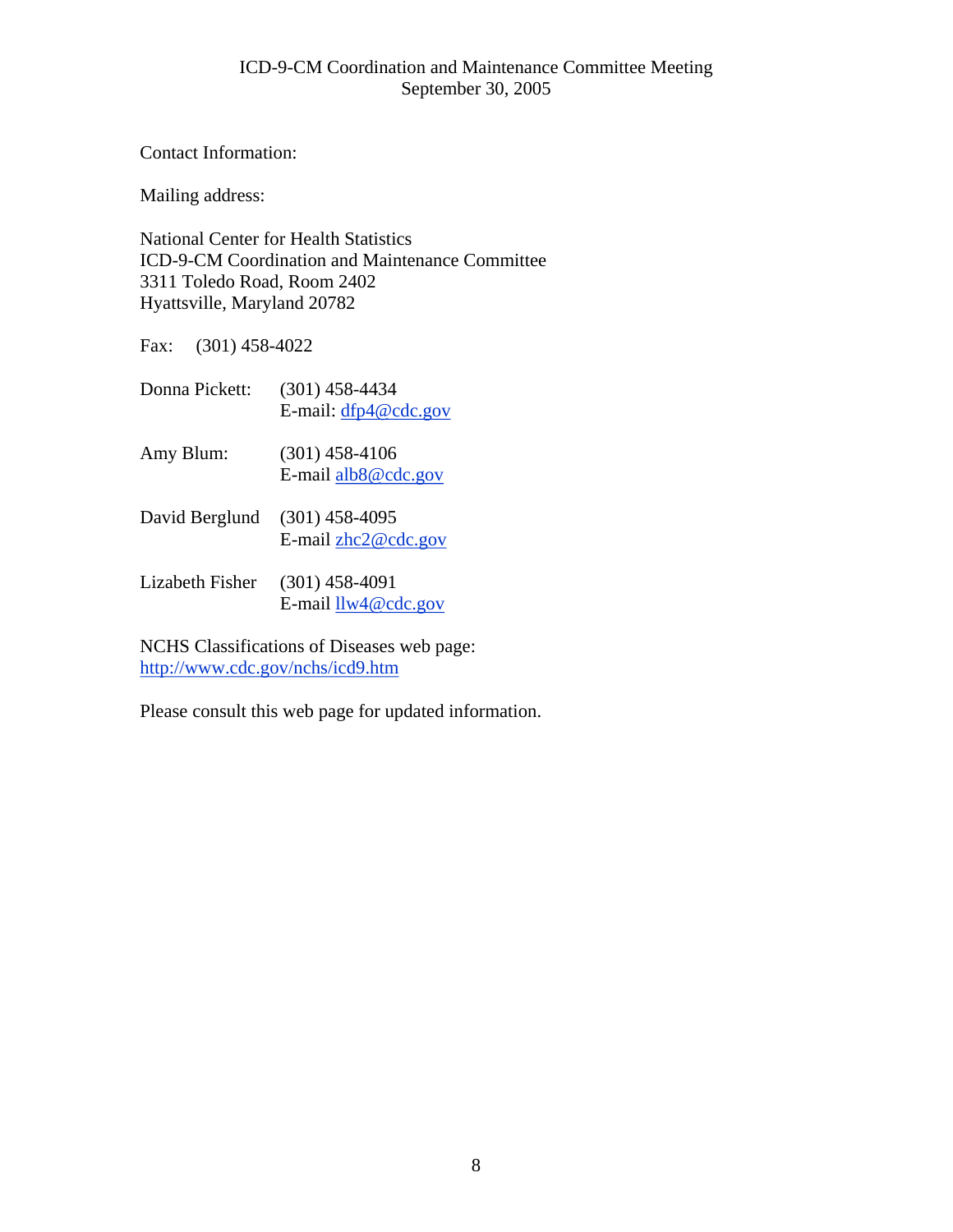Contact Information:

Mailing address:

National Center for Health Statistics
ICD-9-CM Coordination and Maintenance Committee
3311 Toledo Road, Room 2402
Hyattsville, Maryland 20782

Fax: (301) 458-4022

Donna Pickett: (301) 458-4434
E-mail: dfp4@cdc.gov

Amy Blum: (301) 458-4106
E-mail alb8@cdc.gov

David Berglund (301) 458-4095
E-mail zhc2@cdc.gov

Lizabeth Fisher (301) 458-4091
E-mail llw4@cdc.gov

NCHS Classifications of Diseases web page:
http://www.cdc.gov/nchs/icd9.htm

Please consult this web page for updated information.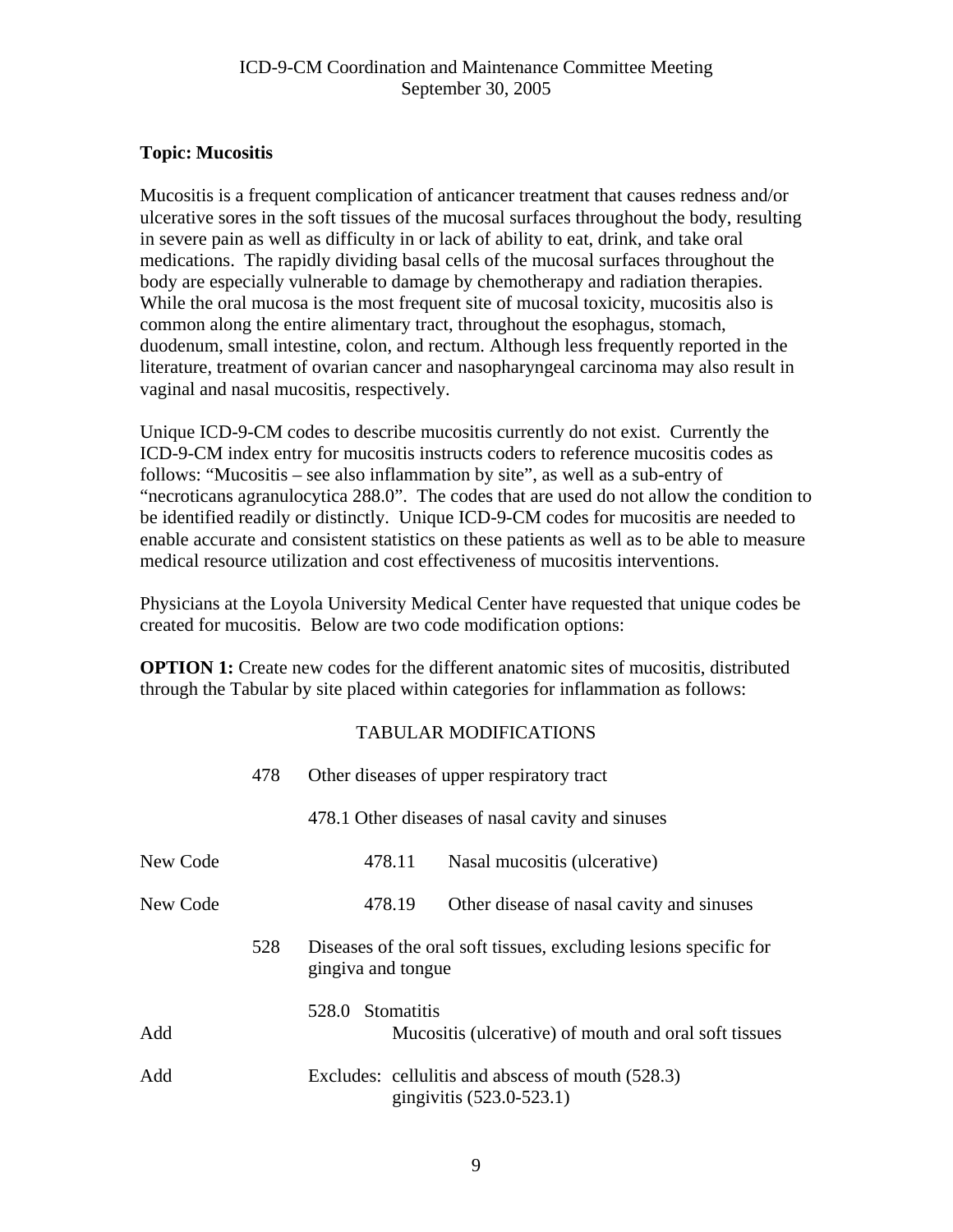**Topic: Mucositis**

Mucositis is a frequent complication of anticancer treatment that causes redness and/or ulcerative sores in the soft tissues of the mucosal surfaces throughout the body, resulting in severe pain as well as difficulty in or lack of ability to eat, drink, and take oral medications. The rapidly dividing basal cells of the mucosal surfaces throughout the body are especially vulnerable to damage by chemotherapy and radiation therapies. While the oral mucosa is the most frequent site of mucosal toxicity, mucositis also is common along the entire alimentary tract, throughout the esophagus, stomach, duodenum, small intestine, colon, and rectum. Although less frequently reported in the literature, treatment of ovarian cancer and nasopharyngeal carcinoma may also result in vaginal and nasal mucositis, respectively.

Unique ICD-9-CM codes to describe mucositis currently do not exist. Currently the ICD-9-CM index entry for mucositis instructs coders to reference mucositis codes as follows: "Mucositis – see also inflammation by site", as well as a sub-entry of "necroticans agranulocytica 288.0". The codes that are used do not allow the condition to be identified readily or distinctly. Unique ICD-9-CM codes for mucositis are needed to enable accurate and consistent statistics on these patients as well as to be able to measure medical resource utilization and cost effectiveness of mucositis interventions.

Physicians at the Loyola University Medical Center have requested that unique codes be created for mucositis. Below are two code modification options:

**OPTION 1:** Create new codes for the different anatomic sites of mucositis, distributed through the Tabular by site placed within categories for inflammation as follows:

TABULAR MODIFICATIONS

478 Other diseases of upper respiratory tract

478.1 Other diseases of nasal cavity and sinuses

New Code 478.11 Nasal mucositis (ulcerative)

New Code 478.19 Other disease of nasal cavity and sinuses

528 Diseases of the oral soft tissues, excluding lesions specific for gingiva and tongue

528.0 Stomatitis

Add Mucositis (ulcerative) of mouth and oral soft tissues

Add Excludes: cellulitis and abscess of mouth (528.3)
gingivitis (523.0-523.1)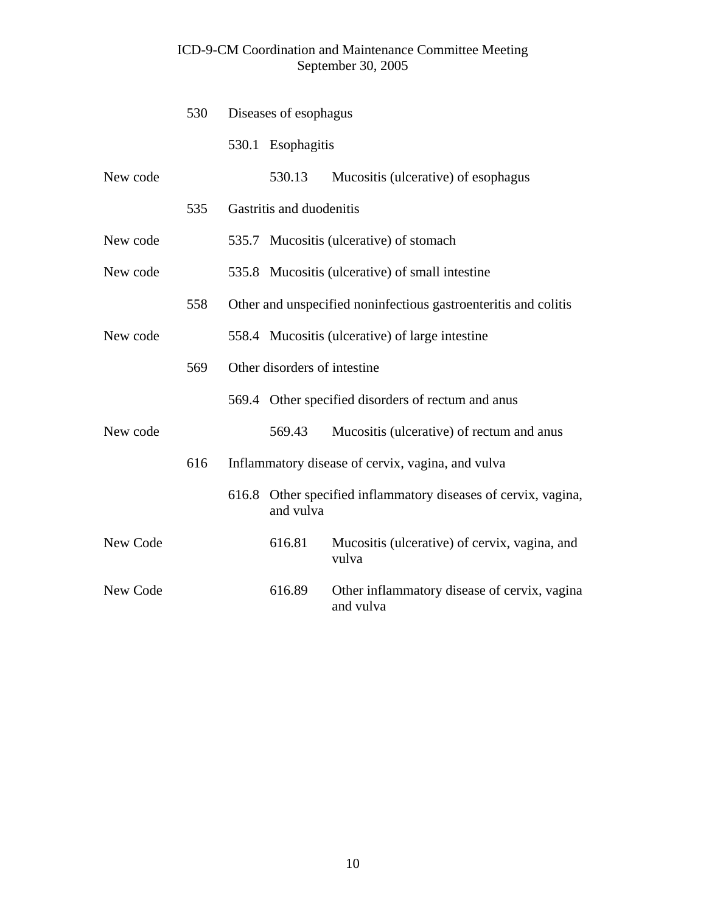| | | | | |
|---|---|---|---|---|
| | 530 | Diseases of esophagus | | |
| | | 530.1 | Esophagitis | |
| New code | | | 530.13 | Mucositis (ulcerative) of esophagus |
| | 535 | Gastritis and duodenitis | | |
| New code | | 535.7 | Mucositis (ulcerative) of stomach | |
| New code | | 535.8 | Mucositis (ulcerative) of small intestine | |
| | 558 | Other and unspecified noninfectious gastroenteritis and colitis | | |
| New code | | 558.4 | Mucositis (ulcerative) of large intestine | |
| | 569 | Other disorders of intestine | | |
| | | 569.4 | Other specified disorders of rectum and anus | |
| New code | | | 569.43 | Mucositis (ulcerative) of rectum and anus |
| | 616 | Inflammatory disease of cervix, vagina, and vulva | | |
| | | 616.8 | Other specified inflammatory diseases of cervix, vagina, and vulva | |
| New Code | | | 616.81 | Mucositis (ulcerative) of cervix, vagina, and vulva |
| New Code | | | 616.89 | Other inflammatory disease of cervix, vagina and vulva |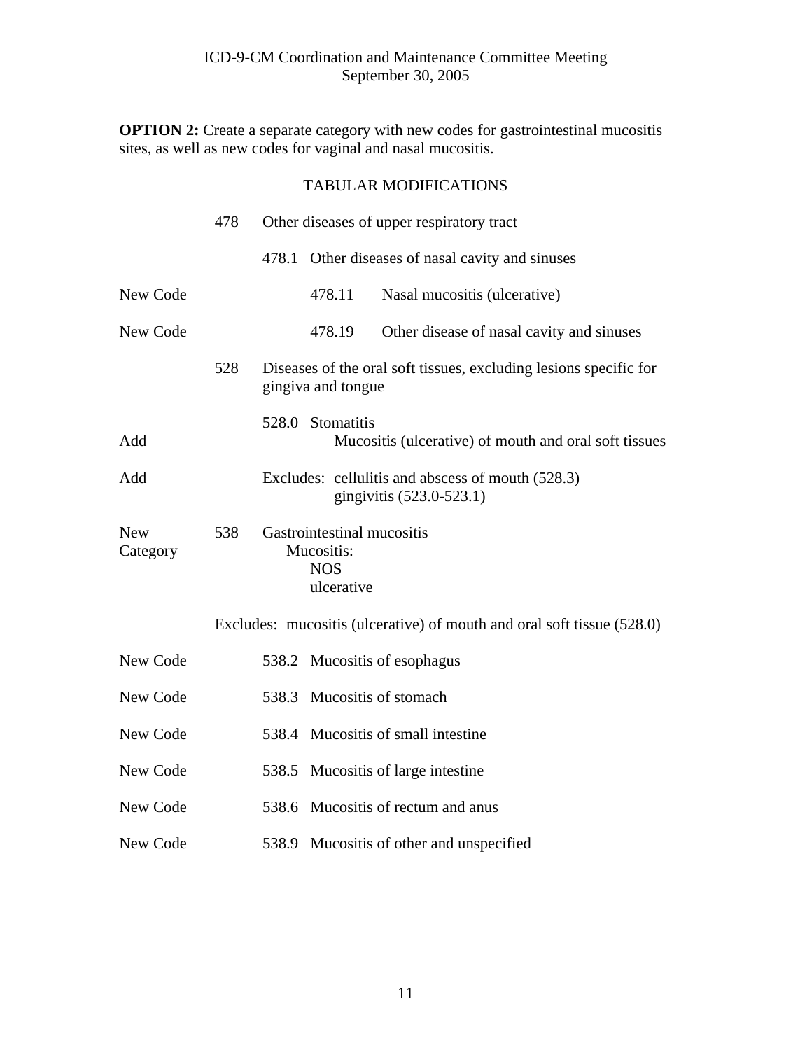**OPTION 2:** Create a separate category with new codes for gastrointestinal mucositis sites, as well as new codes for vaginal and nasal mucositis.

TABULAR MODIFICATIONS

| | | | |
|---|---|---|---|
| | 478 | Other diseases of upper respiratory tract | |
| | | 478.1 Other diseases of nasal cavity and sinuses | |
| New Code | | 478.11 | Nasal mucositis (ulcerative) |
| New Code | | 478.19 | Other disease of nasal cavity and sinuses |
| | 528 | Diseases of the oral soft tissues, excluding lesions specific for gingiva and tongue | |
| | | 528.0 Stomatitis | |
| Add | | | Mucositis (ulcerative) of mouth and oral soft tissues |
| Add | | Excludes: cellulitis and abscess of mouth (528.3)<br>gingivitis (523.0-523.1) | |
| New Category | 538 | Gastrointestinal mucositis<br>Mucositis:<br>NOS<br>ulcerative | |
| | | Excludes: mucositis (ulcerative) of mouth and oral soft tissue (528.0) | |
| New Code | | 538.2 Mucositis of esophagus | |
| New Code | | 538.3 Mucositis of stomach | |
| New Code | | 538.4 Mucositis of small intestine | |
| New Code | | 538.5 Mucositis of large intestine | |
| New Code | | 538.6 Mucositis of rectum and anus | |
| New Code | | 538.9 Mucositis of other and unspecified | |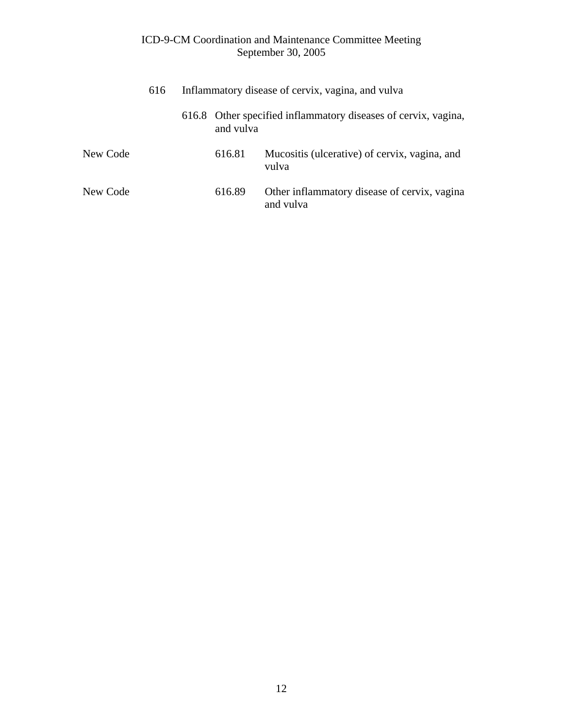| | | | |
|---|---|---|---|
| | 616 | Inflammatory disease of cervix, vagina, and vulva | |
| | 616.8 | Other specified inflammatory diseases of cervix, vagina, and vulva | |
| New Code | | 616.81 | Mucositis (ulcerative) of cervix, vagina, and vulva |
| New Code | | 616.89 | Other inflammatory disease of cervix, vagina and vulva |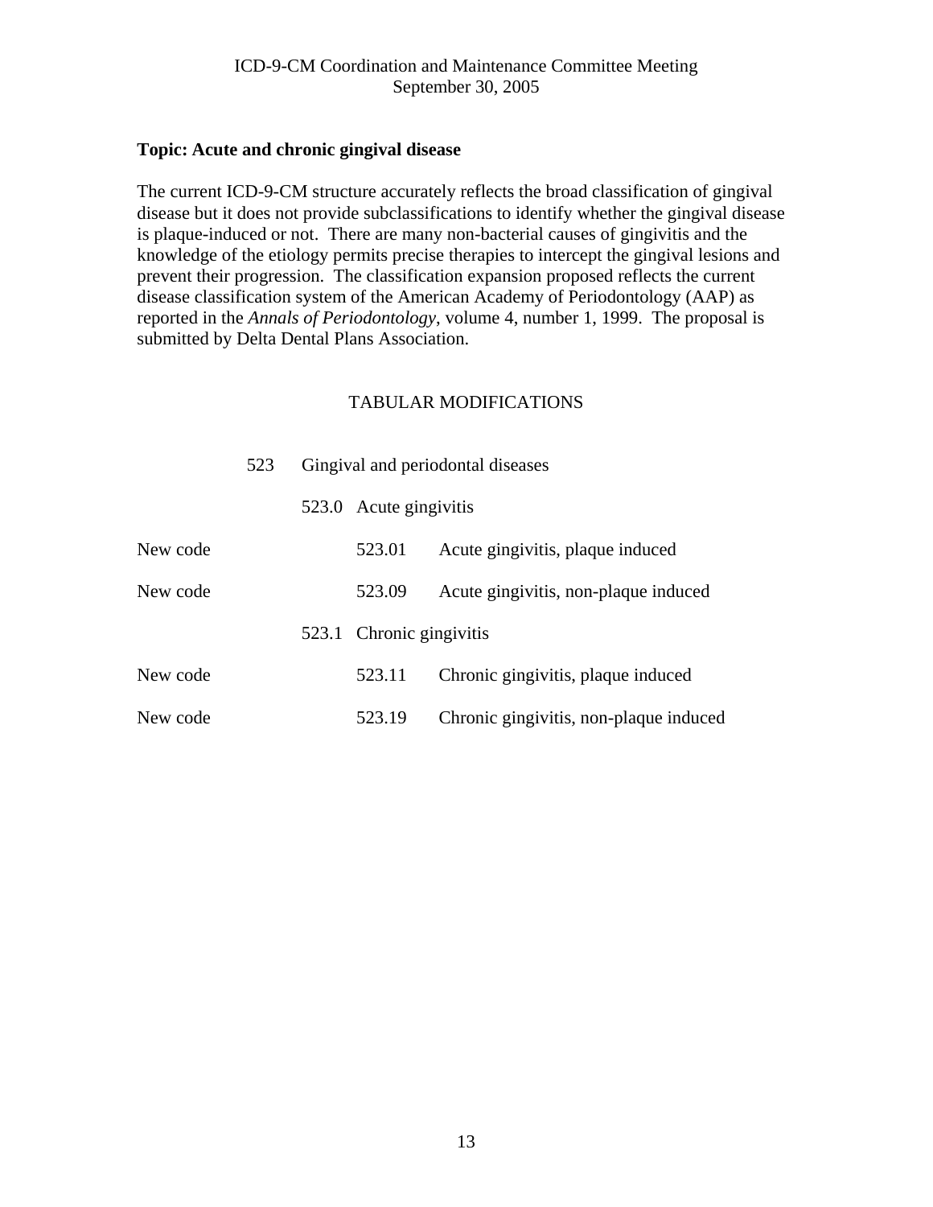**Topic: Acute and chronic gingival disease**

The current ICD-9-CM structure accurately reflects the broad classification of gingival disease but it does not provide subclassifications to identify whether the gingival disease is plaque-induced or not. There are many non-bacterial causes of gingivitis and the knowledge of the etiology permits precise therapies to intercept the gingival lesions and prevent their progression. The classification expansion proposed reflects the current disease classification system of the American Academy of Periodontology (AAP) as reported in the *Annals of Periodontology*, volume 4, number 1, 1999. The proposal is submitted by Delta Dental Plans Association.

TABULAR MODIFICATIONS

| | | | |
|---|---|---|---|
| | 523 | Gingival and periodontal diseases | |
| | | 523.0 | Acute gingivitis |
| New code | | 523.01 | Acute gingivitis, plaque induced |
| New code | | 523.09 | Acute gingivitis, non-plaque induced |
| | | 523.1 | Chronic gingivitis |
| New code | | 523.11 | Chronic gingivitis, plaque induced |
| New code | | 523.19 | Chronic gingivitis, non-plaque induced |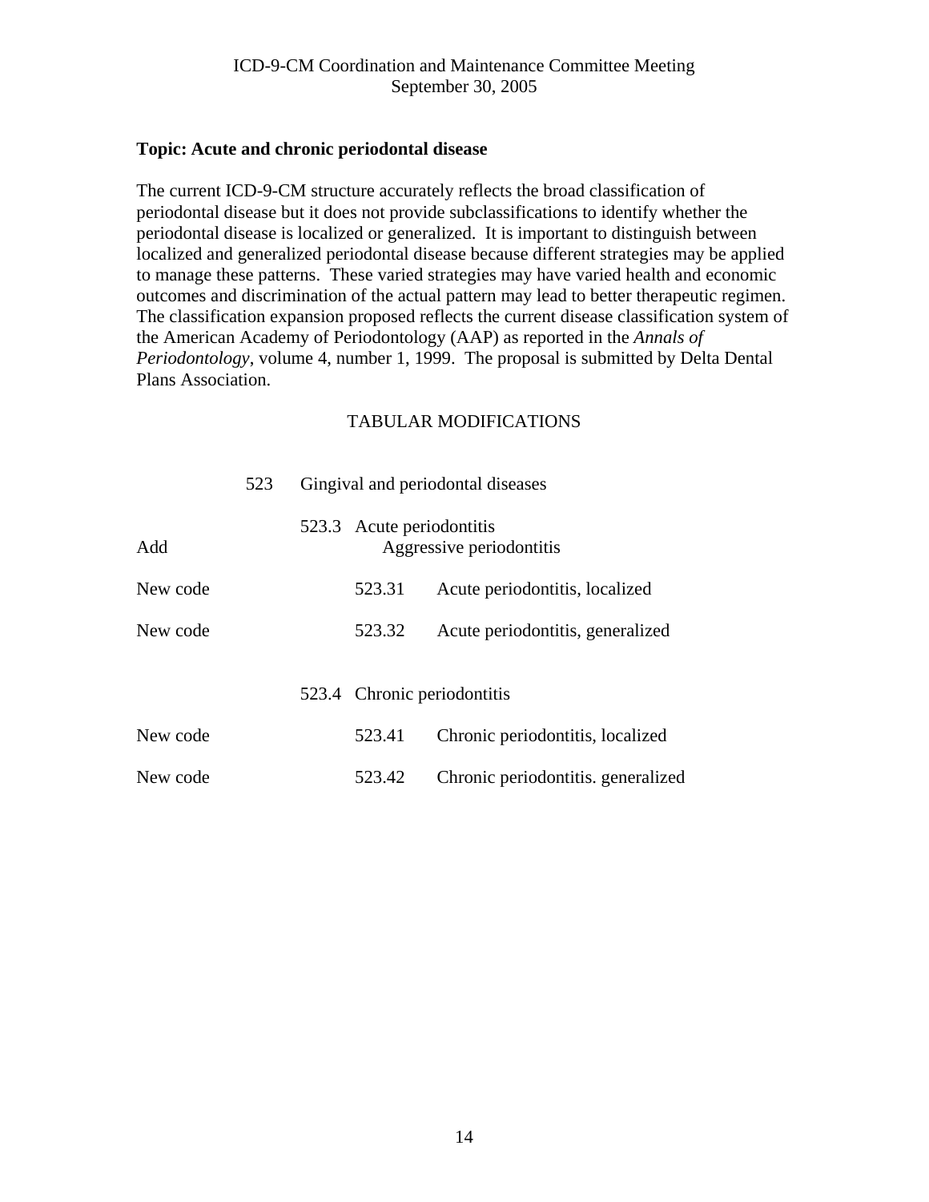**Topic: Acute and chronic periodontal disease**

The current ICD-9-CM structure accurately reflects the broad classification of periodontal disease but it does not provide subclassifications to identify whether the periodontal disease is localized or generalized. It is important to distinguish between localized and generalized periodontal disease because different strategies may be applied to manage these patterns. These varied strategies may have varied health and economic outcomes and discrimination of the actual pattern may lead to better therapeutic regimen. The classification expansion proposed reflects the current disease classification system of the American Academy of Periodontology (AAP) as reported in the *Annals of Periodontology*, volume 4, number 1, 1999. The proposal is submitted by Delta Dental Plans Association.

TABULAR MODIFICATIONS

| | | | |
|---|---|---|---|
| | 523 | Gingival and periodontal diseases | |
| | 523.3 | Acute periodontitis | |
| Add | | | Aggressive periodontitis |
| New code | | 523.31 | Acute periodontitis, localized |
| New code | | 523.32 | Acute periodontitis, generalized |
| | 523.4 | Chronic periodontitis | |
| New code | | 523.41 | Chronic periodontitis, localized |
| New code | | 523.42 | Chronic periodontitis. generalized |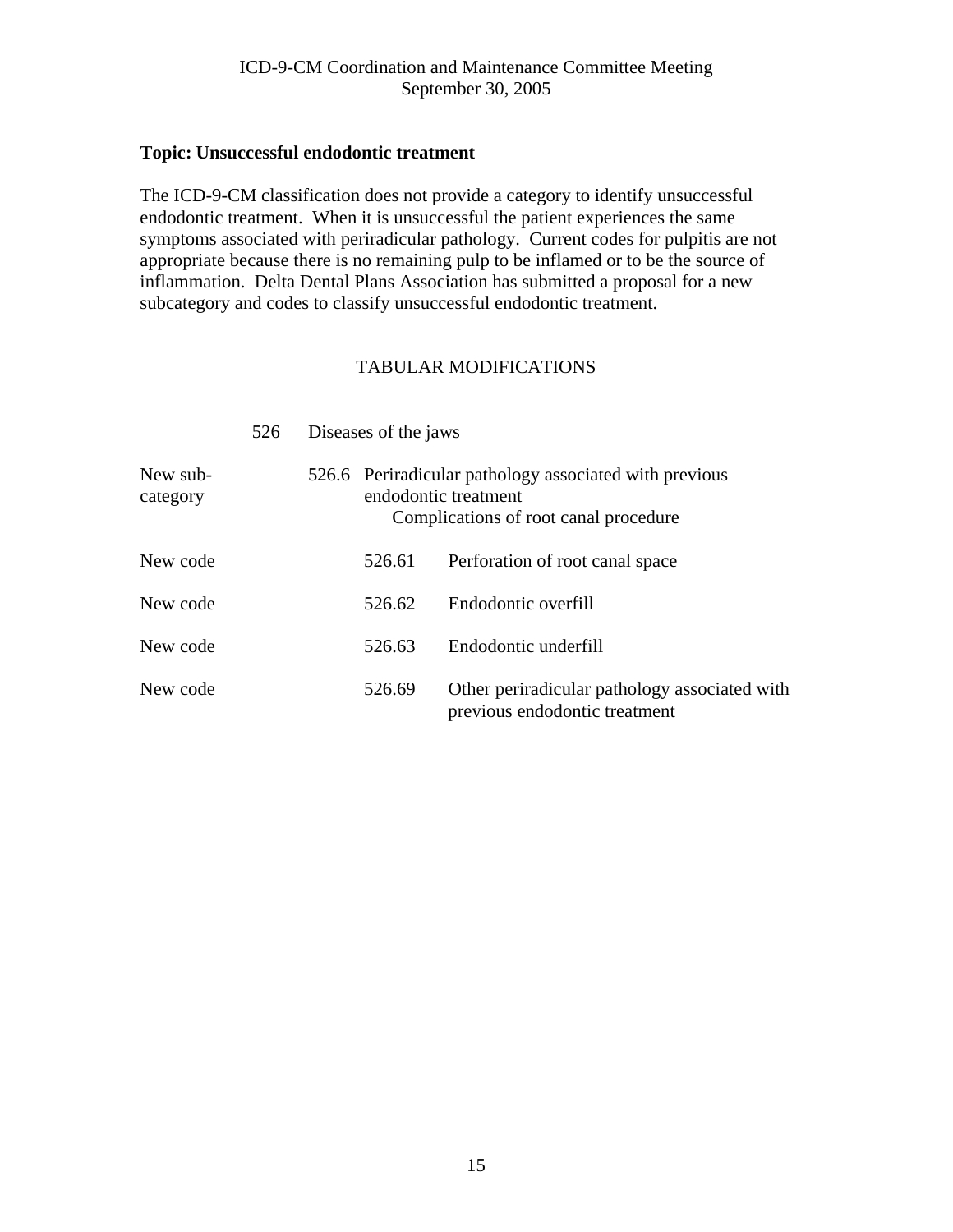**Topic: Unsuccessful endodontic treatment**

The ICD-9-CM classification does not provide a category to identify unsuccessful endodontic treatment. When it is unsuccessful the patient experiences the same symptoms associated with periradicular pathology. Current codes for pulpitis are not appropriate because there is no remaining pulp to be inflamed or to be the source of inflammation. Delta Dental Plans Association has submitted a proposal for a new subcategory and codes to classify unsuccessful endodontic treatment.

TABULAR MODIFICATIONS

| | | | |
|---|---|---|---|
| | 526 | | Diseases of the jaws |
| New sub-category | 526.6 | | Periradicular pathology associated with previous endodontic treatment<br>Complications of root canal procedure |
| New code | | 526.61 | Perforation of root canal space |
| New code | | 526.62 | Endodontic overfill |
| New code | | 526.63 | Endodontic underfill |
| New code | | 526.69 | Other periradicular pathology associated with previous endodontic treatment |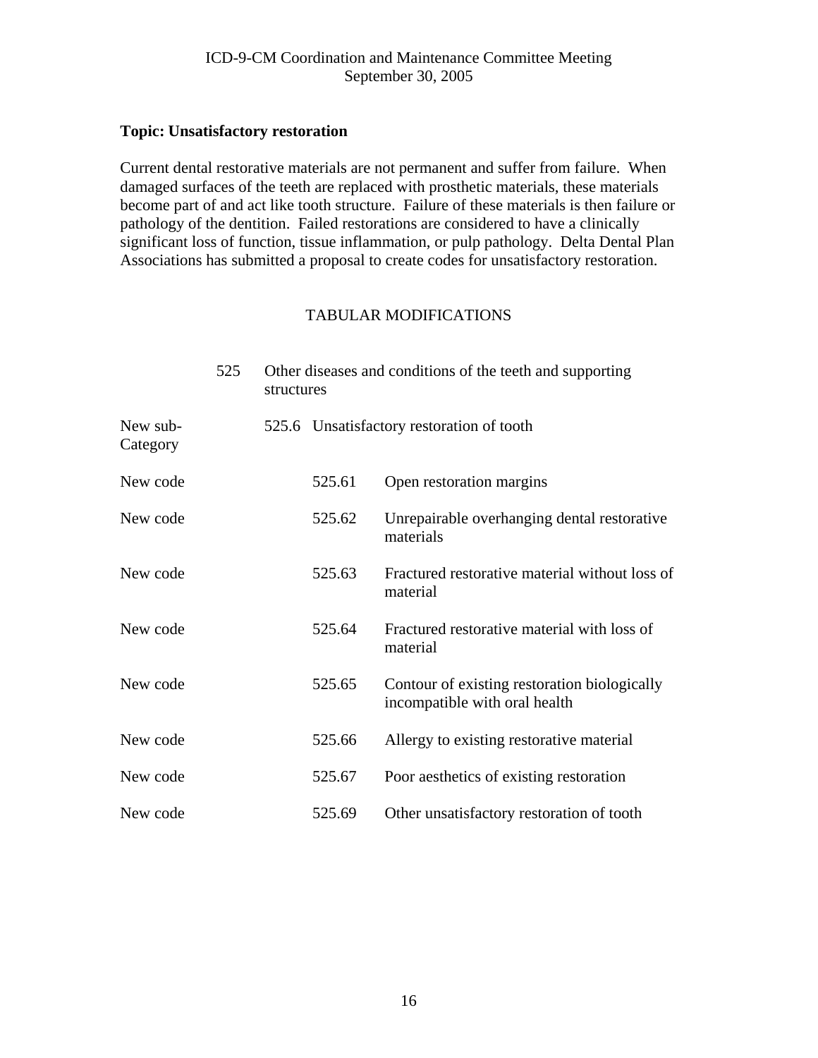**Topic: Unsatisfactory restoration**

Current dental restorative materials are not permanent and suffer from failure. When damaged surfaces of the teeth are replaced with prosthetic materials, these materials become part of and act like tooth structure. Failure of these materials is then failure or pathology of the dentition. Failed restorations are considered to have a clinically significant loss of function, tissue inflammation, or pulp pathology. Delta Dental Plan Associations has submitted a proposal to create codes for unsatisfactory restoration.

TABULAR MODIFICATIONS

| | | | |
|---|---|---|---|
| | 525 | Other diseases and conditions of the teeth and supporting structures | |
| New sub-Category | 525.6 | Unsatisfactory restoration of tooth | |
| New code | | 525.61 | Open restoration margins |
| New code | | 525.62 | Unrepairable overhanging dental restorative materials |
| New code | | 525.63 | Fractured restorative material without loss of material |
| New code | | 525.64 | Fractured restorative material with loss of material |
| New code | | 525.65 | Contour of existing restoration biologically incompatible with oral health |
| New code | | 525.66 | Allergy to existing restorative material |
| New code | | 525.67 | Poor aesthetics of existing restoration |
| New code | | 525.69 | Other unsatisfactory restoration of tooth |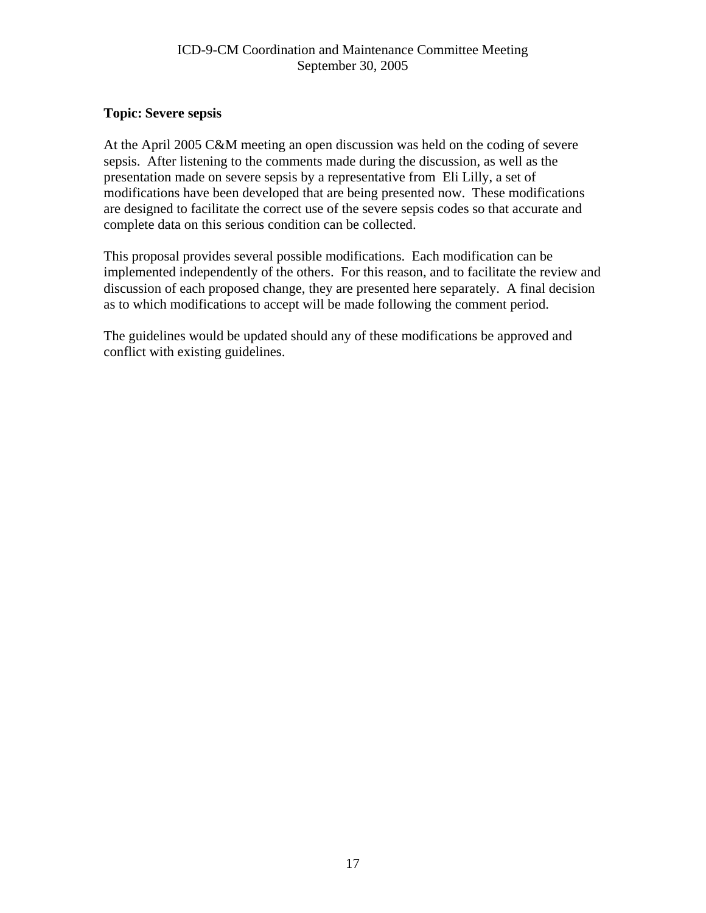**Topic: Severe sepsis**

At the April 2005 C&M meeting an open discussion was held on the coding of severe sepsis. After listening to the comments made during the discussion, as well as the presentation made on severe sepsis by a representative from Eli Lilly, a set of modifications have been developed that are being presented now. These modifications are designed to facilitate the correct use of the severe sepsis codes so that accurate and complete data on this serious condition can be collected.

This proposal provides several possible modifications. Each modification can be implemented independently of the others. For this reason, and to facilitate the review and discussion of each proposed change, they are presented here separately. A final decision as to which modifications to accept will be made following the comment period.

The guidelines would be updated should any of these modifications be approved and conflict with existing guidelines.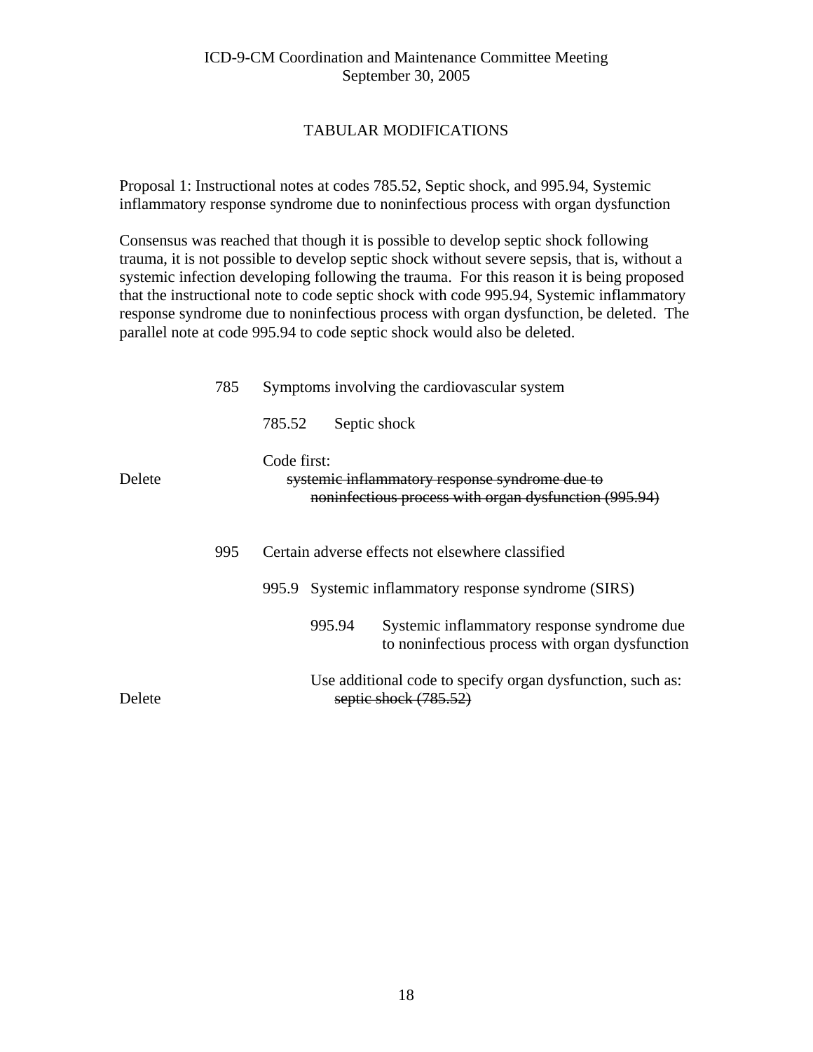ICD-9-CM Coordination and Maintenance Committee Meeting
September 30, 2005

## TABULAR MODIFICATIONS

Proposal 1: Instructional notes at codes 785.52, Septic shock, and 995.94, Systemic inflammatory response syndrome due to noninfectious process with organ dysfunction

Consensus was reached that though it is possible to develop septic shock following trauma, it is not possible to develop septic shock without severe sepsis, that is, without a systemic infection developing following the trauma. For this reason it is being proposed that the instructional note to code septic shock with code 995.94, Systemic inflammatory response syndrome due to noninfectious process with organ dysfunction, be deleted. The parallel note at code 995.94 to code septic shock would also be deleted.

785 Symptoms involving the cardiovascular system

785.52 Septic shock

Code first:

Delete ~~systemic inflammatory response syndrome due to noninfectious process with organ dysfunction (995.94)~~

995 Certain adverse effects not elsewhere classified

995.9 Systemic inflammatory response syndrome (SIRS)

995.94 Systemic inflammatory response syndrome due to noninfectious process with organ dysfunction

Use additional code to specify organ dysfunction, such as:

Delete ~~septic shock (785.52)~~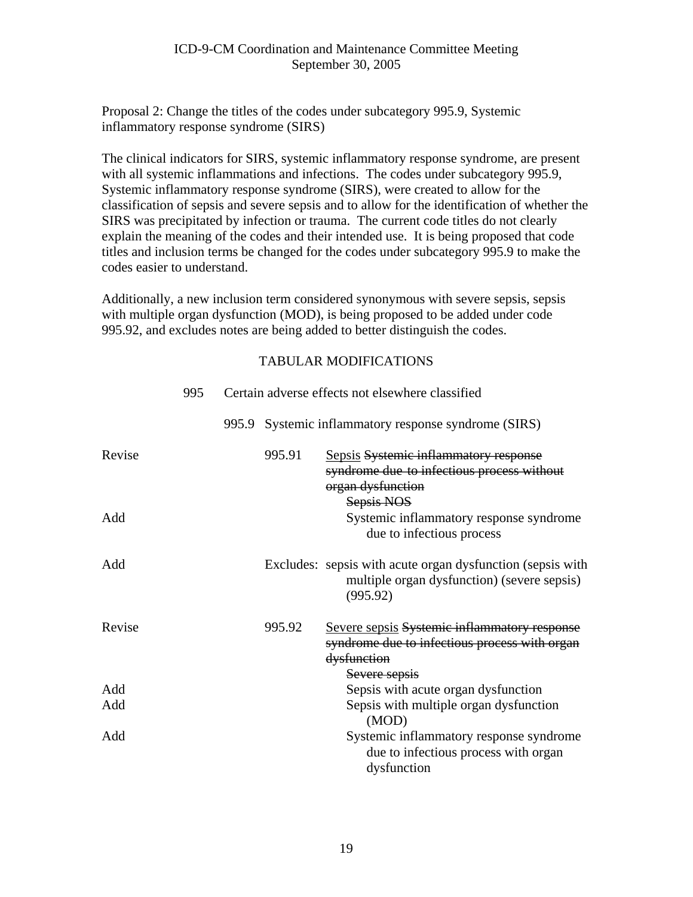Proposal 2: Change the titles of the codes under subcategory 995.9, Systemic inflammatory response syndrome (SIRS)

The clinical indicators for SIRS, systemic inflammatory response syndrome, are present with all systemic inflammations and infections. The codes under subcategory 995.9, Systemic inflammatory response syndrome (SIRS), were created to allow for the classification of sepsis and severe sepsis and to allow for the identification of whether the SIRS was precipitated by infection or trauma. The current code titles do not clearly explain the meaning of the codes and their intended use. It is being proposed that code titles and inclusion terms be changed for the codes under subcategory 995.9 to make the codes easier to understand.

Additionally, a new inclusion term considered synonymous with severe sepsis, sepsis with multiple organ dysfunction (MOD), is being proposed to be added under code 995.92, and excludes notes are being added to better distinguish the codes.

## TABULAR MODIFICATIONS

995 Certain adverse effects not elsewhere classified

995.9 Systemic inflammatory response syndrome (SIRS)

Revise 995.91 <u>Sepsis</u> ~~Systemic inflammatory response syndrome due to infectious process without organ dysfunction~~

~~Sepsis NOS~~

Add Systemic inflammatory response syndrome due to infectious process

Add Excludes: sepsis with acute organ dysfunction (sepsis with multiple organ dysfunction) (severe sepsis) (995.92)

Revise 995.92 <u>Severe sepsis</u> ~~Systemic inflammatory response syndrome due to infectious process with organ dysfunction~~

~~Severe sepsis~~

Add Sepsis with acute organ dysfunction

Add Sepsis with multiple organ dysfunction (MOD)

Add Systemic inflammatory response syndrome due to infectious process with organ dysfunction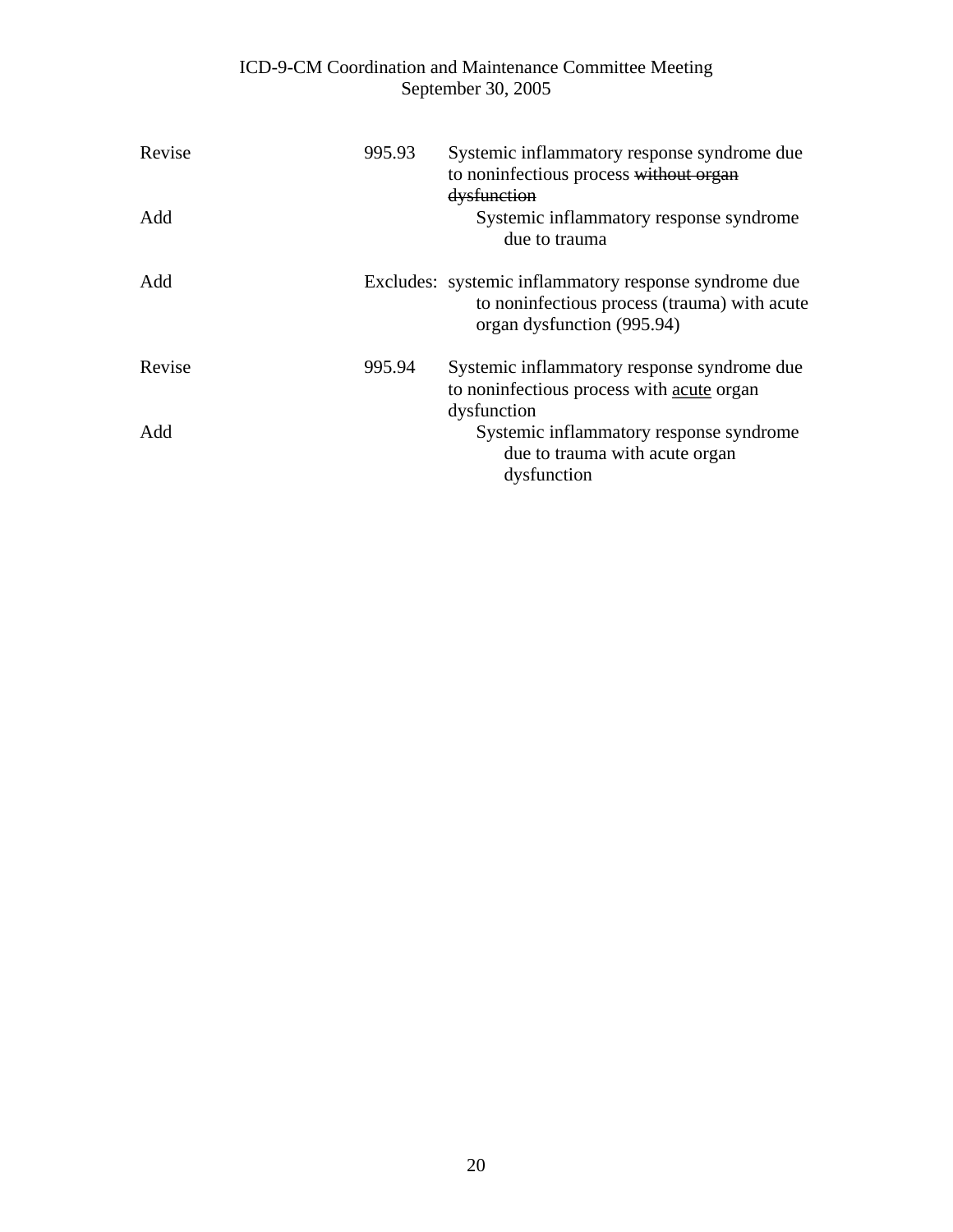| | | |
|---|---|---|
| Revise | 995.93 | Systemic inflammatory response syndrome due to noninfectious process ~~without organ dysfunction~~ |
| Add | | Systemic inflammatory response syndrome due to trauma |
| Add | Excludes: | systemic inflammatory response syndrome due to noninfectious process (trauma) with acute organ dysfunction (995.94) |
| Revise | 995.94 | Systemic inflammatory response syndrome due to noninfectious process with <u>acute</u> organ dysfunction |
| Add | | Systemic inflammatory response syndrome due to trauma with acute organ dysfunction |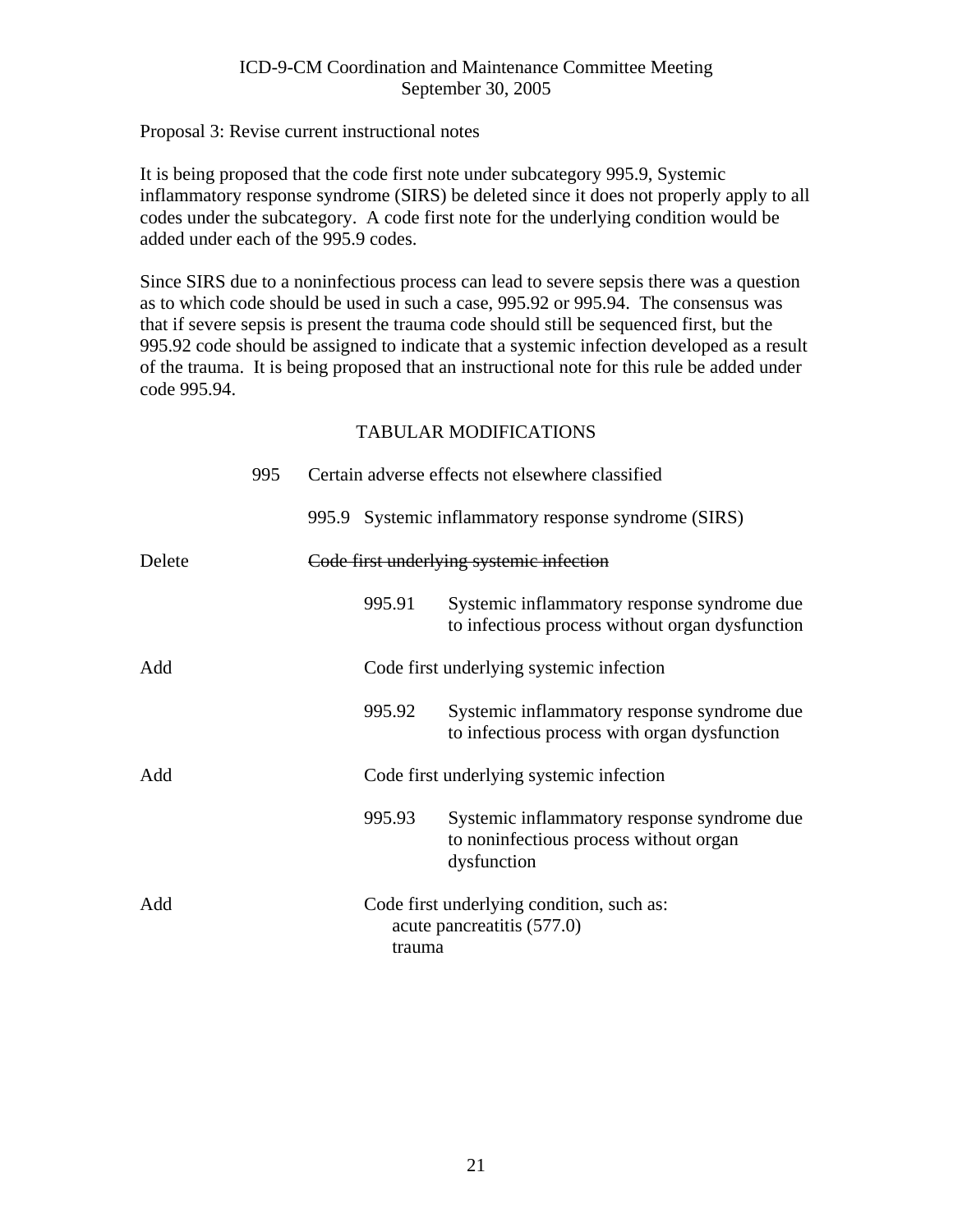Proposal 3: Revise current instructional notes

It is being proposed that the code first note under subcategory 995.9, Systemic inflammatory response syndrome (SIRS) be deleted since it does not properly apply to all codes under the subcategory. A code first note for the underlying condition would be added under each of the 995.9 codes.

Since SIRS due to a noninfectious process can lead to severe sepsis there was a question as to which code should be used in such a case, 995.92 or 995.94. The consensus was that if severe sepsis is present the trauma code should still be sequenced first, but the 995.92 code should be assigned to indicate that a systemic infection developed as a result of the trauma. It is being proposed that an instructional note for this rule be added under code 995.94.

## TABULAR MODIFICATIONS

| | | | |
|---|---|---|---|
| | 995 | Certain adverse effects not elsewhere classified | |
| | | 995.9 Systemic inflammatory response syndrome (SIRS) | |
| Delete | | ~~Code first underlying systemic infection~~ | |
| | | 995.91 | Systemic inflammatory response syndrome due to infectious process without organ dysfunction |
| Add | | Code first underlying systemic infection | |
| | | 995.92 | Systemic inflammatory response syndrome due to infectious process with organ dysfunction |
| Add | | Code first underlying systemic infection | |
| | | 995.93 | Systemic inflammatory response syndrome due to noninfectious process without organ dysfunction |
| Add | | Code first underlying condition, such as:<br>acute pancreatitis (577.0)<br>trauma | |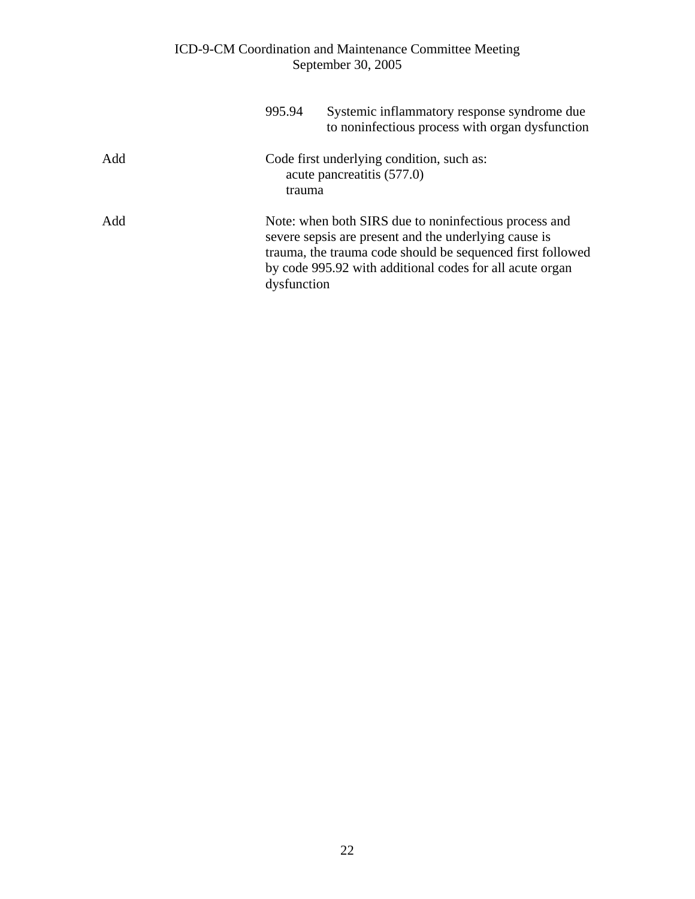995.94 Systemic inflammatory response syndrome due to noninfectious process with organ dysfunction

Add Code first underlying condition, such as:
- acute pancreatitis (577.0)
- trauma

Add Note: when both SIRS due to noninfectious process and severe sepsis are present and the underlying cause is trauma, the trauma code should be sequenced first followed by code 995.92 with additional codes for all acute organ dysfunction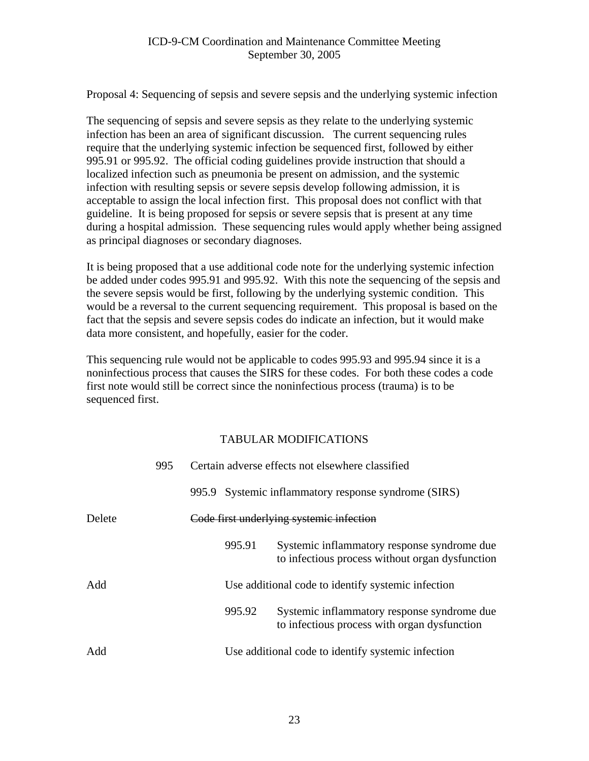Proposal 4: Sequencing of sepsis and severe sepsis and the underlying systemic infection

The sequencing of sepsis and severe sepsis as they relate to the underlying systemic infection has been an area of significant discussion. The current sequencing rules require that the underlying systemic infection be sequenced first, followed by either 995.91 or 995.92. The official coding guidelines provide instruction that should a localized infection such as pneumonia be present on admission, and the systemic infection with resulting sepsis or severe sepsis develop following admission, it is acceptable to assign the local infection first. This proposal does not conflict with that guideline. It is being proposed for sepsis or severe sepsis that is present at any time during a hospital admission. These sequencing rules would apply whether being assigned as principal diagnoses or secondary diagnoses.

It is being proposed that a use additional code note for the underlying systemic infection be added under codes 995.91 and 995.92. With this note the sequencing of the sepsis and the severe sepsis would be first, following by the underlying systemic condition. This would be a reversal to the current sequencing requirement. This proposal is based on the fact that the sepsis and severe sepsis codes do indicate an infection, but it would make data more consistent, and hopefully, easier for the coder.

This sequencing rule would not be applicable to codes 995.93 and 995.94 since it is a noninfectious process that causes the SIRS for these codes. For both these codes a code first note would still be correct since the noninfectious process (trauma) is to be sequenced first.

## TABULAR MODIFICATIONS

| | | |
|---|---|---|
| | 995 | Certain adverse effects not elsewhere classified |
| | | 995.9 Systemic inflammatory response syndrome (SIRS) |
| Delete | | ~~Code first underlying systemic infection~~ |
| | | 995.91 Systemic inflammatory response syndrome due to infectious process without organ dysfunction |
| Add | | Use additional code to identify systemic infection |
| | | 995.92 Systemic inflammatory response syndrome due to infectious process with organ dysfunction |
| Add | | Use additional code to identify systemic infection |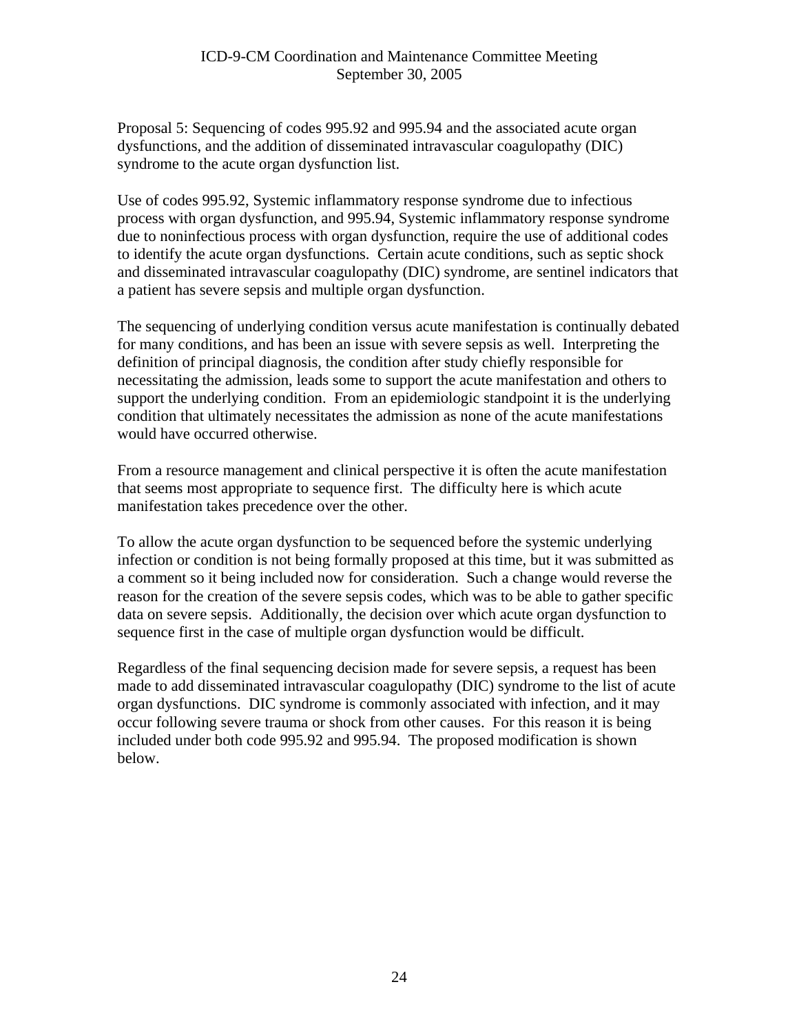Proposal 5: Sequencing of codes 995.92 and 995.94 and the associated acute organ dysfunctions, and the addition of disseminated intravascular coagulopathy (DIC) syndrome to the acute organ dysfunction list.

Use of codes 995.92, Systemic inflammatory response syndrome due to infectious process with organ dysfunction, and 995.94, Systemic inflammatory response syndrome due to noninfectious process with organ dysfunction, require the use of additional codes to identify the acute organ dysfunctions. Certain acute conditions, such as septic shock and disseminated intravascular coagulopathy (DIC) syndrome, are sentinel indicators that a patient has severe sepsis and multiple organ dysfunction.

The sequencing of underlying condition versus acute manifestation is continually debated for many conditions, and has been an issue with severe sepsis as well. Interpreting the definition of principal diagnosis, the condition after study chiefly responsible for necessitating the admission, leads some to support the acute manifestation and others to support the underlying condition. From an epidemiologic standpoint it is the underlying condition that ultimately necessitates the admission as none of the acute manifestations would have occurred otherwise.

From a resource management and clinical perspective it is often the acute manifestation that seems most appropriate to sequence first. The difficulty here is which acute manifestation takes precedence over the other.

To allow the acute organ dysfunction to be sequenced before the systemic underlying infection or condition is not being formally proposed at this time, but it was submitted as a comment so it being included now for consideration. Such a change would reverse the reason for the creation of the severe sepsis codes, which was to be able to gather specific data on severe sepsis. Additionally, the decision over which acute organ dysfunction to sequence first in the case of multiple organ dysfunction would be difficult.

Regardless of the final sequencing decision made for severe sepsis, a request has been made to add disseminated intravascular coagulopathy (DIC) syndrome to the list of acute organ dysfunctions. DIC syndrome is commonly associated with infection, and it may occur following severe trauma or shock from other causes. For this reason it is being included under both code 995.92 and 995.94. The proposed modification is shown below.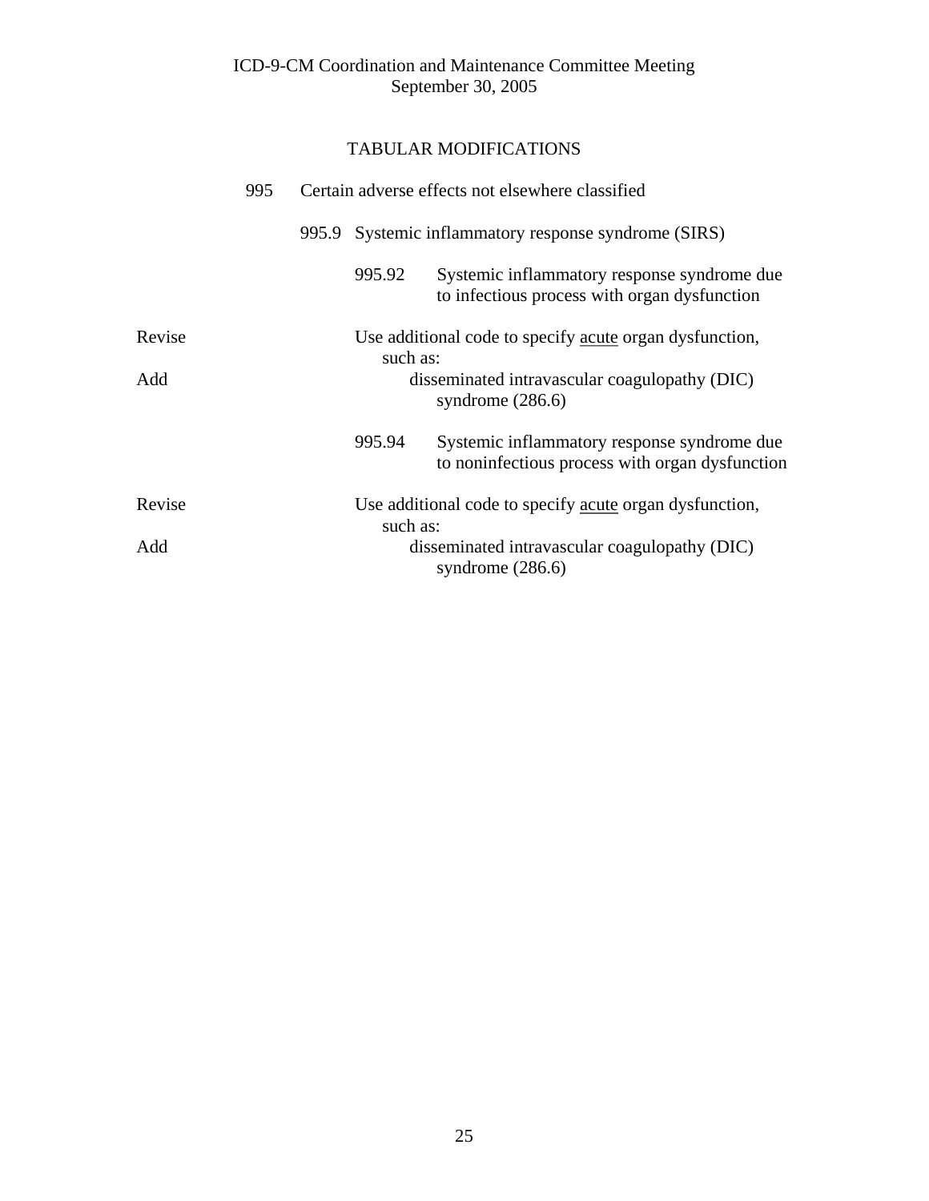ICD-9-CM Coordination and Maintenance Committee Meeting
September 30, 2005

## TABULAR MODIFICATIONS

995 Certain adverse effects not elsewhere classified

995.9 Systemic inflammatory response syndrome (SIRS)

995.92 Systemic inflammatory response syndrome due to infectious process with organ dysfunction

Revise — Use additional code to specify <u>acute</u> organ dysfunction, such as:

Add — disseminated intravascular coagulopathy (DIC) syndrome (286.6)

995.94 Systemic inflammatory response syndrome due to noninfectious process with organ dysfunction

Revise — Use additional code to specify <u>acute</u> organ dysfunction, such as:

Add — disseminated intravascular coagulopathy (DIC) syndrome (286.6)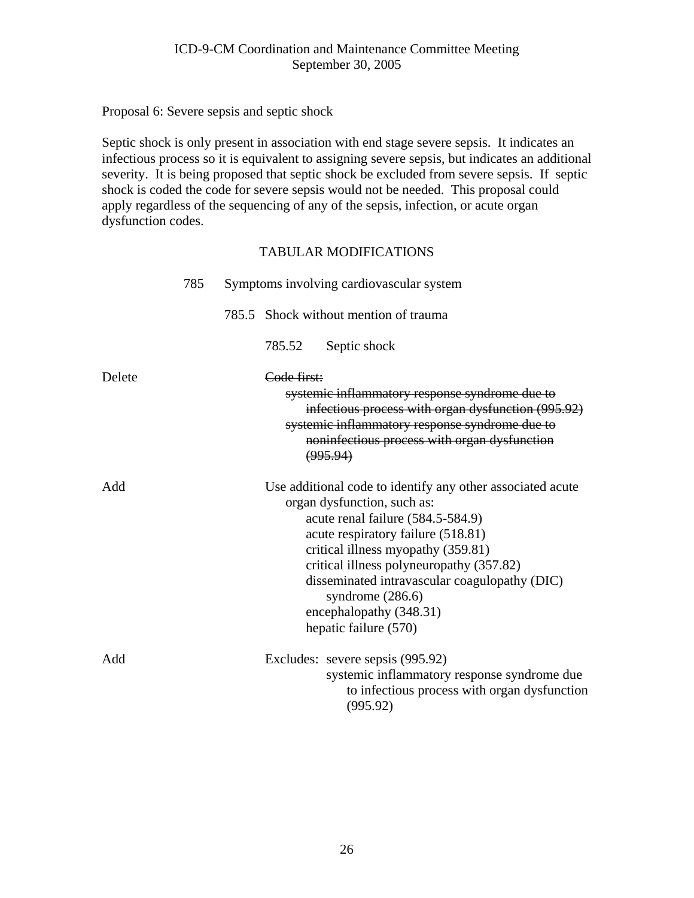Proposal 6: Severe sepsis and septic shock

Septic shock is only present in association with end stage severe sepsis. It indicates an infectious process so it is equivalent to assigning severe sepsis, but indicates an additional severity. It is being proposed that septic shock be excluded from severe sepsis. If septic shock is coded the code for severe sepsis would not be needed. This proposal could apply regardless of the sequencing of any of the sepsis, infection, or acute organ dysfunction codes.

TABULAR MODIFICATIONS

785 Symptoms involving cardiovascular system

785.5 Shock without mention of trauma

785.52 Septic shock

Delete ~~Code first:~~
~~systemic inflammatory response syndrome due to infectious process with organ dysfunction (995.92)~~
~~systemic inflammatory response syndrome due to noninfectious process with organ dysfunction (995.94)~~

Add Use additional code to identify any other associated acute organ dysfunction, such as:
- acute renal failure (584.5-584.9)
- acute respiratory failure (518.81)
- critical illness myopathy (359.81)
- critical illness polyneuropathy (357.82)
- disseminated intravascular coagulopathy (DIC) syndrome (286.6)
- encephalopathy (348.31)
- hepatic failure (570)

Add Excludes: severe sepsis (995.92)
systemic inflammatory response syndrome due to infectious process with organ dysfunction (995.92)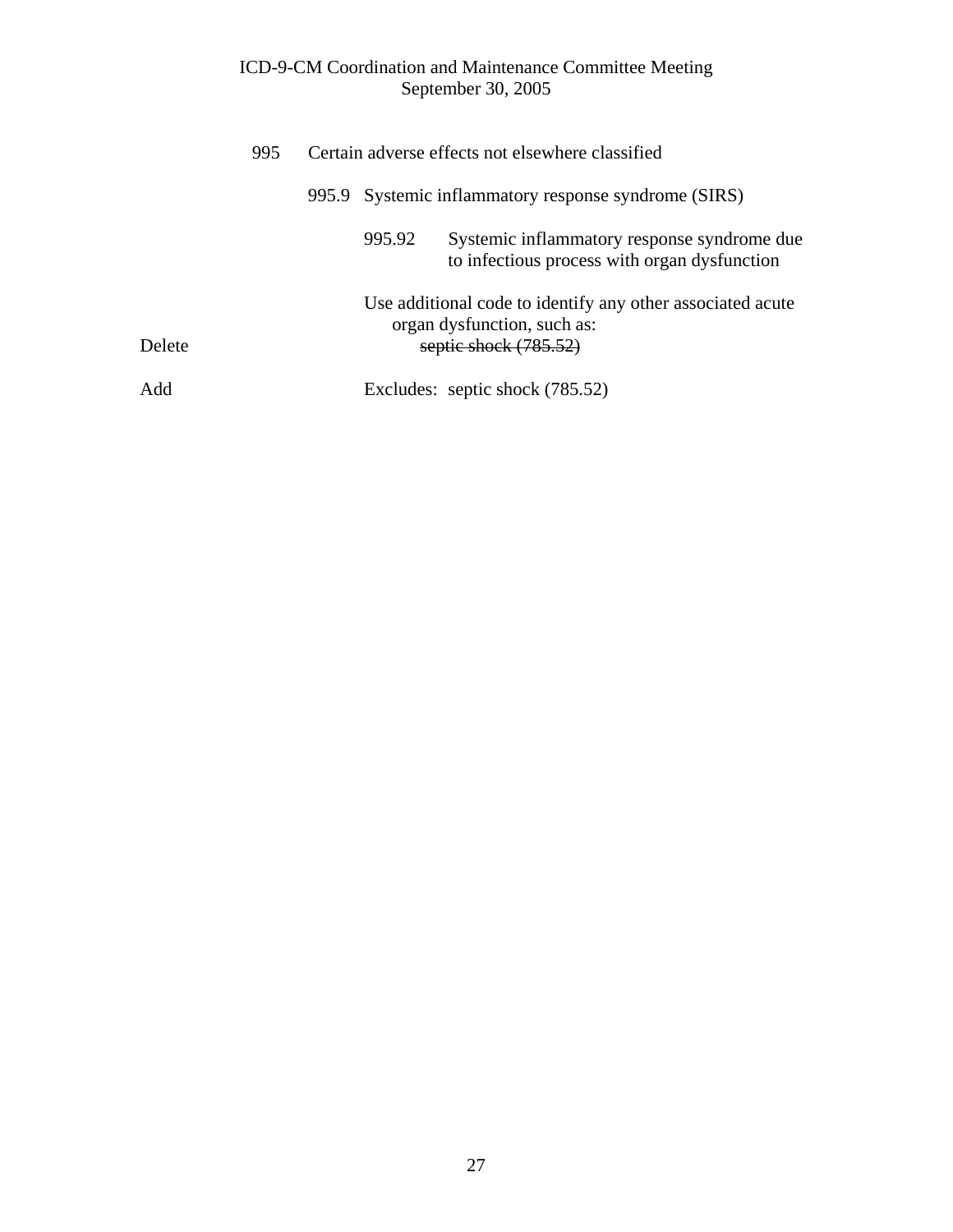995 Certain adverse effects not elsewhere classified

995.9 Systemic inflammatory response syndrome (SIRS)

995.92 Systemic inflammatory response syndrome due to infectious process with organ dysfunction

Use additional code to identify any other associated acute organ dysfunction, such as:

Delete ~~septic shock (785.52)~~

Add Excludes: septic shock (785.52)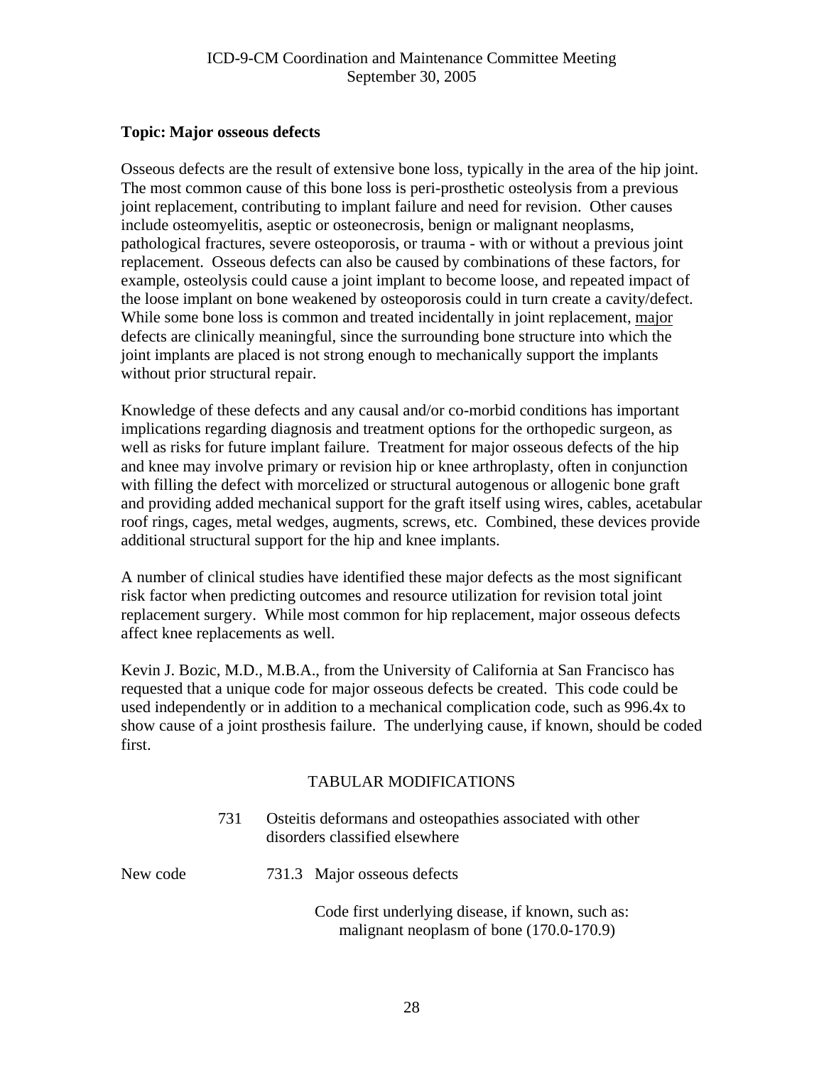**Topic: Major osseous defects**

Osseous defects are the result of extensive bone loss, typically in the area of the hip joint. The most common cause of this bone loss is peri-prosthetic osteolysis from a previous joint replacement, contributing to implant failure and need for revision. Other causes include osteomyelitis, aseptic or osteonecrosis, benign or malignant neoplasms, pathological fractures, severe osteoporosis, or trauma - with or without a previous joint replacement. Osseous defects can also be caused by combinations of these factors, for example, osteolysis could cause a joint implant to become loose, and repeated impact of the loose implant on bone weakened by osteoporosis could in turn create a cavity/defect. While some bone loss is common and treated incidentally in joint replacement, major defects are clinically meaningful, since the surrounding bone structure into which the joint implants are placed is not strong enough to mechanically support the implants without prior structural repair.

Knowledge of these defects and any causal and/or co-morbid conditions has important implications regarding diagnosis and treatment options for the orthopedic surgeon, as well as risks for future implant failure. Treatment for major osseous defects of the hip and knee may involve primary or revision hip or knee arthroplasty, often in conjunction with filling the defect with morcelized or structural autogenous or allogenic bone graft and providing added mechanical support for the graft itself using wires, cables, acetabular roof rings, cages, metal wedges, augments, screws, etc. Combined, these devices provide additional structural support for the hip and knee implants.

A number of clinical studies have identified these major defects as the most significant risk factor when predicting outcomes and resource utilization for revision total joint replacement surgery. While most common for hip replacement, major osseous defects affect knee replacements as well.

Kevin J. Bozic, M.D., M.B.A., from the University of California at San Francisco has requested that a unique code for major osseous defects be created. This code could be used independently or in addition to a mechanical complication code, such as 996.4x to show cause of a joint prosthesis failure. The underlying cause, if known, should be coded first.

TABULAR MODIFICATIONS

731 Osteitis deformans and osteopathies associated with other disorders classified elsewhere

New code 731.3 Major osseous defects

Code first underlying disease, if known, such as:
malignant neoplasm of bone (170.0-170.9)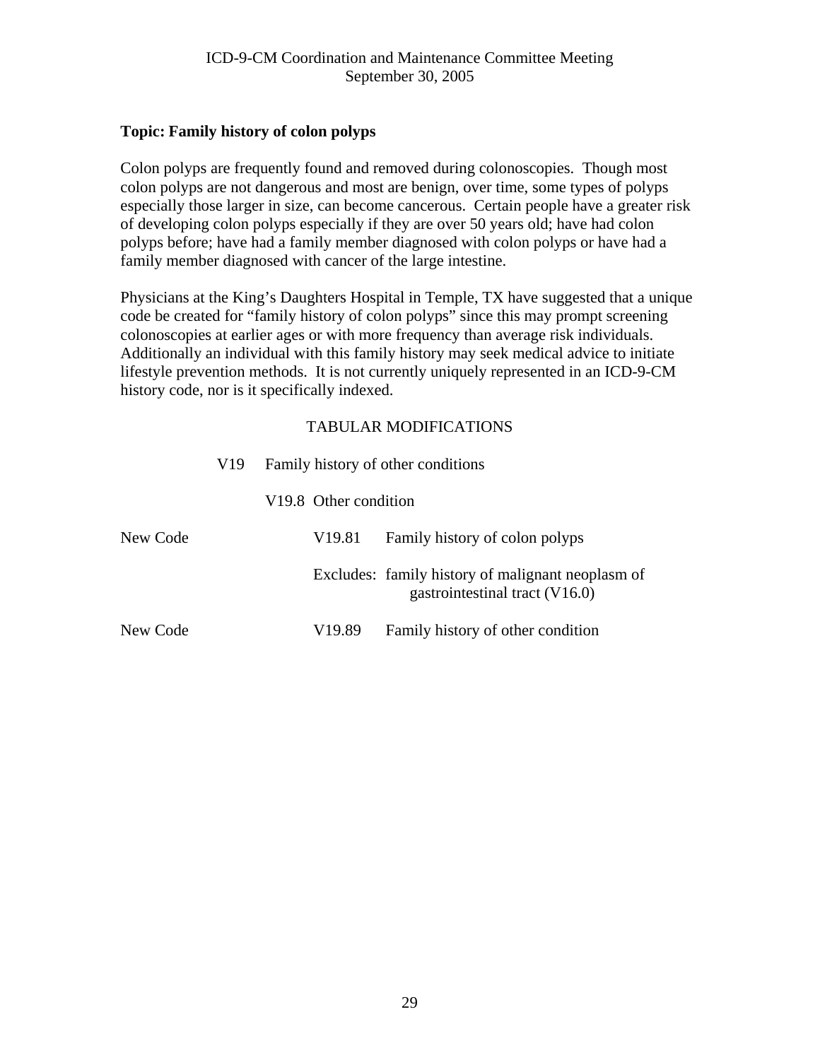**Topic: Family history of colon polyps**

Colon polyps are frequently found and removed during colonoscopies. Though most colon polyps are not dangerous and most are benign, over time, some types of polyps especially those larger in size, can become cancerous. Certain people have a greater risk of developing colon polyps especially if they are over 50 years old; have had colon polyps before; have had a family member diagnosed with colon polyps or have had a family member diagnosed with cancer of the large intestine.

Physicians at the King's Daughters Hospital in Temple, TX have suggested that a unique code be created for "family history of colon polyps" since this may prompt screening colonoscopies at earlier ages or with more frequency than average risk individuals. Additionally an individual with this family history may seek medical advice to initiate lifestyle prevention methods. It is not currently uniquely represented in an ICD-9-CM history code, nor is it specifically indexed.

TABULAR MODIFICATIONS

V19 Family history of other conditions

V19.8 Other condition

New Code V19.81 Family history of colon polyps

Excludes: family history of malignant neoplasm of gastrointestinal tract (V16.0)

New Code V19.89 Family history of other condition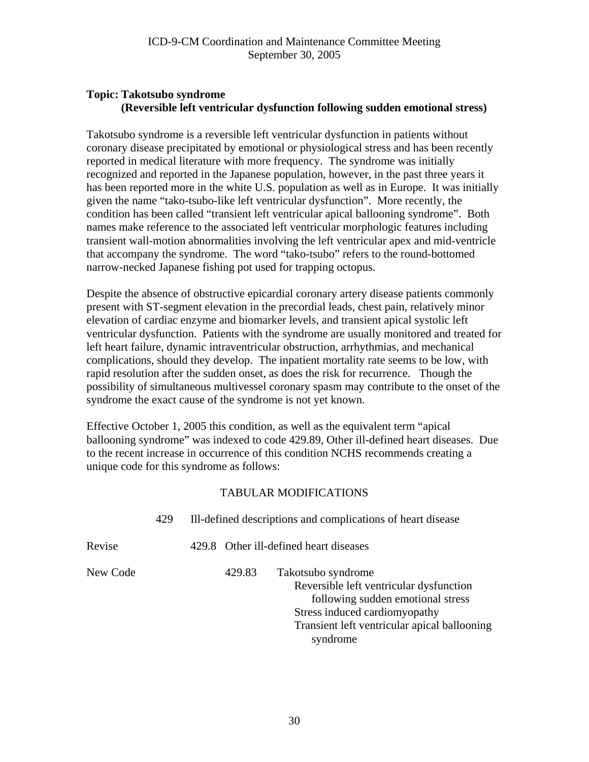**Topic: Takotsubo syndrome**
**(Reversible left ventricular dysfunction following sudden emotional stress)**

Takotsubo syndrome is a reversible left ventricular dysfunction in patients without coronary disease precipitated by emotional or physiological stress and has been recently reported in medical literature with more frequency. The syndrome was initially recognized and reported in the Japanese population, however, in the past three years it has been reported more in the white U.S. population as well as in Europe. It was initially given the name "tako-tsubo-like left ventricular dysfunction". More recently, the condition has been called "transient left ventricular apical ballooning syndrome". Both names make reference to the associated left ventricular morphologic features including transient wall-motion abnormalities involving the left ventricular apex and mid-ventricle that accompany the syndrome. The word "tako-tsubo" refers to the round-bottomed narrow-necked Japanese fishing pot used for trapping octopus.

Despite the absence of obstructive epicardial coronary artery disease patients commonly present with ST-segment elevation in the precordial leads, chest pain, relatively minor elevation of cardiac enzyme and biomarker levels, and transient apical systolic left ventricular dysfunction. Patients with the syndrome are usually monitored and treated for left heart failure, dynamic intraventricular obstruction, arrhythmias, and mechanical complications, should they develop. The inpatient mortality rate seems to be low, with rapid resolution after the sudden onset, as does the risk for recurrence. Though the possibility of simultaneous multivessel coronary spasm may contribute to the onset of the syndrome the exact cause of the syndrome is not yet known.

Effective October 1, 2005 this condition, as well as the equivalent term "apical ballooning syndrome" was indexed to code 429.89, Other ill-defined heart diseases. Due to the recent increase in occurrence of this condition NCHS recommends creating a unique code for this syndrome as follows:

TABULAR MODIFICATIONS

429 Ill-defined descriptions and complications of heart disease

Revise 429.8 Other ill-defined heart diseases

New Code 429.83 Takotsubo syndrome
- Reversible left ventricular dysfunction following sudden emotional stress
- Stress induced cardiomyopathy
- Transient left ventricular apical ballooning syndrome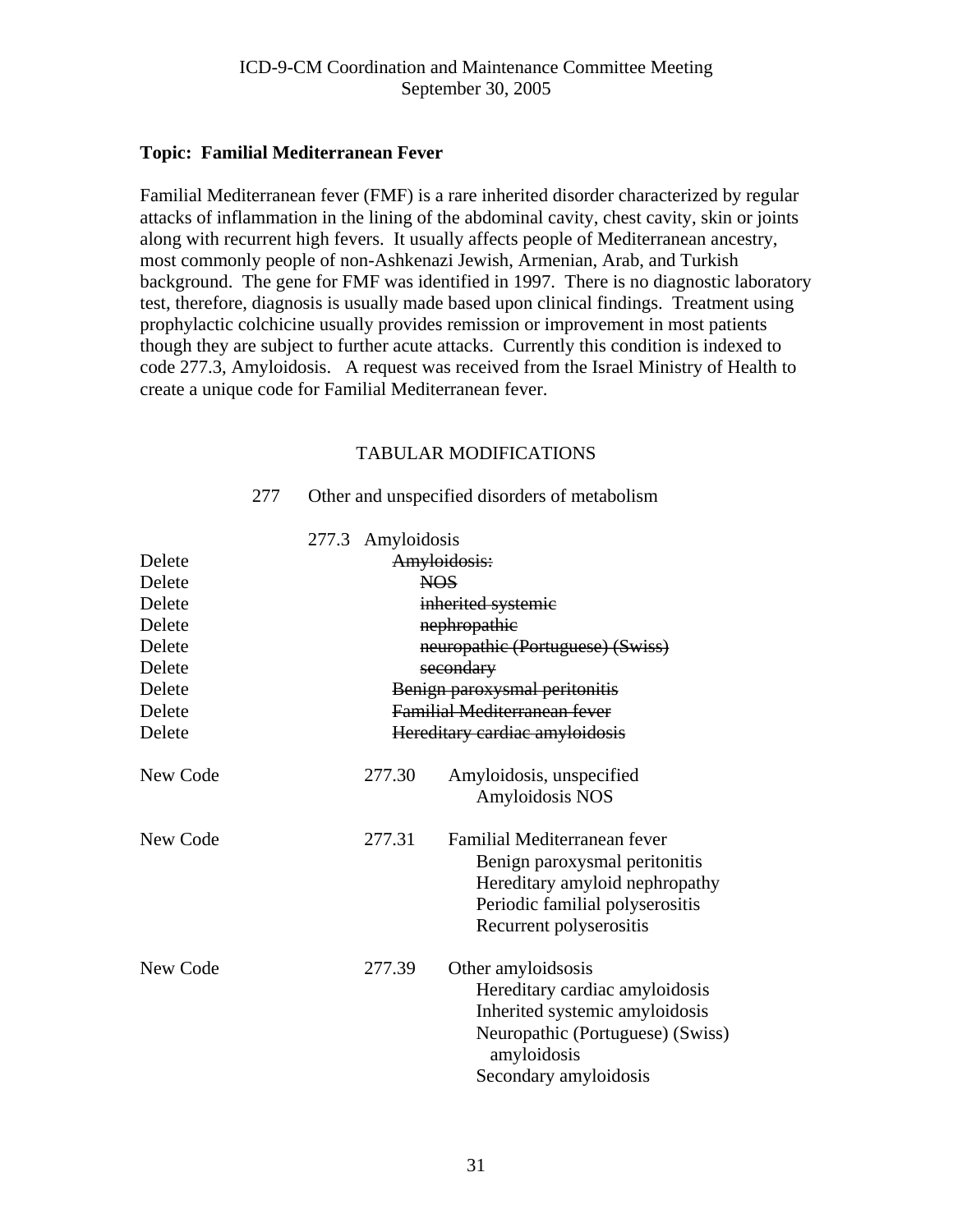**Topic: Familial Mediterranean Fever**

Familial Mediterranean fever (FMF) is a rare inherited disorder characterized by regular attacks of inflammation in the lining of the abdominal cavity, chest cavity, skin or joints along with recurrent high fevers. It usually affects people of Mediterranean ancestry, most commonly people of non-Ashkenazi Jewish, Armenian, Arab, and Turkish background. The gene for FMF was identified in 1997. There is no diagnostic laboratory test, therefore, diagnosis is usually made based upon clinical findings. Treatment using prophylactic colchicine usually provides remission or improvement in most patients though they are subject to further acute attacks. Currently this condition is indexed to code 277.3, Amyloidosis. A request was received from the Israel Ministry of Health to create a unique code for Familial Mediterranean fever.

TABULAR MODIFICATIONS

277 Other and unspecified disorders of metabolism

277.3 Amyloidosis

| | |
|---|---|
| Delete | ~~Amyloidosis:~~ |
| Delete | ~~NOS~~ |
| Delete | ~~inherited systemic~~ |
| Delete | ~~nephropathic~~ |
| Delete | ~~neuropathic (Portuguese) (Swiss)~~ |
| Delete | ~~secondary~~ |
| Delete | ~~Benign paroxysmal peritonitis~~ |
| Delete | ~~Familial Mediterranean fever~~ |
| Delete | ~~Hereditary cardiac amyloidosis~~ |

New Code — 277.30 Amyloidosis, unspecified
- Amyloidosis NOS

New Code — 277.31 Familial Mediterranean fever
- Benign paroxysmal peritonitis
- Hereditary amyloid nephropathy
- Periodic familial polyserositis
- Recurrent polyserositis

New Code — 277.39 Other amyloidsosis
- Hereditary cardiac amyloidosis
- Inherited systemic amyloidosis
- Neuropathic (Portuguese) (Swiss) amyloidosis
- Secondary amyloidosis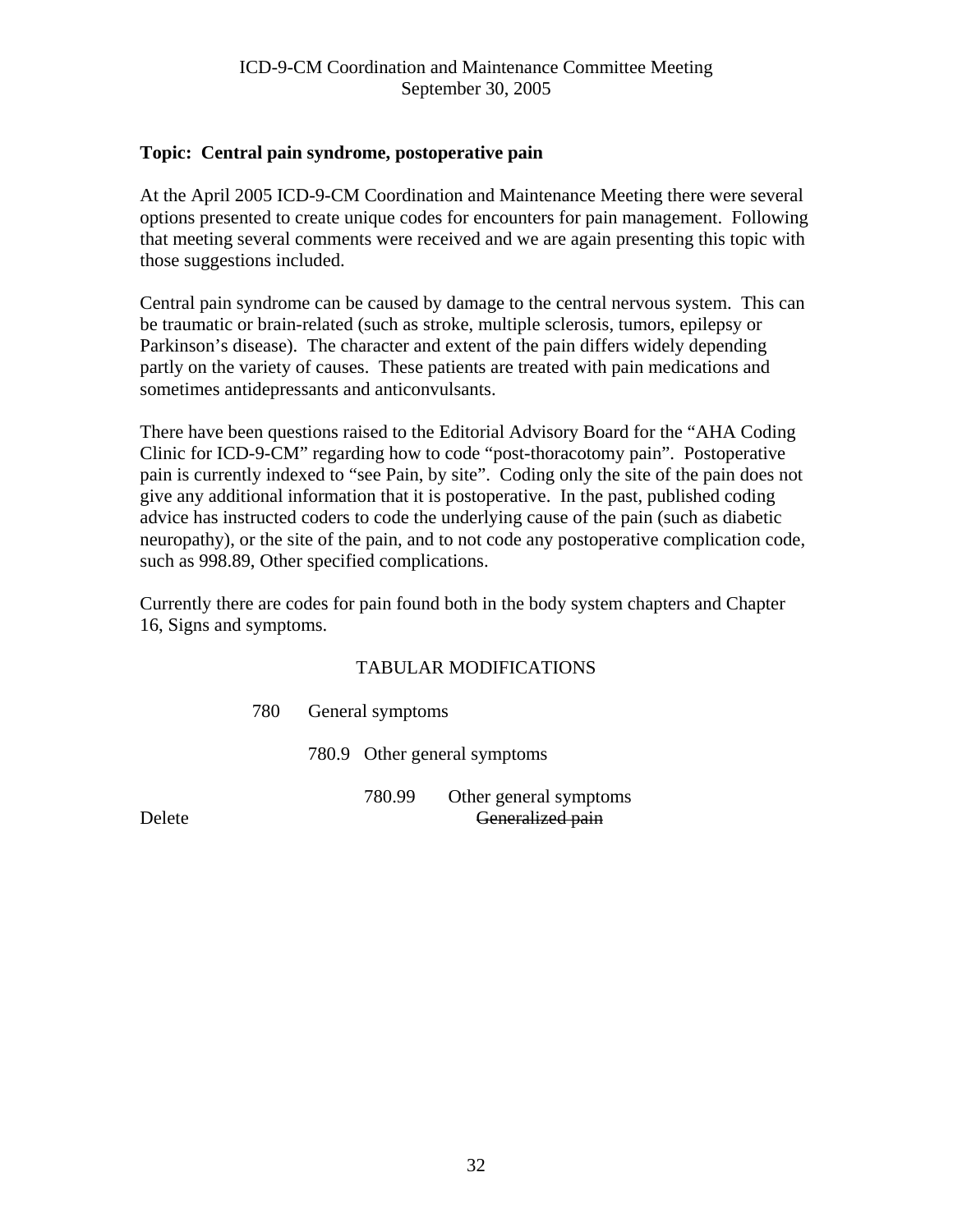**Topic: Central pain syndrome, postoperative pain**

At the April 2005 ICD-9-CM Coordination and Maintenance Meeting there were several options presented to create unique codes for encounters for pain management. Following that meeting several comments were received and we are again presenting this topic with those suggestions included.

Central pain syndrome can be caused by damage to the central nervous system. This can be traumatic or brain-related (such as stroke, multiple sclerosis, tumors, epilepsy or Parkinson's disease). The character and extent of the pain differs widely depending partly on the variety of causes. These patients are treated with pain medications and sometimes antidepressants and anticonvulsants.

There have been questions raised to the Editorial Advisory Board for the "AHA Coding Clinic for ICD-9-CM" regarding how to code "post-thoracotomy pain". Postoperative pain is currently indexed to "see Pain, by site". Coding only the site of the pain does not give any additional information that it is postoperative. In the past, published coding advice has instructed coders to code the underlying cause of the pain (such as diabetic neuropathy), or the site of the pain, and to not code any postoperative complication code, such as 998.89, Other specified complications.

Currently there are codes for pain found both in the body system chapters and Chapter 16, Signs and symptoms.

TABULAR MODIFICATIONS

780 General symptoms

780.9 Other general symptoms

780.99 Other general symptoms

Delete ~~Generalized pain~~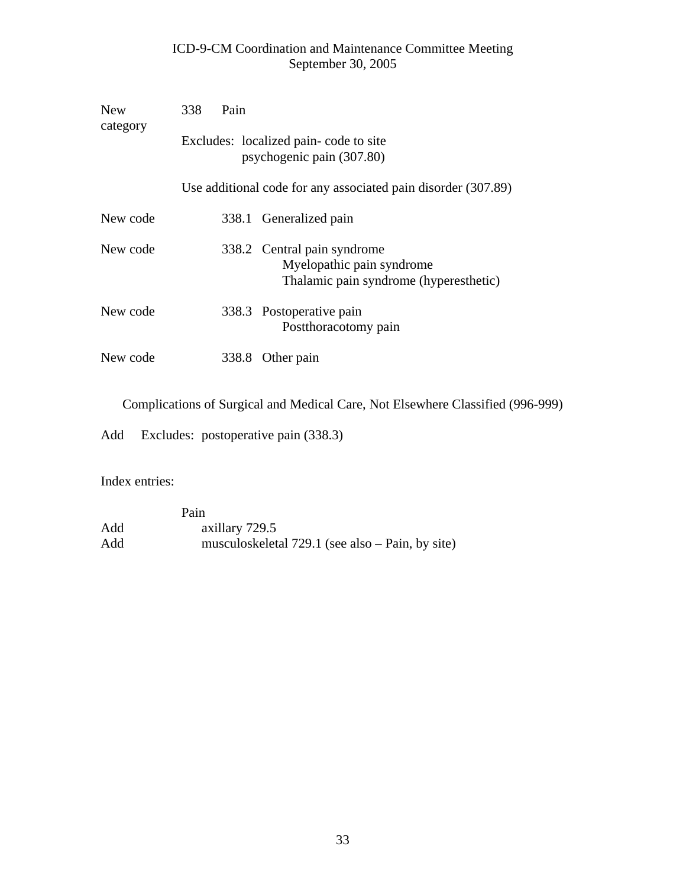| | | |
|---|---|---|
| New category | 338 Pain | |
| | Excludes: localized pain- code to site<br>psychogenic pain (307.80) | |
| | Use additional code for any associated pain disorder (307.89) | |
| New code | 338.1 | Generalized pain |
| New code | 338.2 | Central pain syndrome<br>Myelopathic pain syndrome<br>Thalamic pain syndrome (hyperesthetic) |
| New code | 338.3 | Postoperative pain<br>Postthoracotomy pain |
| New code | 338.8 | Other pain |

Complications of Surgical and Medical Care, Not Elsewhere Classified (996-999)

Add Excludes: postoperative pain (338.3)

Index entries:

Pain
- Add axillary 729.5
- Add musculoskeletal 729.1 (see also – Pain, by site)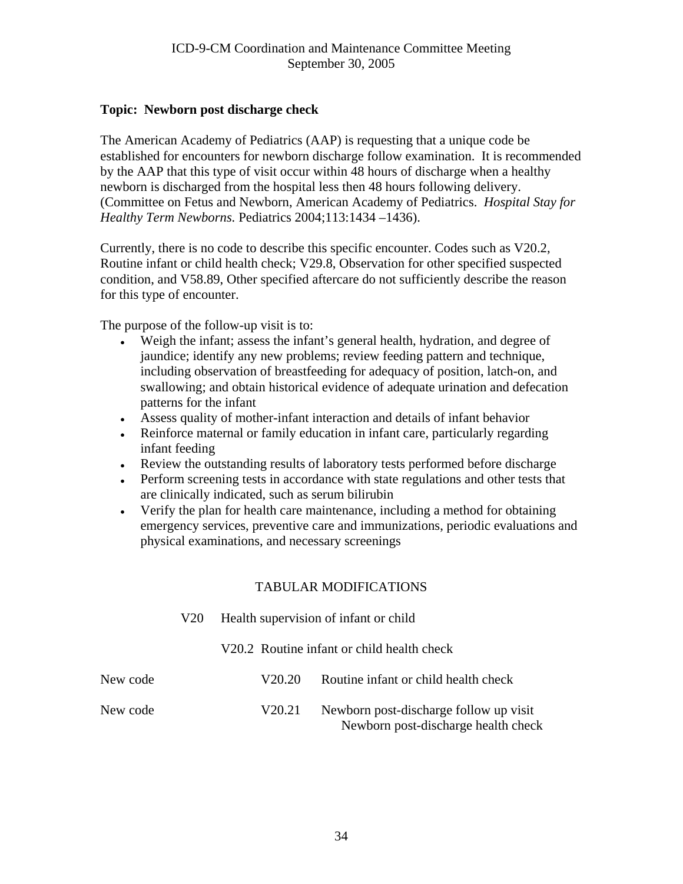**Topic: Newborn post discharge check**

The American Academy of Pediatrics (AAP) is requesting that a unique code be established for encounters for newborn discharge follow examination. It is recommended by the AAP that this type of visit occur within 48 hours of discharge when a healthy newborn is discharged from the hospital less then 48 hours following delivery. (Committee on Fetus and Newborn, American Academy of Pediatrics. *Hospital Stay for Healthy Term Newborns.* Pediatrics 2004;113:1434 –1436).

Currently, there is no code to describe this specific encounter. Codes such as V20.2, Routine infant or child health check; V29.8, Observation for other specified suspected condition, and V58.89, Other specified aftercare do not sufficiently describe the reason for this type of encounter.

The purpose of the follow-up visit is to:

- Weigh the infant; assess the infant's general health, hydration, and degree of jaundice; identify any new problems; review feeding pattern and technique, including observation of breastfeeding for adequacy of position, latch-on, and swallowing; and obtain historical evidence of adequate urination and defecation patterns for the infant
- Assess quality of mother-infant interaction and details of infant behavior
- Reinforce maternal or family education in infant care, particularly regarding infant feeding
- Review the outstanding results of laboratory tests performed before discharge
- Perform screening tests in accordance with state regulations and other tests that are clinically indicated, such as serum bilirubin
- Verify the plan for health care maintenance, including a method for obtaining emergency services, preventive care and immunizations, periodic evaluations and physical examinations, and necessary screenings

TABULAR MODIFICATIONS

V20 Health supervision of infant or child

V20.2 Routine infant or child health check

New code V20.20 Routine infant or child health check

New code V20.21 Newborn post-discharge follow up visit
Newborn post-discharge health check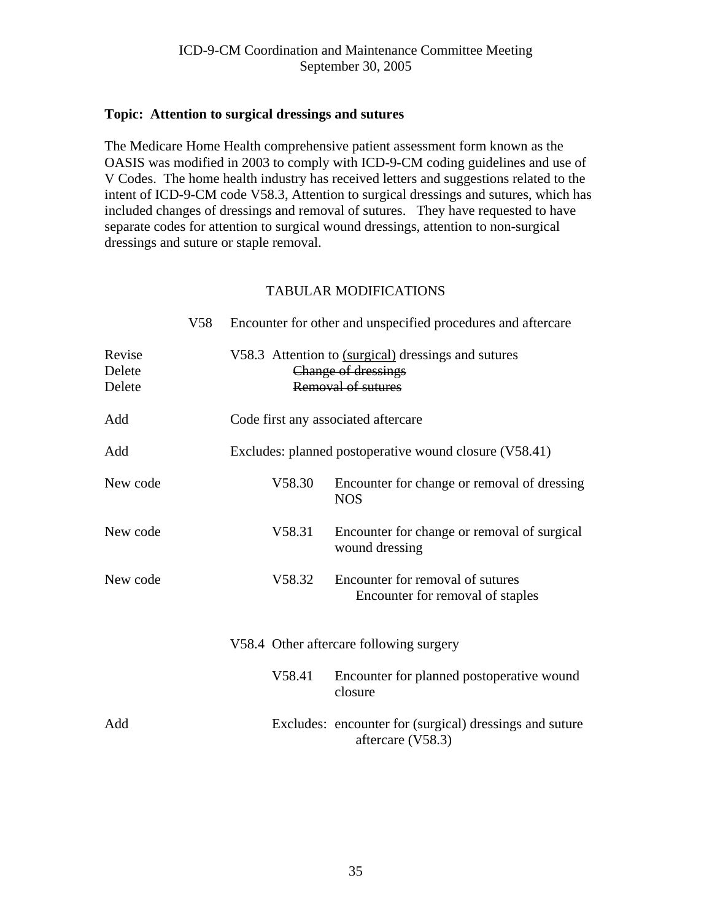ICD-9-CM Coordination and Maintenance Committee Meeting
September 30, 2005

**Topic: Attention to surgical dressings and sutures**

The Medicare Home Health comprehensive patient assessment form known as the OASIS was modified in 2003 to comply with ICD-9-CM coding guidelines and use of V Codes. The home health industry has received letters and suggestions related to the intent of ICD-9-CM code V58.3, Attention to surgical dressings and sutures, which has included changes of dressings and removal of sutures. They have requested to have separate codes for attention to surgical wound dressings, attention to non-surgical dressings and suture or staple removal.

TABULAR MODIFICATIONS

| | | | |
|---|---|---|---|
| | V58 | Encounter for other and unspecified procedures and aftercare | |
| Revise | | V58.3 Attention to <u>(surgical)</u> dressings and sutures | |
| Delete | | ~~Change of dressings~~ | |
| Delete | | ~~Removal of sutures~~ | |
| Add | | Code first any associated aftercare | |
| Add | | Excludes: planned postoperative wound closure (V58.41) | |
| New code | | V58.30 | Encounter for change or removal of dressing NOS |
| New code | | V58.31 | Encounter for change or removal of surgical wound dressing |
| New code | | V58.32 | Encounter for removal of sutures<br>Encounter for removal of staples |
| | | V58.4 Other aftercare following surgery | |
| | | V58.41 | Encounter for planned postoperative wound closure |
| Add | | Excludes: | encounter for (surgical) dressings and suture aftercare (V58.3) |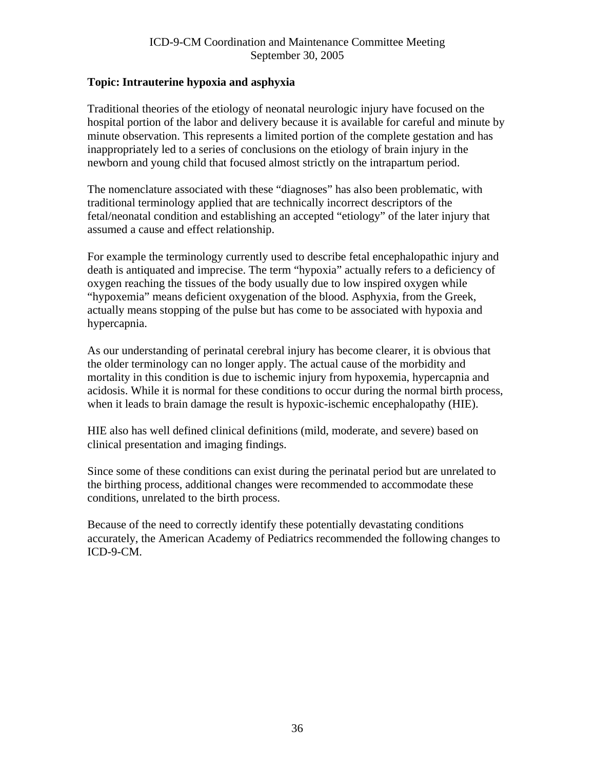**Topic: Intrauterine hypoxia and asphyxia**

Traditional theories of the etiology of neonatal neurologic injury have focused on the hospital portion of the labor and delivery because it is available for careful and minute by minute observation. This represents a limited portion of the complete gestation and has inappropriately led to a series of conclusions on the etiology of brain injury in the newborn and young child that focused almost strictly on the intrapartum period.

The nomenclature associated with these "diagnoses" has also been problematic, with traditional terminology applied that are technically incorrect descriptors of the fetal/neonatal condition and establishing an accepted "etiology" of the later injury that assumed a cause and effect relationship.

For example the terminology currently used to describe fetal encephalopathic injury and death is antiquated and imprecise. The term "hypoxia" actually refers to a deficiency of oxygen reaching the tissues of the body usually due to low inspired oxygen while "hypoxemia" means deficient oxygenation of the blood. Asphyxia, from the Greek, actually means stopping of the pulse but has come to be associated with hypoxia and hypercapnia.

As our understanding of perinatal cerebral injury has become clearer, it is obvious that the older terminology can no longer apply. The actual cause of the morbidity and mortality in this condition is due to ischemic injury from hypoxemia, hypercapnia and acidosis. While it is normal for these conditions to occur during the normal birth process, when it leads to brain damage the result is hypoxic-ischemic encephalopathy (HIE).

HIE also has well defined clinical definitions (mild, moderate, and severe) based on clinical presentation and imaging findings.

Since some of these conditions can exist during the perinatal period but are unrelated to the birthing process, additional changes were recommended to accommodate these conditions, unrelated to the birth process.

Because of the need to correctly identify these potentially devastating conditions accurately, the American Academy of Pediatrics recommended the following changes to ICD-9-CM.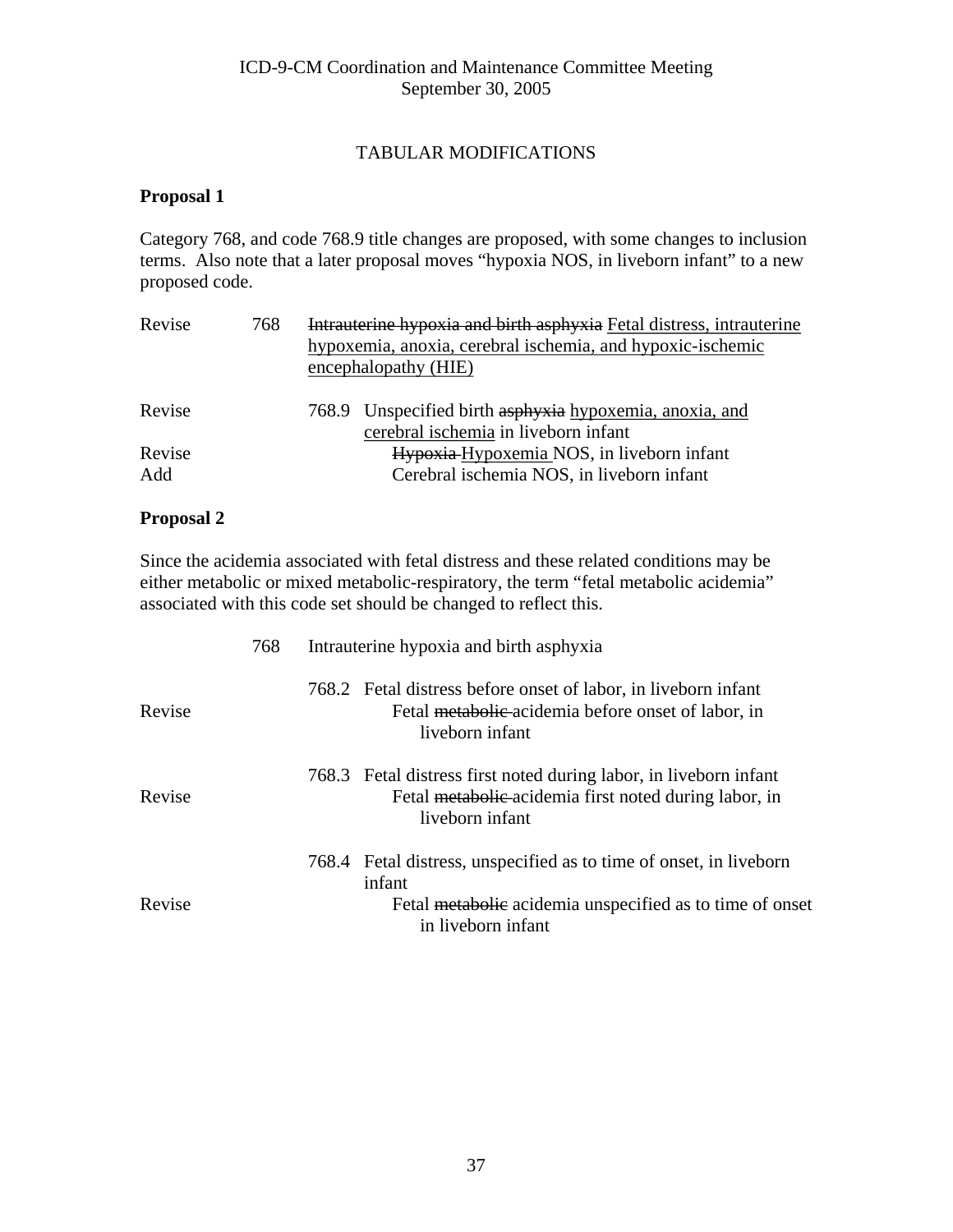ICD-9-CM Coordination and Maintenance Committee Meeting
September 30, 2005

## TABULAR MODIFICATIONS

### Proposal 1

Category 768, and code 768.9 title changes are proposed, with some changes to inclusion terms. Also note that a later proposal moves "hypoxia NOS, in liveborn infant" to a new proposed code.

| | | |
|---|---|---|
| Revise | 768 | ~~Intrauterine hypoxia and birth asphyxia~~ <u>Fetal distress, intrauterine hypoxemia, anoxia, cerebral ischemia, and hypoxic-ischemic encephalopathy (HIE)</u> |
| Revise | | 768.9 Unspecified birth ~~asphyxia~~ <u>hypoxemia, anoxia, and cerebral ischemia</u> in liveborn infant |
| Revise | | ~~Hypoxia~~ <u>Hypoxemia</u> NOS, in liveborn infant |
| Add | | Cerebral ischemia NOS, in liveborn infant |

### Proposal 2

Since the acidemia associated with fetal distress and these related conditions may be either metabolic or mixed metabolic-respiratory, the term "fetal metabolic acidemia" associated with this code set should be changed to reflect this.

| | | |
|---|---|---|
| | 768 | Intrauterine hypoxia and birth asphyxia |
| | | 768.2 Fetal distress before onset of labor, in liveborn infant |
| Revise | | Fetal ~~metabolic~~ acidemia before onset of labor, in liveborn infant |
| | | 768.3 Fetal distress first noted during labor, in liveborn infant |
| Revise | | Fetal ~~metabolic~~ acidemia first noted during labor, in liveborn infant |
| | | 768.4 Fetal distress, unspecified as to time of onset, in liveborn infant |
| Revise | | Fetal ~~metabolic~~ acidemia unspecified as to time of onset in liveborn infant |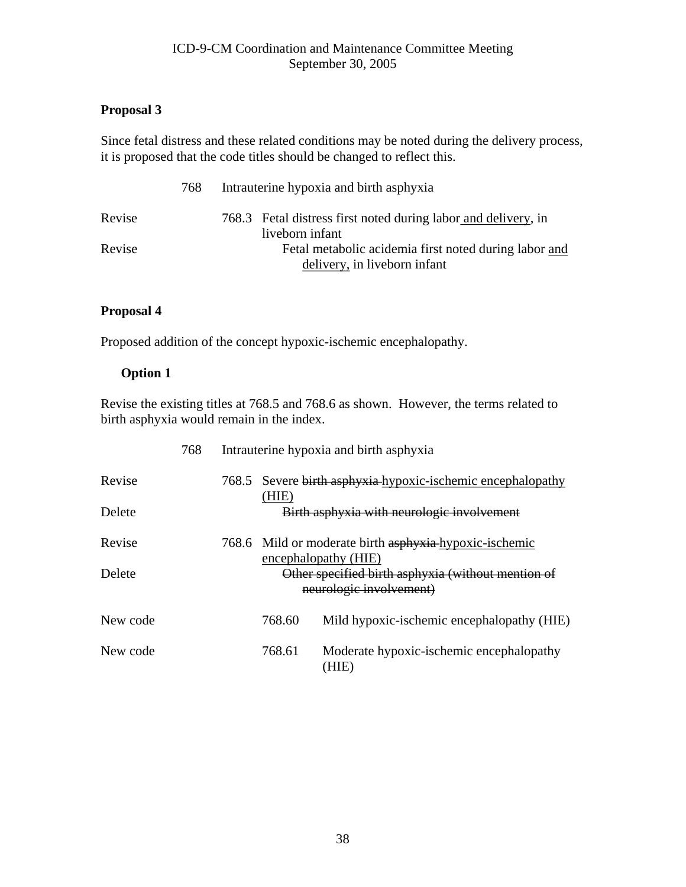### Proposal 3

Since fetal distress and these related conditions may be noted during the delivery process, it is proposed that the code titles should be changed to reflect this.

| | | |
|---|---|---|
| | 768 | Intrauterine hypoxia and birth asphyxia |
| Revise | 768.3 | Fetal distress first noted during labor <u>and delivery</u>, in liveborn infant |
| Revise | | Fetal metabolic acidemia first noted during labor <u>and delivery,</u> in liveborn infant |

### Proposal 4

Proposed addition of the concept hypoxic-ischemic encephalopathy.

**Option 1**

Revise the existing titles at 768.5 and 768.6 as shown. However, the terms related to birth asphyxia would remain in the index.

| | | | |
|---|---|---|---|
| | 768 | Intrauterine hypoxia and birth asphyxia | |
| Revise | 768.5 | Severe ~~birth asphyxia~~ <u>hypoxic-ischemic encephalopathy (HIE)</u> | |
| Delete | | ~~Birth asphyxia with neurologic involvement~~ | |
| Revise | 768.6 | Mild or moderate birth ~~asphyxia~~ <u>hypoxic-ischemic encephalopathy (HIE)</u> | |
| Delete | | ~~Other specified birth asphyxia (without mention of neurologic involvement)~~ | |
| New code | | 768.60 | Mild hypoxic-ischemic encephalopathy (HIE) |
| New code | | 768.61 | Moderate hypoxic-ischemic encephalopathy (HIE) |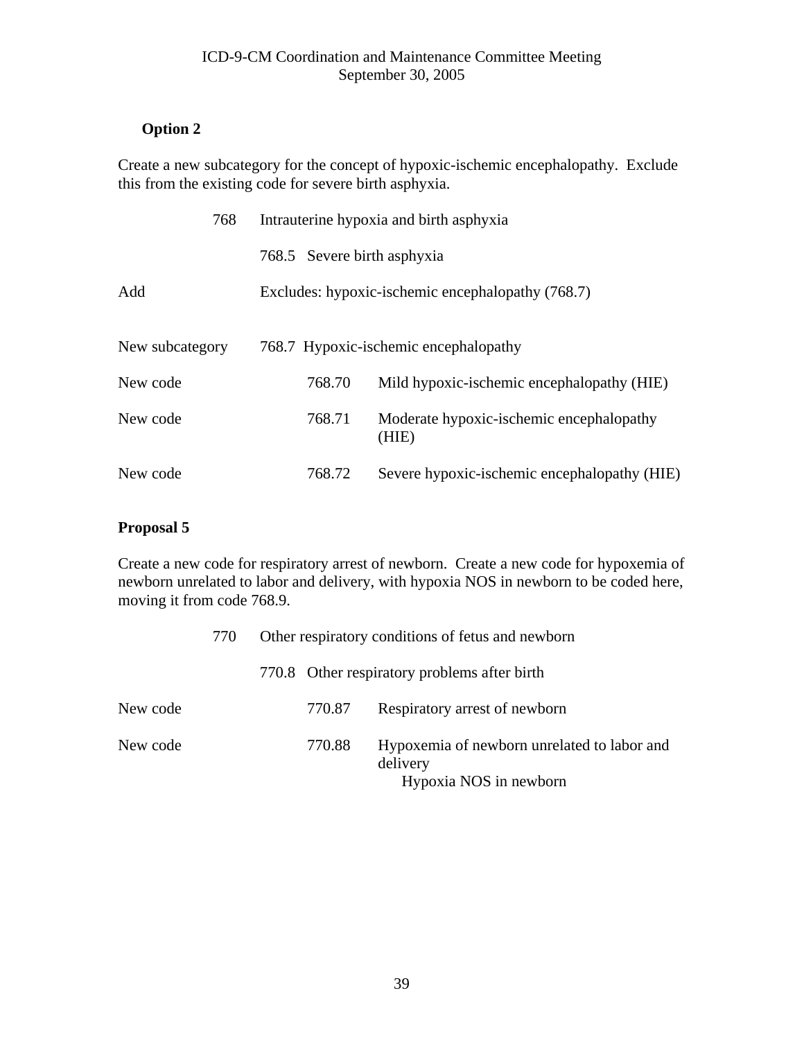**Option 2**

Create a new subcategory for the concept of hypoxic-ischemic encephalopathy. Exclude this from the existing code for severe birth asphyxia.

| | | | |
|---|---|---|---|
| | 768 | Intrauterine hypoxia and birth asphyxia | |
| | | 768.5 Severe birth asphyxia | |
| Add | | Excludes: hypoxic-ischemic encephalopathy (768.7) | |
| New subcategory | | 768.7 Hypoxic-ischemic encephalopathy | |
| New code | | 768.70 | Mild hypoxic-ischemic encephalopathy (HIE) |
| New code | | 768.71 | Moderate hypoxic-ischemic encephalopathy (HIE) |
| New code | | 768.72 | Severe hypoxic-ischemic encephalopathy (HIE) |

**Proposal 5**

Create a new code for respiratory arrest of newborn. Create a new code for hypoxemia of newborn unrelated to labor and delivery, with hypoxia NOS in newborn to be coded here, moving it from code 768.9.

| | | | |
|---|---|---|---|
| | 770 | Other respiratory conditions of fetus and newborn | |
| | | 770.8 Other respiratory problems after birth | |
| New code | | 770.87 | Respiratory arrest of newborn |
| New code | | 770.88 | Hypoxemia of newborn unrelated to labor and delivery<br>Hypoxia NOS in newborn |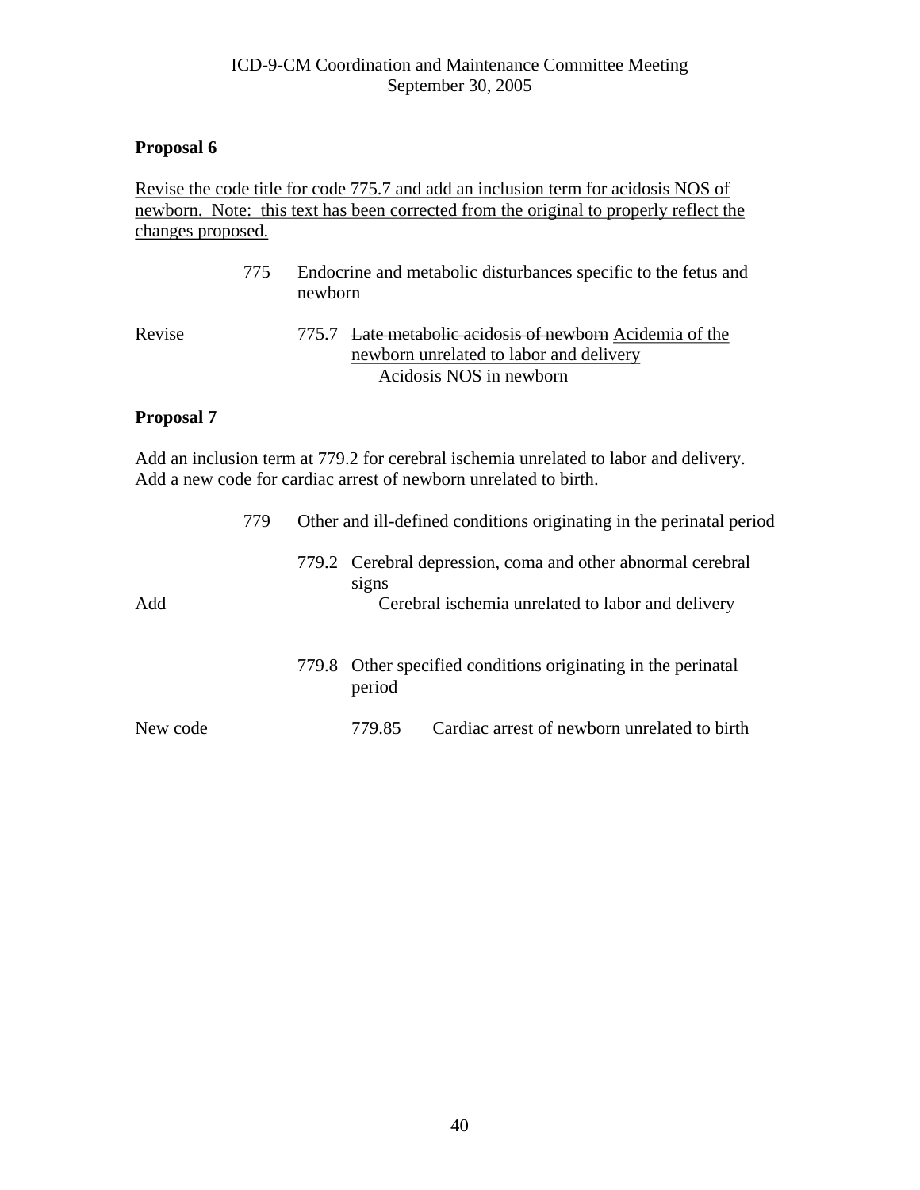## Proposal 6

<u>Revise the code title for code 775.7 and add an inclusion term for acidosis NOS of newborn. Note: this text has been corrected from the original to properly reflect the changes proposed.</u>

| | | | |
|---|---|---|---|
| | 775 | Endocrine and metabolic disturbances specific to the fetus and newborn | |
| Revise | | 775.7 | ~~Late metabolic acidosis of newborn~~ <u>Acidemia of the newborn unrelated to labor and delivery</u><br>Acidosis NOS in newborn |

## Proposal 7

Add an inclusion term at 779.2 for cerebral ischemia unrelated to labor and delivery. Add a new code for cardiac arrest of newborn unrelated to birth.

| | | | |
|---|---|---|---|
| | 779 | Other and ill-defined conditions originating in the perinatal period | |
| | | 779.2 | Cerebral depression, coma and other abnormal cerebral signs |
| Add | | | Cerebral ischemia unrelated to labor and delivery |
| | | 779.8 | Other specified conditions originating in the perinatal period |
| New code | | 779.85 | Cardiac arrest of newborn unrelated to birth |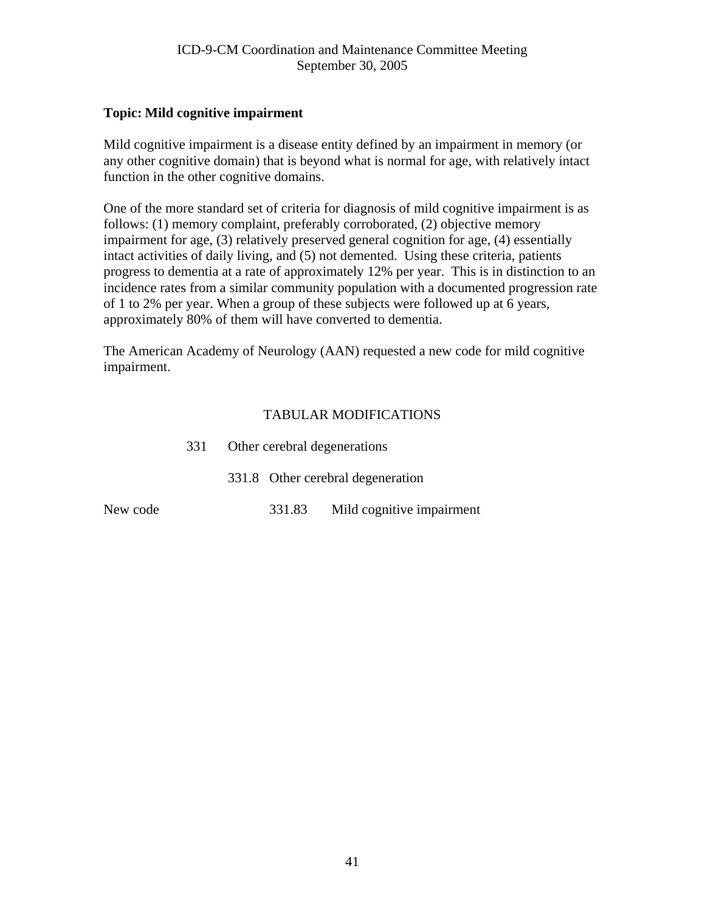**Topic: Mild cognitive impairment**

Mild cognitive impairment is a disease entity defined by an impairment in memory (or any other cognitive domain) that is beyond what is normal for age, with relatively intact function in the other cognitive domains.

One of the more standard set of criteria for diagnosis of mild cognitive impairment is as follows: (1) memory complaint, preferably corroborated, (2) objective memory impairment for age, (3) relatively preserved general cognition for age, (4) essentially intact activities of daily living, and (5) not demented. Using these criteria, patients progress to dementia at a rate of approximately 12% per year. This is in distinction to an incidence rates from a similar community population with a documented progression rate of 1 to 2% per year. When a group of these subjects were followed up at 6 years, approximately 80% of them will have converted to dementia.

The American Academy of Neurology (AAN) requested a new code for mild cognitive impairment.

TABULAR MODIFICATIONS

331 Other cerebral degenerations

331.8 Other cerebral degeneration

New code 331.83 Mild cognitive impairment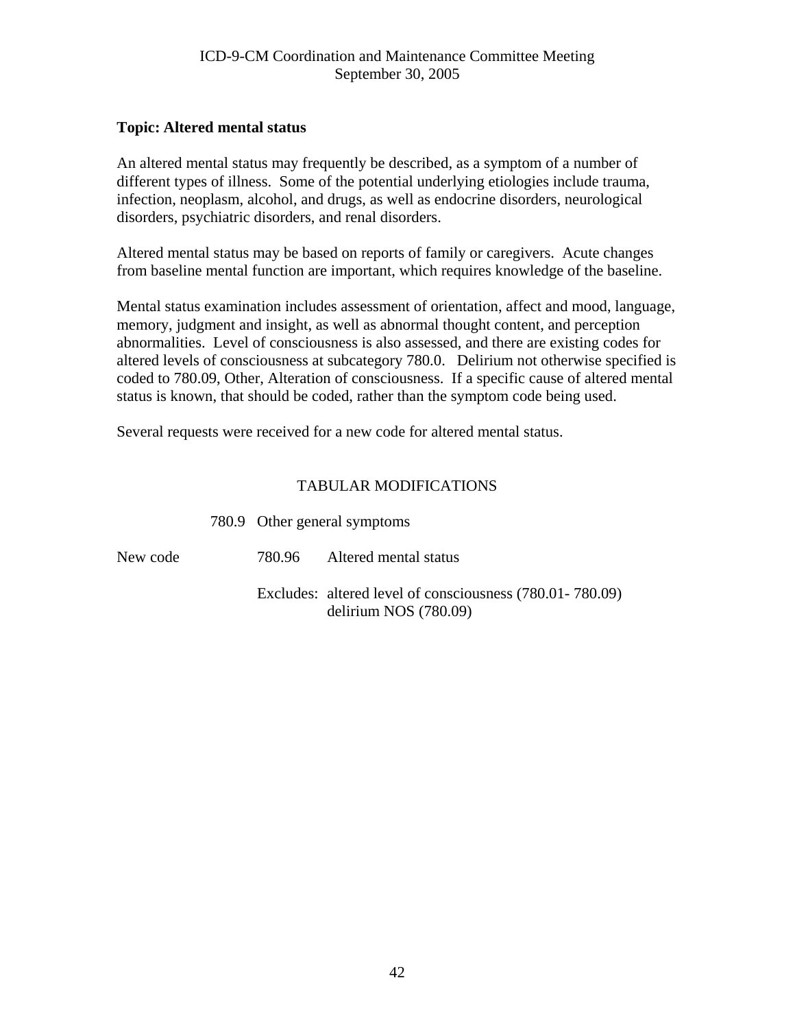ICD-9-CM Coordination and Maintenance Committee Meeting
September 30, 2005

**Topic: Altered mental status**

An altered mental status may frequently be described, as a symptom of a number of different types of illness. Some of the potential underlying etiologies include trauma, infection, neoplasm, alcohol, and drugs, as well as endocrine disorders, neurological disorders, psychiatric disorders, and renal disorders.

Altered mental status may be based on reports of family or caregivers. Acute changes from baseline mental function are important, which requires knowledge of the baseline.

Mental status examination includes assessment of orientation, affect and mood, language, memory, judgment and insight, as well as abnormal thought content, and perception abnormalities. Level of consciousness is also assessed, and there are existing codes for altered levels of consciousness at subcategory 780.0. Delirium not otherwise specified is coded to 780.09, Other, Alteration of consciousness. If a specific cause of altered mental status is known, that should be coded, rather than the symptom code being used.

Several requests were received for a new code for altered mental status.

TABULAR MODIFICATIONS

780.9 Other general symptoms

New code 780.96 Altered mental status

Excludes: altered level of consciousness (780.01- 780.09)
delirium NOS (780.09)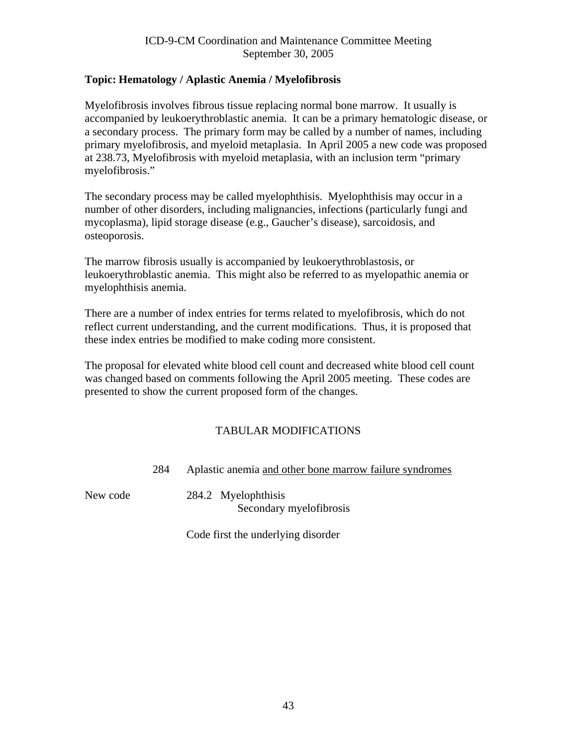ICD-9-CM Coordination and Maintenance Committee Meeting
September 30, 2005

**Topic: Hematology / Aplastic Anemia / Myelofibrosis**

Myelofibrosis involves fibrous tissue replacing normal bone marrow. It usually is accompanied by leukoerythroblastic anemia. It can be a primary hematologic disease, or a secondary process. The primary form may be called by a number of names, including primary myelofibrosis, and myeloid metaplasia. In April 2005 a new code was proposed at 238.73, Myelofibrosis with myeloid metaplasia, with an inclusion term "primary myelofibrosis."

The secondary process may be called myelophthisis. Myelophthisis may occur in a number of other disorders, including malignancies, infections (particularly fungi and mycoplasma), lipid storage disease (e.g., Gaucher's disease), sarcoidosis, and osteoporosis.

The marrow fibrosis usually is accompanied by leukoerythroblastosis, or leukoerythroblastic anemia. This might also be referred to as myelopathic anemia or myelophthisis anemia.

There are a number of index entries for terms related to myelofibrosis, which do not reflect current understanding, and the current modifications. Thus, it is proposed that these index entries be modified to make coding more consistent.

The proposal for elevated white blood cell count and decreased white blood cell count was changed based on comments following the April 2005 meeting. These codes are presented to show the current proposed form of the changes.

TABULAR MODIFICATIONS

284 Aplastic anemia <u>and other bone marrow failure syndromes</u>

New code 284.2 Myelophthisis
Secondary myelofibrosis

Code first the underlying disorder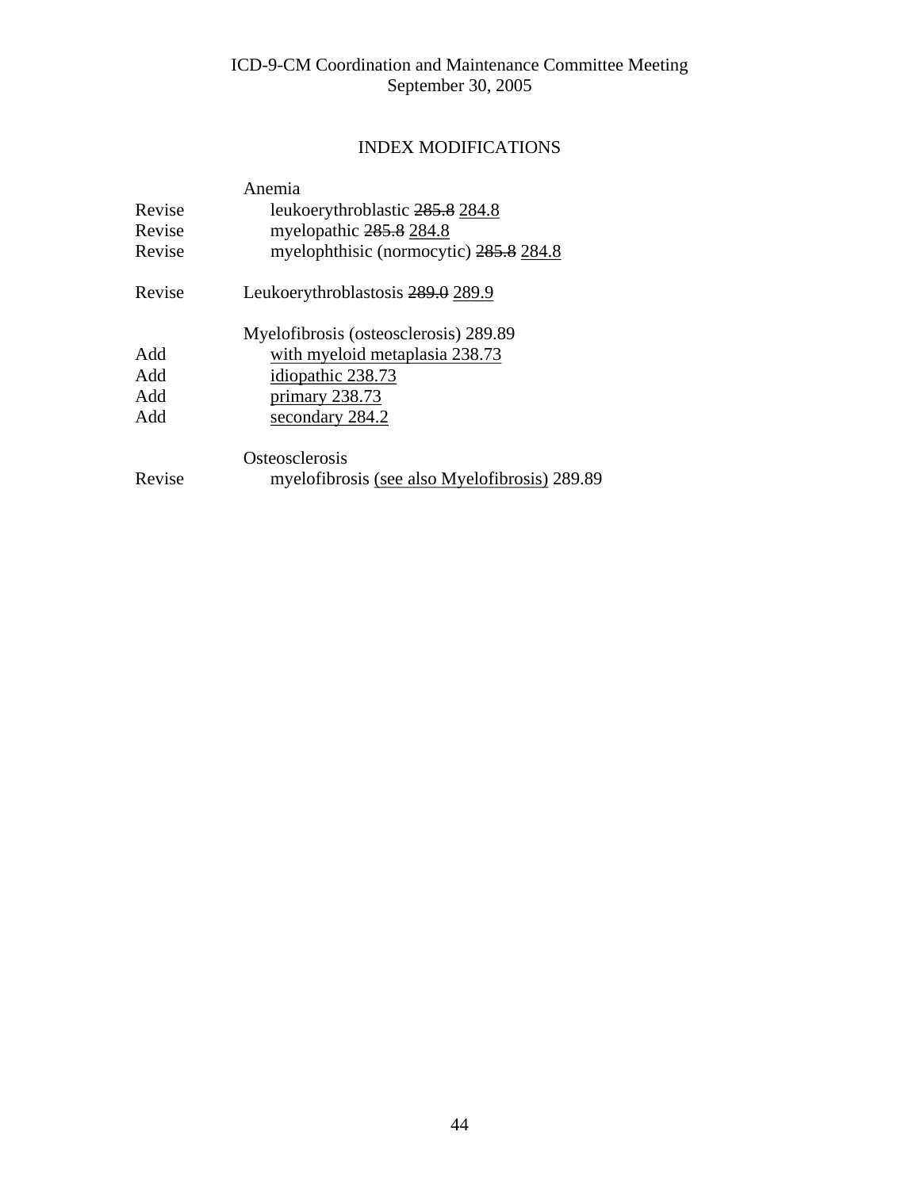ICD-9-CM Coordination and Maintenance Committee Meeting
September 30, 2005

## INDEX MODIFICATIONS

| | |
|---|---|
| | Anemia |
| Revise | leukoerythroblastic ~~285.8~~ <u>284.8</u> |
| Revise | myelopathic ~~285.8~~ <u>284.8</u> |
| Revise | myelophthisic (normocytic) ~~285.8~~ <u>284.8</u> |
| | |
| Revise | Leukoerythroblastosis ~~289.0~~ <u>289.9</u> |
| | |
| | Myelofibrosis (osteosclerosis) 289.89 |
| Add | <u>with myeloid metaplasia 238.73</u> |
| Add | <u>idiopathic 238.73</u> |
| Add | <u>primary 238.73</u> |
| Add | <u>secondary 284.2</u> |
| | |
| | Osteosclerosis |
| Revise | myelofibrosis <u>(see also Myelofibrosis)</u> 289.89 |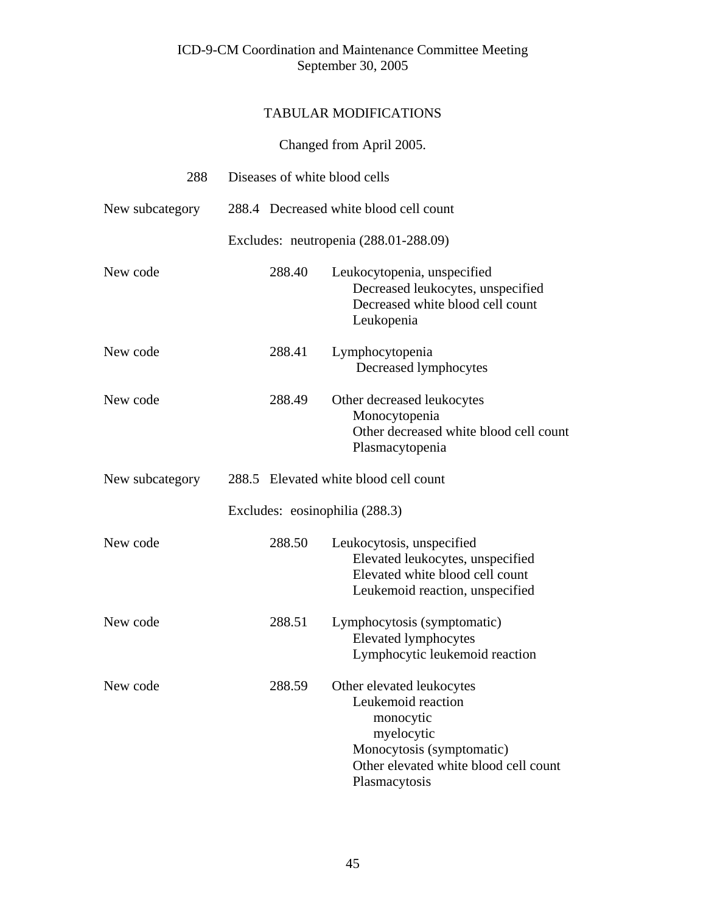ICD-9-CM Coordination and Maintenance Committee Meeting
September 30, 2005

## TABULAR MODIFICATIONS

Changed from April 2005.

| | |
|---|---|
| 288 | Diseases of white blood cells |
| New subcategory | 288.4 Decreased white blood cell count |
| | Excludes: neutropenia (288.01-288.09) |
| New code | 288.40 Leukocytopenia, unspecified<br>Decreased leukocytes, unspecified<br>Decreased white blood cell count<br>Leukopenia |
| New code | 288.41 Lymphocytopenia<br>Decreased lymphocytes |
| New code | 288.49 Other decreased leukocytes<br>Monocytopenia<br>Other decreased white blood cell count<br>Plasmacytopenia |
| New subcategory | 288.5 Elevated white blood cell count |
| | Excludes: eosinophilia (288.3) |
| New code | 288.50 Leukocytosis, unspecified<br>Elevated leukocytes, unspecified<br>Elevated white blood cell count<br>Leukemoid reaction, unspecified |
| New code | 288.51 Lymphocytosis (symptomatic)<br>Elevated lymphocytes<br>Lymphocytic leukemoid reaction |
| New code | 288.59 Other elevated leukocytes<br>Leukemoid reaction<br>monocytic<br>myelocytic<br>Monocytosis (symptomatic)<br>Other elevated white blood cell count<br>Plasmacytosis |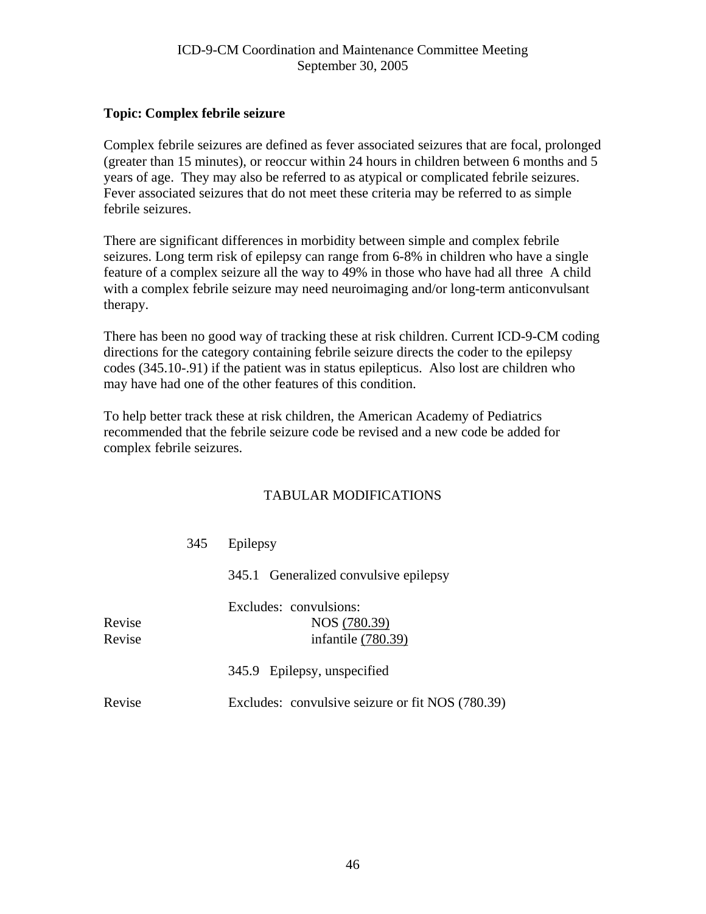ICD-9-CM Coordination and Maintenance Committee Meeting
September 30, 2005

**Topic: Complex febrile seizure**

Complex febrile seizures are defined as fever associated seizures that are focal, prolonged (greater than 15 minutes), or reoccur within 24 hours in children between 6 months and 5 years of age. They may also be referred to as atypical or complicated febrile seizures. Fever associated seizures that do not meet these criteria may be referred to as simple febrile seizures.

There are significant differences in morbidity between simple and complex febrile seizures. Long term risk of epilepsy can range from 6-8% in children who have a single feature of a complex seizure all the way to 49% in those who have had all three A child with a complex febrile seizure may need neuroimaging and/or long-term anticonvulsant therapy.

There has been no good way of tracking these at risk children. Current ICD-9-CM coding directions for the category containing febrile seizure directs the coder to the epilepsy codes (345.10-.91) if the patient was in status epilepticus. Also lost are children who may have had one of the other features of this condition.

To help better track these at risk children, the American Academy of Pediatrics recommended that the febrile seizure code be revised and a new code be added for complex febrile seizures.

TABULAR MODIFICATIONS

345 Epilepsy

345.1 Generalized convulsive epilepsy

Excludes: convulsions:

Revise — NOS <u>(780.39)</u>

Revise — infantile <u>(780.39)</u>

345.9 Epilepsy, unspecified

Revise — Excludes: convulsive seizure or fit NOS (780.39)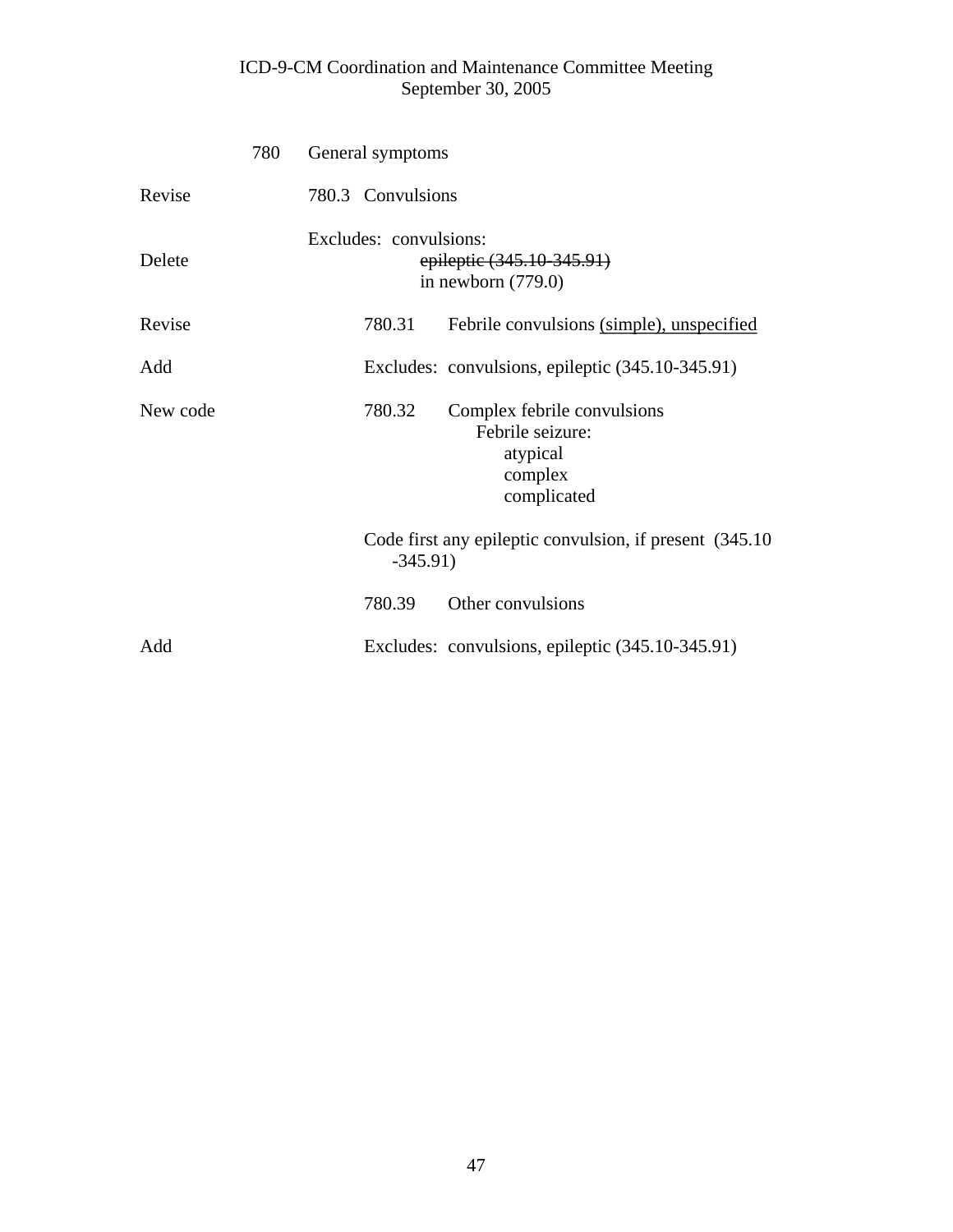780 General symptoms

Revise 780.3 Convulsions

Excludes: convulsions:

Delete ~~epileptic (345.10-345.91)~~

in newborn (779.0)

Revise 780.31 Febrile convulsions <u>(simple), unspecified</u>

Add Excludes: convulsions, epileptic (345.10-345.91)

New code 780.32 Complex febrile convulsions

Febrile seizure:
- atypical
- complex
- complicated

Code first any epileptic convulsion, if present (345.10 -345.91)

780.39 Other convulsions

Add Excludes: convulsions, epileptic (345.10-345.91)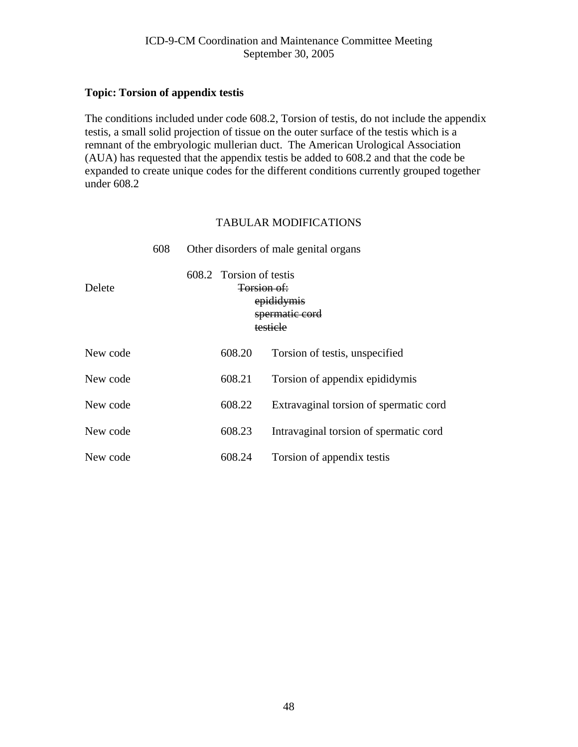**Topic: Torsion of appendix testis**

The conditions included under code 608.2, Torsion of testis, do not include the appendix testis, a small solid projection of tissue on the outer surface of the testis which is a remnant of the embryologic mullerian duct. The American Urological Association (AUA) has requested that the appendix testis be added to 608.2 and that the code be expanded to create unique codes for the different conditions currently grouped together under 608.2

TABULAR MODIFICATIONS

| | | |
|---|---|---|
| | 608 | Other disorders of male genital organs |
| | 608.2 | Torsion of testis |
| Delete | | ~~Torsion of:~~<br>~~epididymis~~<br>~~spermatic cord~~<br>~~testicle~~ |
| New code | 608.20 | Torsion of testis, unspecified |
| New code | 608.21 | Torsion of appendix epididymis |
| New code | 608.22 | Extravaginal torsion of spermatic cord |
| New code | 608.23 | Intravaginal torsion of spermatic cord |
| New code | 608.24 | Torsion of appendix testis |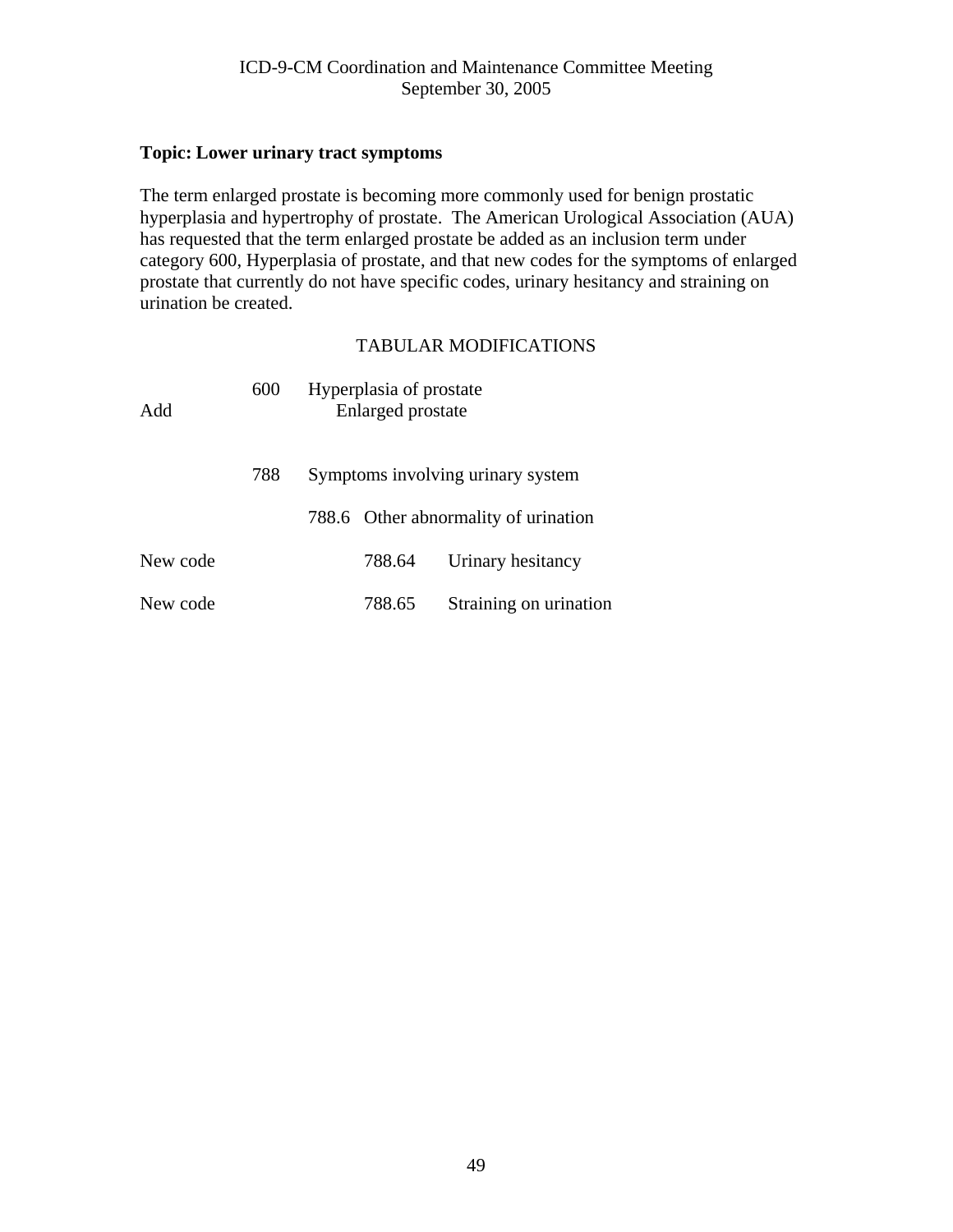ICD-9-CM Coordination and Maintenance Committee Meeting
September 30, 2005

**Topic: Lower urinary tract symptoms**

The term enlarged prostate is becoming more commonly used for benign prostatic hyperplasia and hypertrophy of prostate. The American Urological Association (AUA) has requested that the term enlarged prostate be added as an inclusion term under category 600, Hyperplasia of prostate, and that new codes for the symptoms of enlarged prostate that currently do not have specific codes, urinary hesitancy and straining on urination be created.

TABULAR MODIFICATIONS

| | | | |
|---|---|---|---|
| | 600 | Hyperplasia of prostate | |
| Add | | Enlarged prostate | |
| | 788 | Symptoms involving urinary system | |
| | | 788.6 Other abnormality of urination | |
| New code | | 788.64 | Urinary hesitancy |
| New code | | 788.65 | Straining on urination |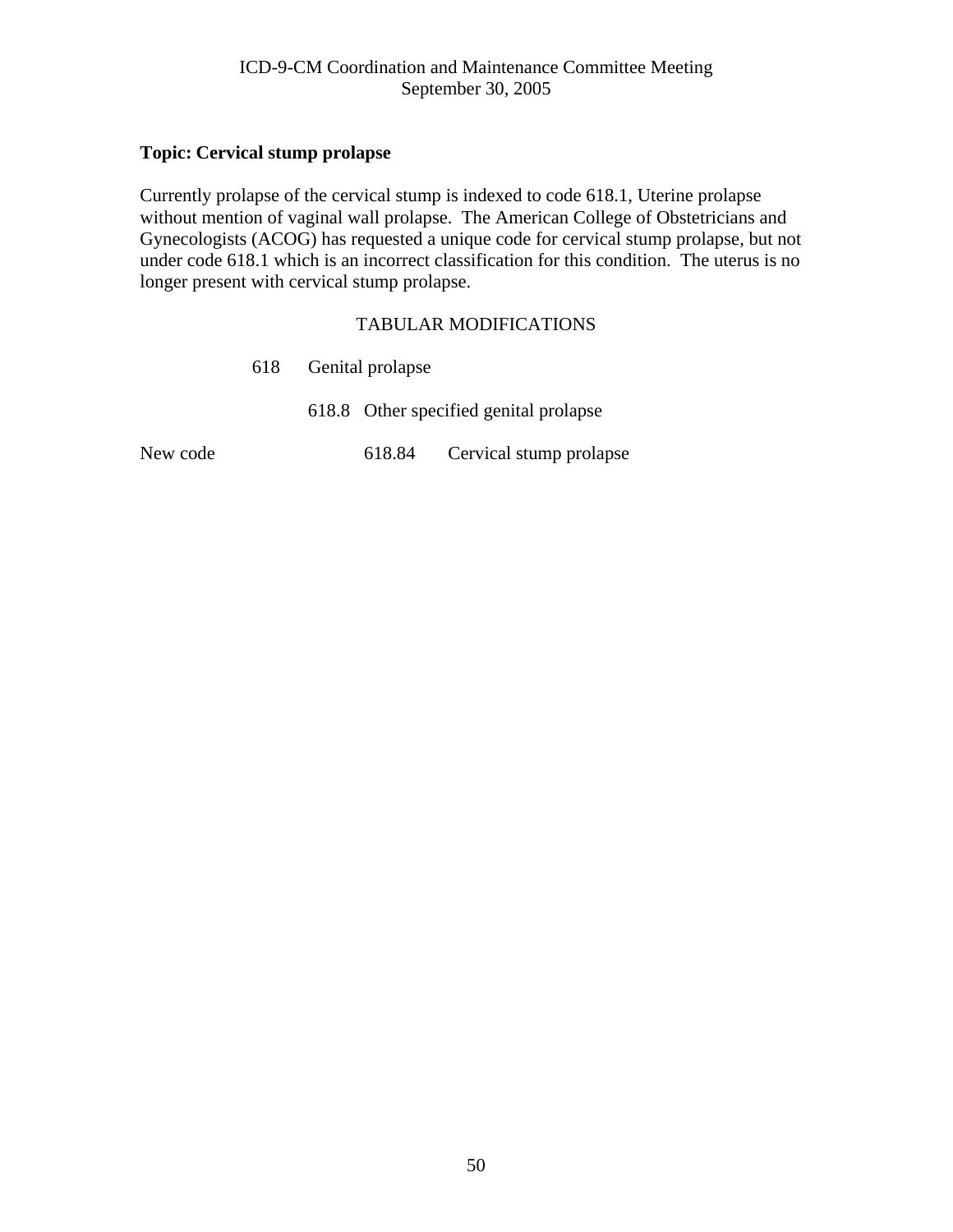**Topic: Cervical stump prolapse**

Currently prolapse of the cervical stump is indexed to code 618.1, Uterine prolapse without mention of vaginal wall prolapse. The American College of Obstetricians and Gynecologists (ACOG) has requested a unique code for cervical stump prolapse, but not under code 618.1 which is an incorrect classification for this condition. The uterus is no longer present with cervical stump prolapse.

TABULAR MODIFICATIONS

618 Genital prolapse

618.8 Other specified genital prolapse

New code 618.84 Cervical stump prolapse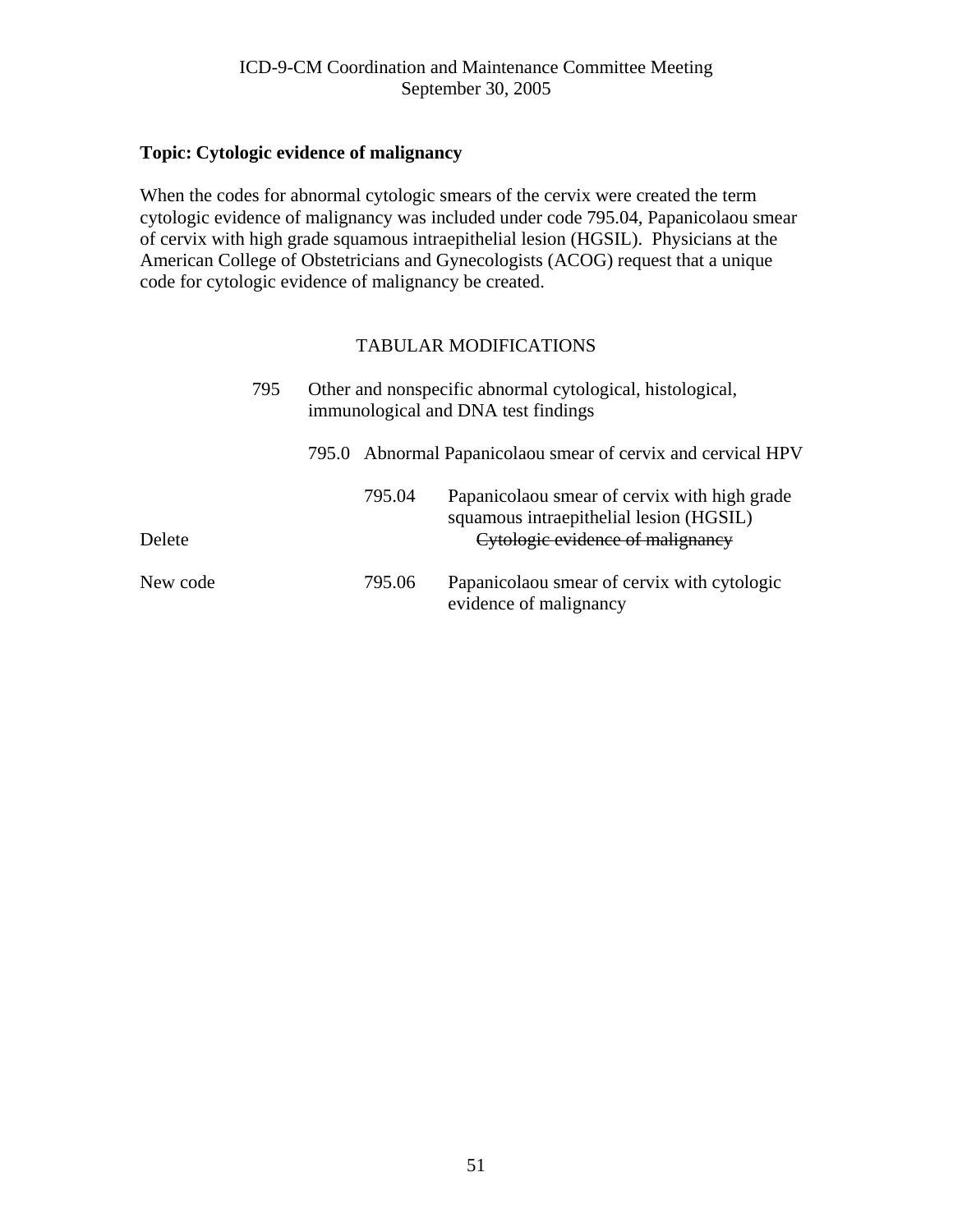ICD-9-CM Coordination and Maintenance Committee Meeting
September 30, 2005

**Topic: Cytologic evidence of malignancy**

When the codes for abnormal cytologic smears of the cervix were created the term cytologic evidence of malignancy was included under code 795.04, Papanicolaou smear of cervix with high grade squamous intraepithelial lesion (HGSIL). Physicians at the American College of Obstetricians and Gynecologists (ACOG) request that a unique code for cytologic evidence of malignancy be created.

TABULAR MODIFICATIONS

795 Other and nonspecific abnormal cytological, histological, immunological and DNA test findings

795.0 Abnormal Papanicolaou smear of cervix and cervical HPV

795.04 Papanicolaou smear of cervix with high grade squamous intraepithelial lesion (HGSIL)

Delete ~~Cytologic evidence of malignancy~~

New code 795.06 Papanicolaou smear of cervix with cytologic evidence of malignancy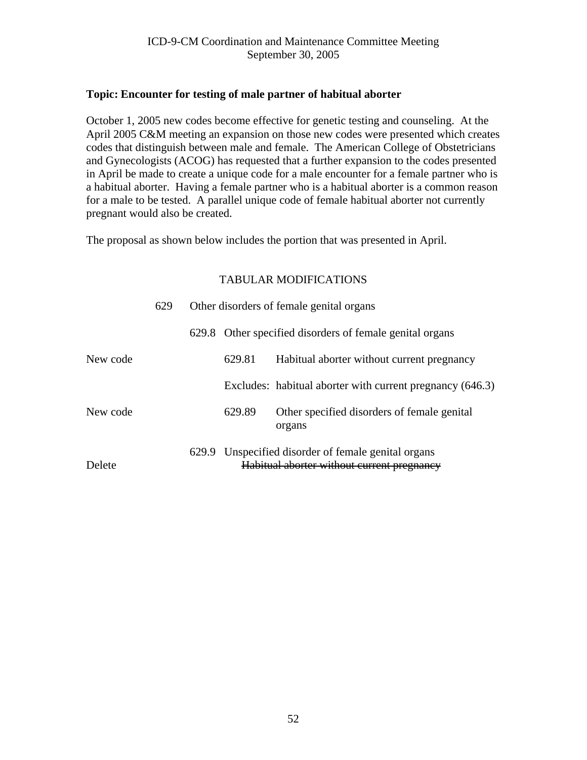ICD-9-CM Coordination and Maintenance Committee Meeting
September 30, 2005

**Topic: Encounter for testing of male partner of habitual aborter**

October 1, 2005 new codes become effective for genetic testing and counseling. At the April 2005 C&M meeting an expansion on those new codes were presented which creates codes that distinguish between male and female. The American College of Obstetricians and Gynecologists (ACOG) has requested that a further expansion to the codes presented in April be made to create a unique code for a male encounter for a female partner who is a habitual aborter. Having a female partner who is a habitual aborter is a common reason for a male to be tested. A parallel unique code of female habitual aborter not currently pregnant would also be created.

The proposal as shown below includes the portion that was presented in April.

TABULAR MODIFICATIONS

| | | | |
|---|---|---|---|
| | 629 | Other disorders of female genital organs | |
| | | 629.8 Other specified disorders of female genital organs | |
| New code | | 629.81 | Habitual aborter without current pregnancy |
| | | Excludes: | habitual aborter with current pregnancy (646.3) |
| New code | | 629.89 | Other specified disorders of female genital organs |
| | | 629.9 Unspecified disorder of female genital organs | |
| Delete | | | ~~Habitual aborter without current pregnancy~~ |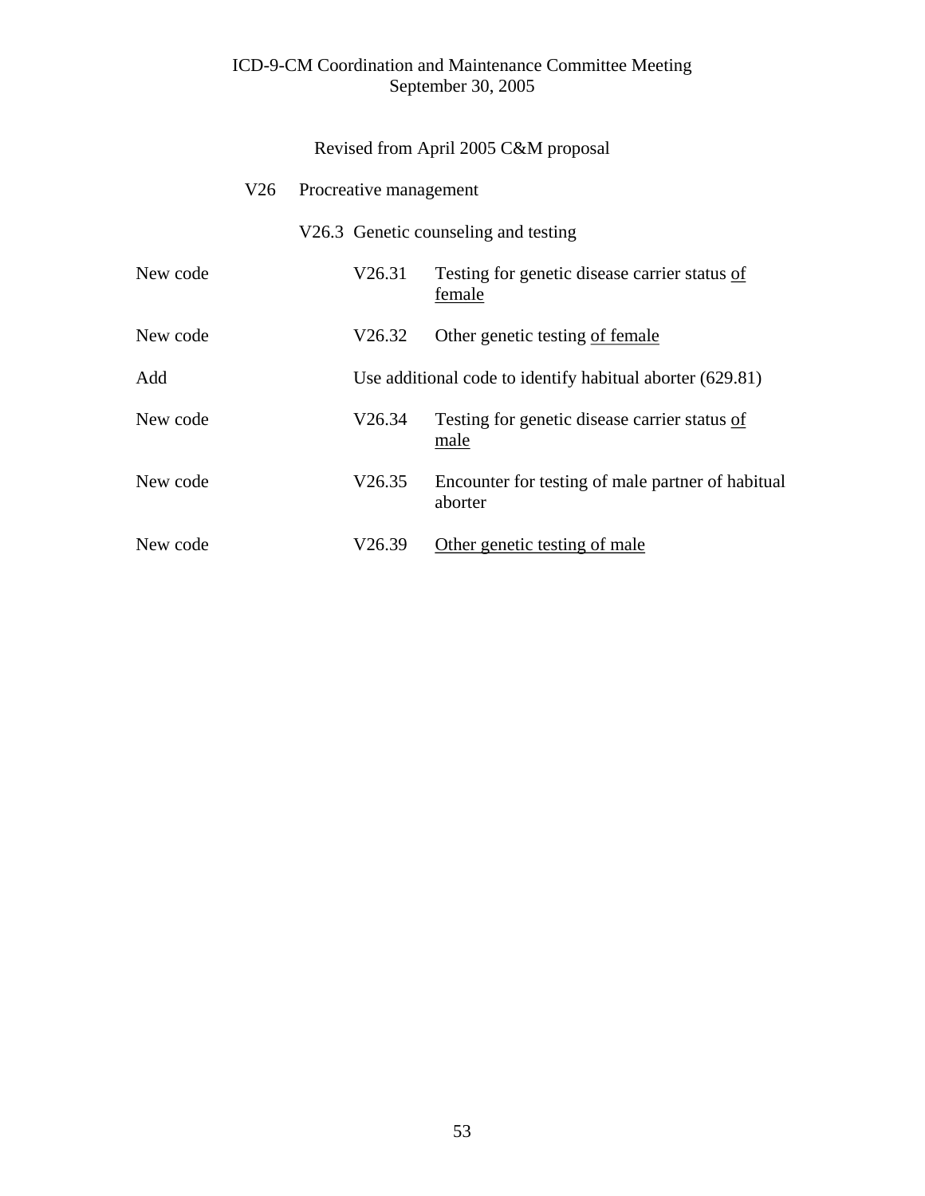ICD-9-CM Coordination and Maintenance Committee Meeting
September 30, 2005

Revised from April 2005 C&M proposal

V26 Procreative management

V26.3 Genetic counseling and testing

| | | |
|---|---|---|
| New code | V26.31 | Testing for genetic disease carrier status <u>of female</u> |
| New code | V26.32 | Other genetic testing <u>of female</u> |
| Add | | Use additional code to identify habitual aborter (629.81) |
| New code | V26.34 | Testing for genetic disease carrier status <u>of male</u> |
| New code | V26.35 | Encounter for testing of male partner of habitual aborter |
| New code | V26.39 | <u>Other genetic testing of male</u> |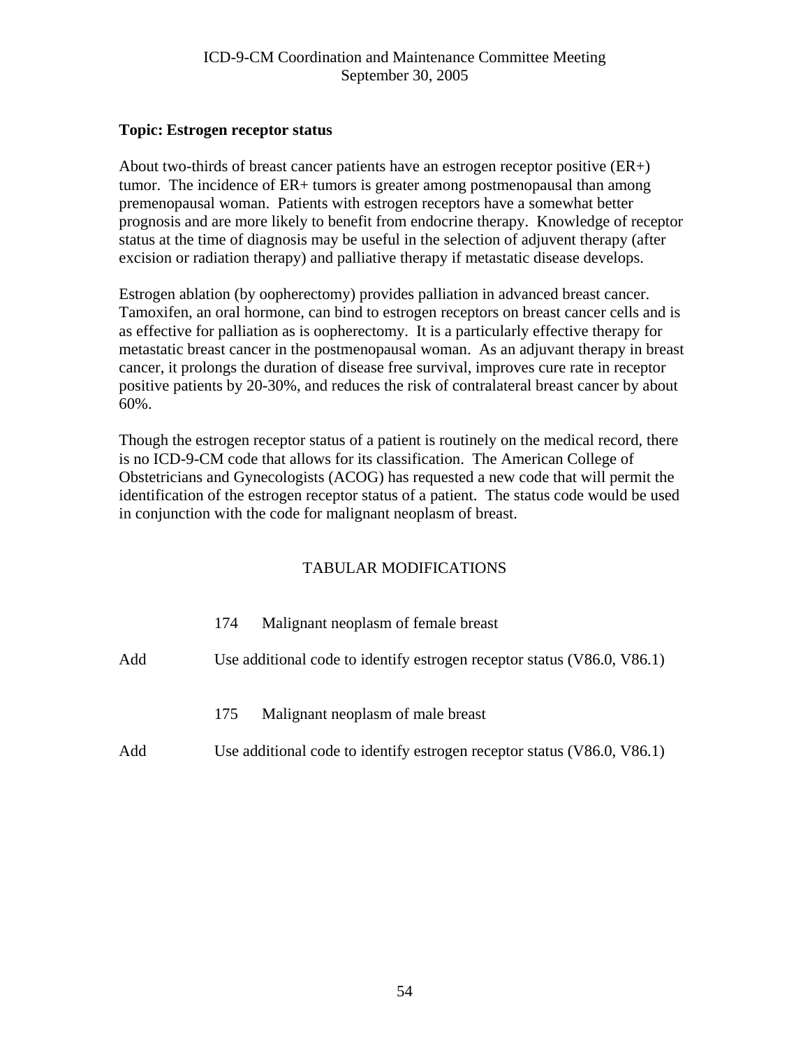**Topic: Estrogen receptor status**

About two-thirds of breast cancer patients have an estrogen receptor positive (ER+) tumor. The incidence of ER+ tumors is greater among postmenopausal than among premenopausal woman. Patients with estrogen receptors have a somewhat better prognosis and are more likely to benefit from endocrine therapy. Knowledge of receptor status at the time of diagnosis may be useful in the selection of adjuvent therapy (after excision or radiation therapy) and palliative therapy if metastatic disease develops.

Estrogen ablation (by oopherectomy) provides palliation in advanced breast cancer. Tamoxifen, an oral hormone, can bind to estrogen receptors on breast cancer cells and is as effective for palliation as is oopherectomy. It is a particularly effective therapy for metastatic breast cancer in the postmenopausal woman. As an adjuvant therapy in breast cancer, it prolongs the duration of disease free survival, improves cure rate in receptor positive patients by 20-30%, and reduces the risk of contralateral breast cancer by about 60%.

Though the estrogen receptor status of a patient is routinely on the medical record, there is no ICD-9-CM code that allows for its classification. The American College of Obstetricians and Gynecologists (ACOG) has requested a new code that will permit the identification of the estrogen receptor status of a patient. The status code would be used in conjunction with the code for malignant neoplasm of breast.

TABULAR MODIFICATIONS

174 Malignant neoplasm of female breast

Add Use additional code to identify estrogen receptor status (V86.0, V86.1)

175 Malignant neoplasm of male breast

Add Use additional code to identify estrogen receptor status (V86.0, V86.1)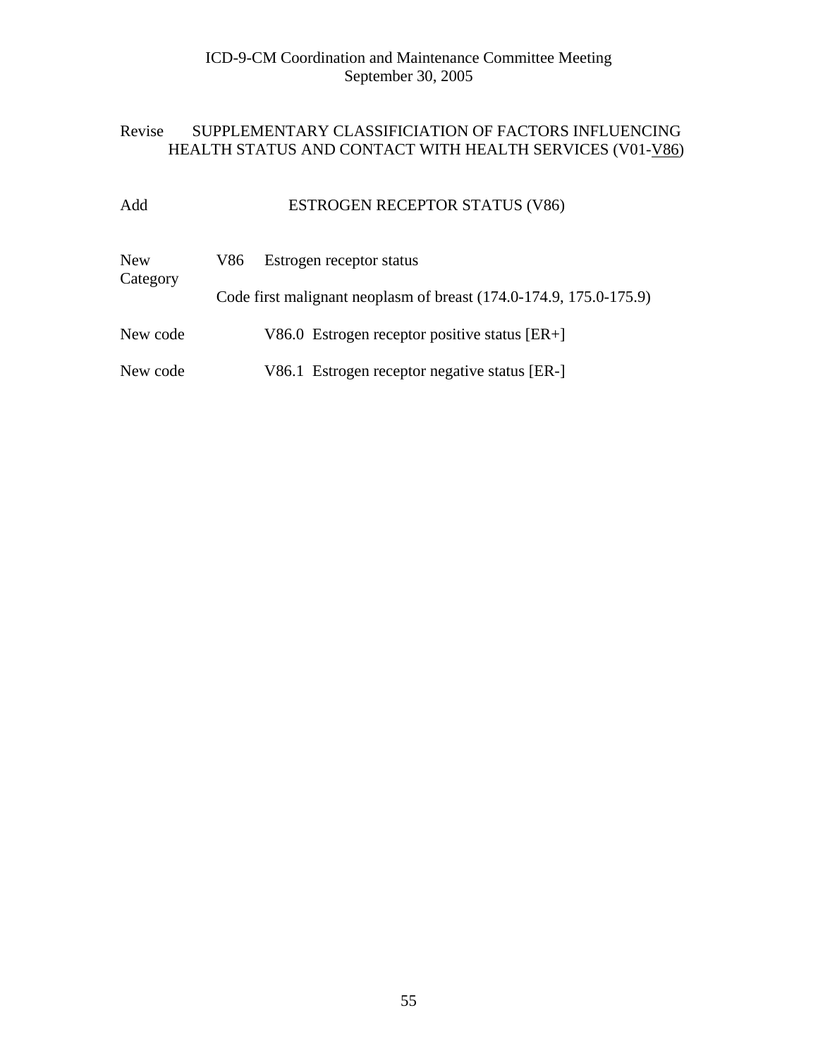Revise SUPPLEMENTARY CLASSIFICIATION OF FACTORS INFLUENCING HEALTH STATUS AND CONTACT WITH HEALTH SERVICES (V01-<u>V86</u>)

Add ESTROGEN RECEPTOR STATUS (V86)

New Category V86 Estrogen receptor status

Code first malignant neoplasm of breast (174.0-174.9, 175.0-175.9)

New code V86.0 Estrogen receptor positive status [ER+]

New code V86.1 Estrogen receptor negative status [ER-]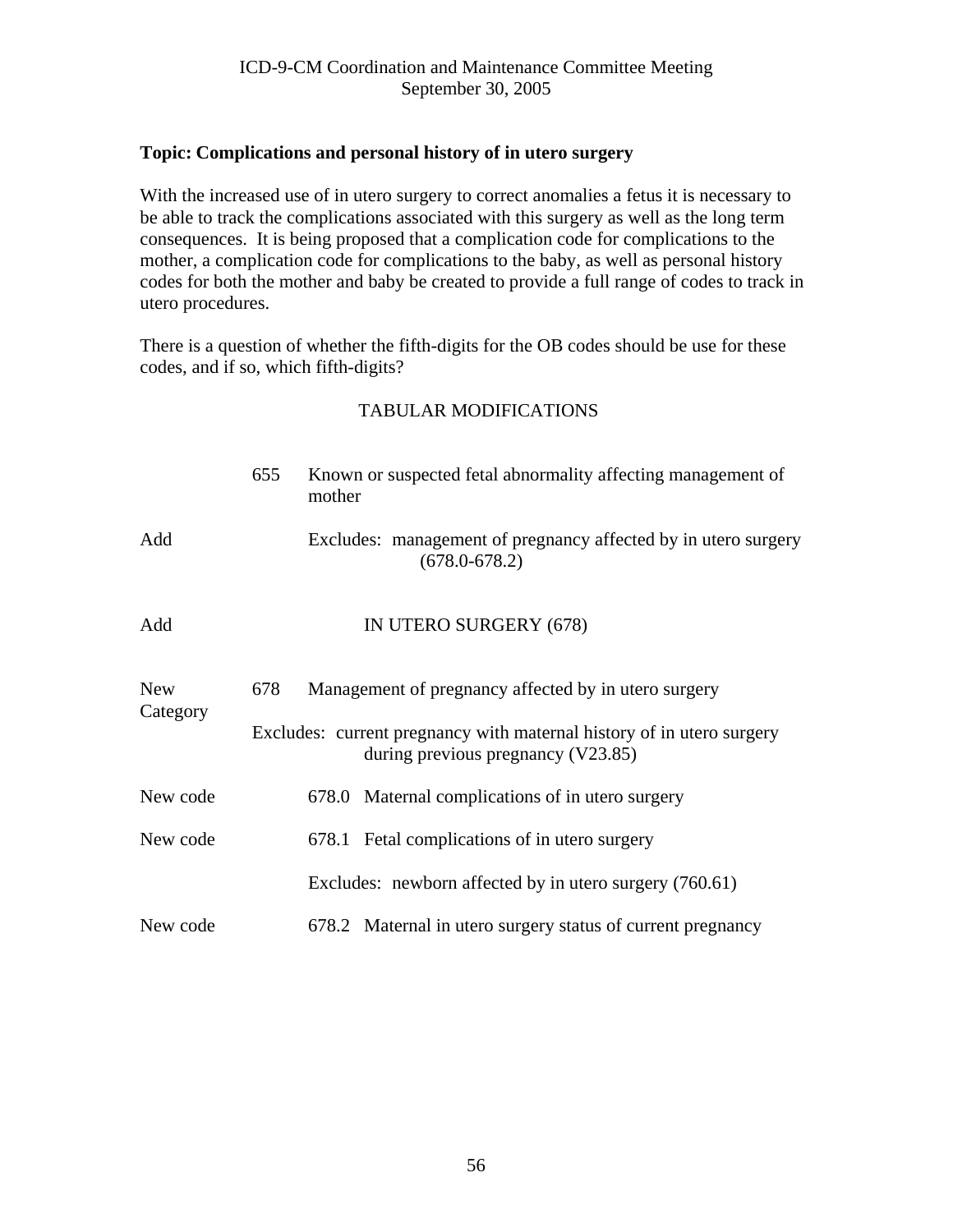ICD-9-CM Coordination and Maintenance Committee Meeting
September 30, 2005

**Topic: Complications and personal history of in utero surgery**

With the increased use of in utero surgery to correct anomalies a fetus it is necessary to be able to track the complications associated with this surgery as well as the long term consequences. It is being proposed that a complication code for complications to the mother, a complication code for complications to the baby, as well as personal history codes for both the mother and baby be created to provide a full range of codes to track in utero procedures.

There is a question of whether the fifth-digits for the OB codes should be use for these codes, and if so, which fifth-digits?

TABULAR MODIFICATIONS

| | | |
|---|---|---|
| | 655 | Known or suspected fetal abnormality affecting management of mother |
| Add | | Excludes: management of pregnancy affected by in utero surgery (678.0-678.2) |
| Add | | IN UTERO SURGERY (678) |
| New Category | 678 | Management of pregnancy affected by in utero surgery |
| | | Excludes: current pregnancy with maternal history of in utero surgery during previous pregnancy (V23.85) |
| New code | | 678.0 Maternal complications of in utero surgery |
| New code | | 678.1 Fetal complications of in utero surgery |
| | | Excludes: newborn affected by in utero surgery (760.61) |
| New code | | 678.2 Maternal in utero surgery status of current pregnancy |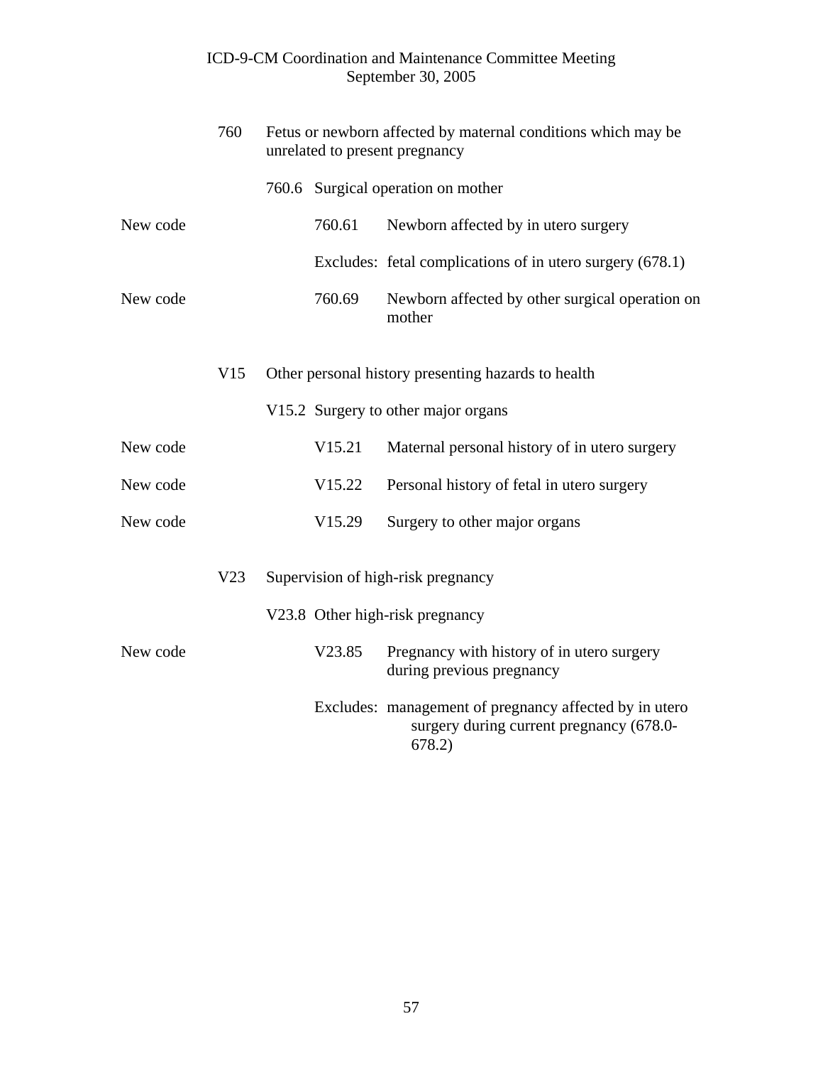760 Fetus or newborn affected by maternal conditions which may be unrelated to present pregnancy

760.6 Surgical operation on mother

New code 760.61 Newborn affected by in utero surgery

Excludes: fetal complications of in utero surgery (678.1)

New code 760.69 Newborn affected by other surgical operation on mother

V15 Other personal history presenting hazards to health

V15.2 Surgery to other major organs

New code V15.21 Maternal personal history of in utero surgery

New code V15.22 Personal history of fetal in utero surgery

New code V15.29 Surgery to other major organs

V23 Supervision of high-risk pregnancy

V23.8 Other high-risk pregnancy

New code V23.85 Pregnancy with history of in utero surgery during previous pregnancy

Excludes: management of pregnancy affected by in utero surgery during current pregnancy (678.0-678.2)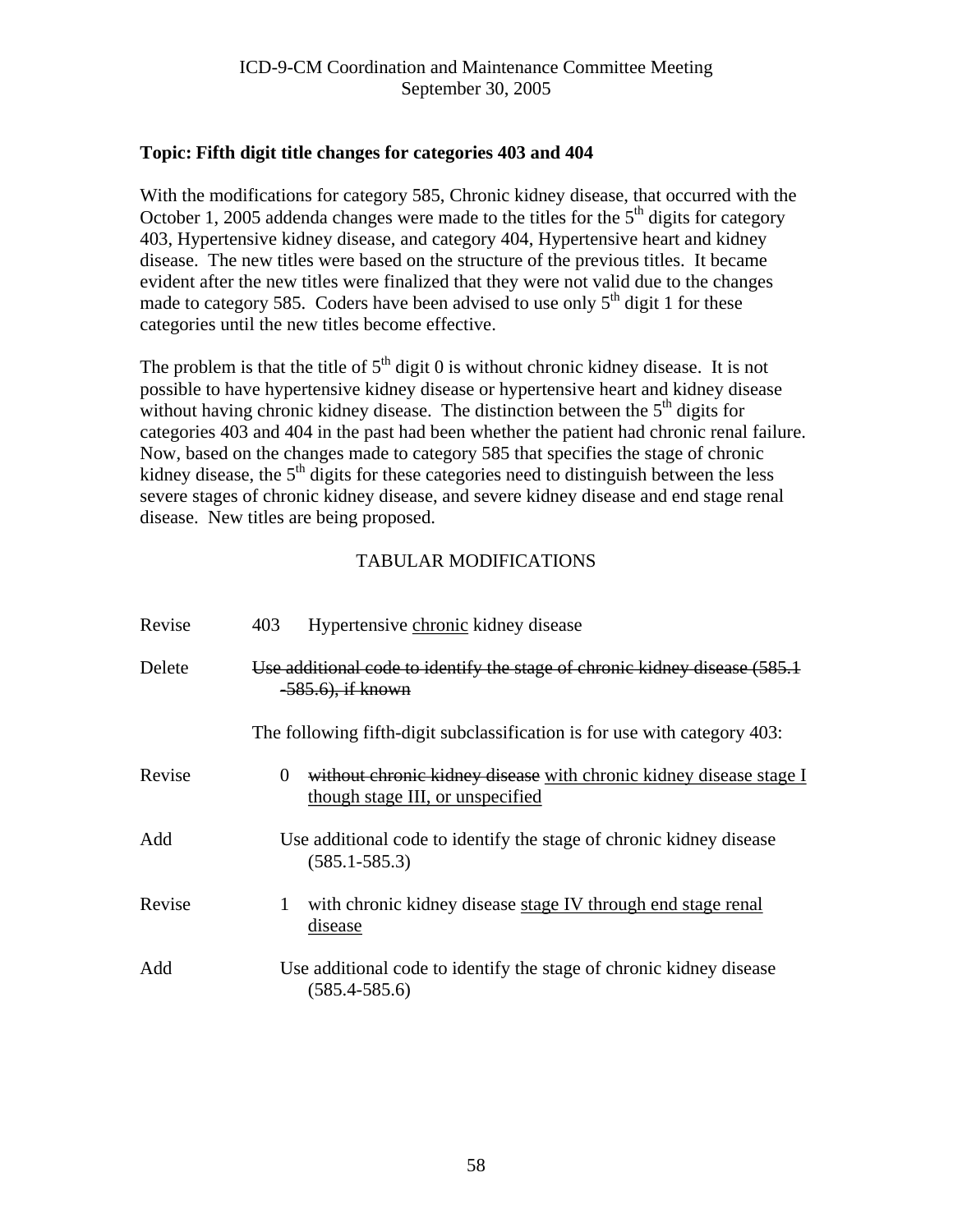**Topic: Fifth digit title changes for categories 403 and 404**

With the modifications for category 585, Chronic kidney disease, that occurred with the October 1, 2005 addenda changes were made to the titles for the 5th digits for category 403, Hypertensive kidney disease, and category 404, Hypertensive heart and kidney disease. The new titles were based on the structure of the previous titles. It became evident after the new titles were finalized that they were not valid due to the changes made to category 585. Coders have been advised to use only 5th digit 1 for these categories until the new titles become effective.

The problem is that the title of 5th digit 0 is without chronic kidney disease. It is not possible to have hypertensive kidney disease or hypertensive heart and kidney disease without having chronic kidney disease. The distinction between the 5th digits for categories 403 and 404 in the past had been whether the patient had chronic renal failure. Now, based on the changes made to category 585 that specifies the stage of chronic kidney disease, the 5th digits for these categories need to distinguish between the less severe stages of chronic kidney disease, and severe kidney disease and end stage renal disease. New titles are being proposed.

TABULAR MODIFICATIONS

Revise 403 Hypertensive <u>chronic</u> kidney disease

Delete ~~Use additional code to identify the stage of chronic kidney disease (585.1 -585.6), if known~~

The following fifth-digit subclassification is for use with category 403:

Revise 0 ~~without chronic kidney disease~~ <u>with chronic kidney disease stage I though stage III, or unspecified</u>

Add Use additional code to identify the stage of chronic kidney disease (585.1-585.3)

Revise 1 with chronic kidney disease <u>stage IV through end stage renal disease</u>

Add Use additional code to identify the stage of chronic kidney disease (585.4-585.6)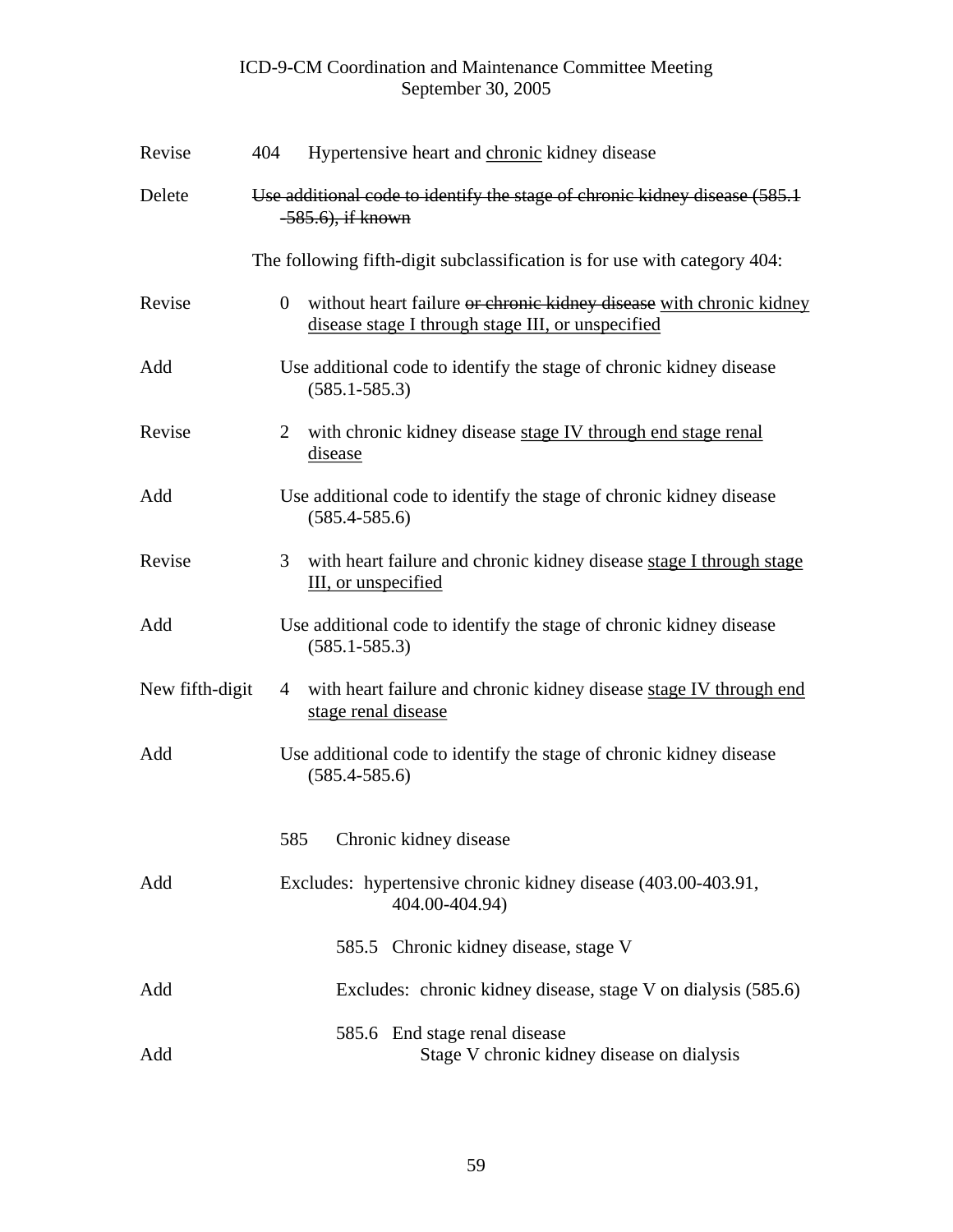| | |
|---|---|
| Revise | 404 Hypertensive heart and <u>chronic</u> kidney disease |
| Delete | ~~Use additional code to identify the stage of chronic kidney disease (585.1 -585.6), if known~~ |
| | The following fifth-digit subclassification is for use with category 404: |
| Revise | 0 without heart failure ~~or chronic kidney disease~~ <u>with chronic kidney disease stage I through stage III, or unspecified</u> |
| Add | Use additional code to identify the stage of chronic kidney disease (585.1-585.3) |
| Revise | 2 with chronic kidney disease <u>stage IV through end stage renal disease</u> |
| Add | Use additional code to identify the stage of chronic kidney disease (585.4-585.6) |
| Revise | 3 with heart failure and chronic kidney disease <u>stage I through stage III, or unspecified</u> |
| Add | Use additional code to identify the stage of chronic kidney disease (585.1-585.3) |
| New fifth-digit | 4 with heart failure and chronic kidney disease <u>stage IV through end stage renal disease</u> |
| Add | Use additional code to identify the stage of chronic kidney disease (585.4-585.6) |
| | 585 Chronic kidney disease |
| Add | Excludes: hypertensive chronic kidney disease (403.00-403.91, 404.00-404.94) |
| | 585.5 Chronic kidney disease, stage V |
| Add | Excludes: chronic kidney disease, stage V on dialysis (585.6) |
| | 585.6 End stage renal disease |
| Add | Stage V chronic kidney disease on dialysis |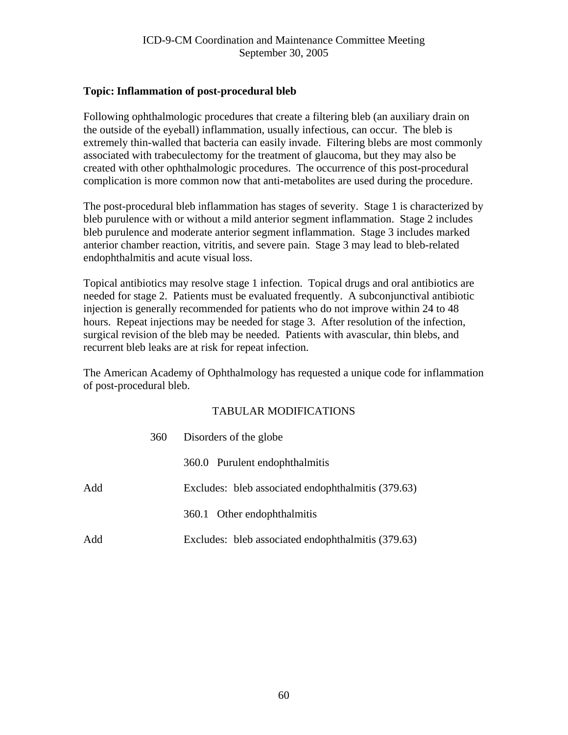**Topic: Inflammation of post-procedural bleb**

Following ophthalmologic procedures that create a filtering bleb (an auxiliary drain on the outside of the eyeball) inflammation, usually infectious, can occur. The bleb is extremely thin-walled that bacteria can easily invade. Filtering blebs are most commonly associated with trabeculectomy for the treatment of glaucoma, but they may also be created with other ophthalmologic procedures. The occurrence of this post-procedural complication is more common now that anti-metabolites are used during the procedure.

The post-procedural bleb inflammation has stages of severity. Stage 1 is characterized by bleb purulence with or without a mild anterior segment inflammation. Stage 2 includes bleb purulence and moderate anterior segment inflammation. Stage 3 includes marked anterior chamber reaction, vitritis, and severe pain. Stage 3 may lead to bleb-related endophthalmitis and acute visual loss.

Topical antibiotics may resolve stage 1 infection. Topical drugs and oral antibiotics are needed for stage 2. Patients must be evaluated frequently. A subconjunctival antibiotic injection is generally recommended for patients who do not improve within 24 to 48 hours. Repeat injections may be needed for stage 3. After resolution of the infection, surgical revision of the bleb may be needed. Patients with avascular, thin blebs, and recurrent bleb leaks are at risk for repeat infection.

The American Academy of Ophthalmology has requested a unique code for inflammation of post-procedural bleb.

TABULAR MODIFICATIONS

360 Disorders of the globe

360.0 Purulent endophthalmitis

Add — Excludes: bleb associated endophthalmitis (379.63)

360.1 Other endophthalmitis

Add — Excludes: bleb associated endophthalmitis (379.63)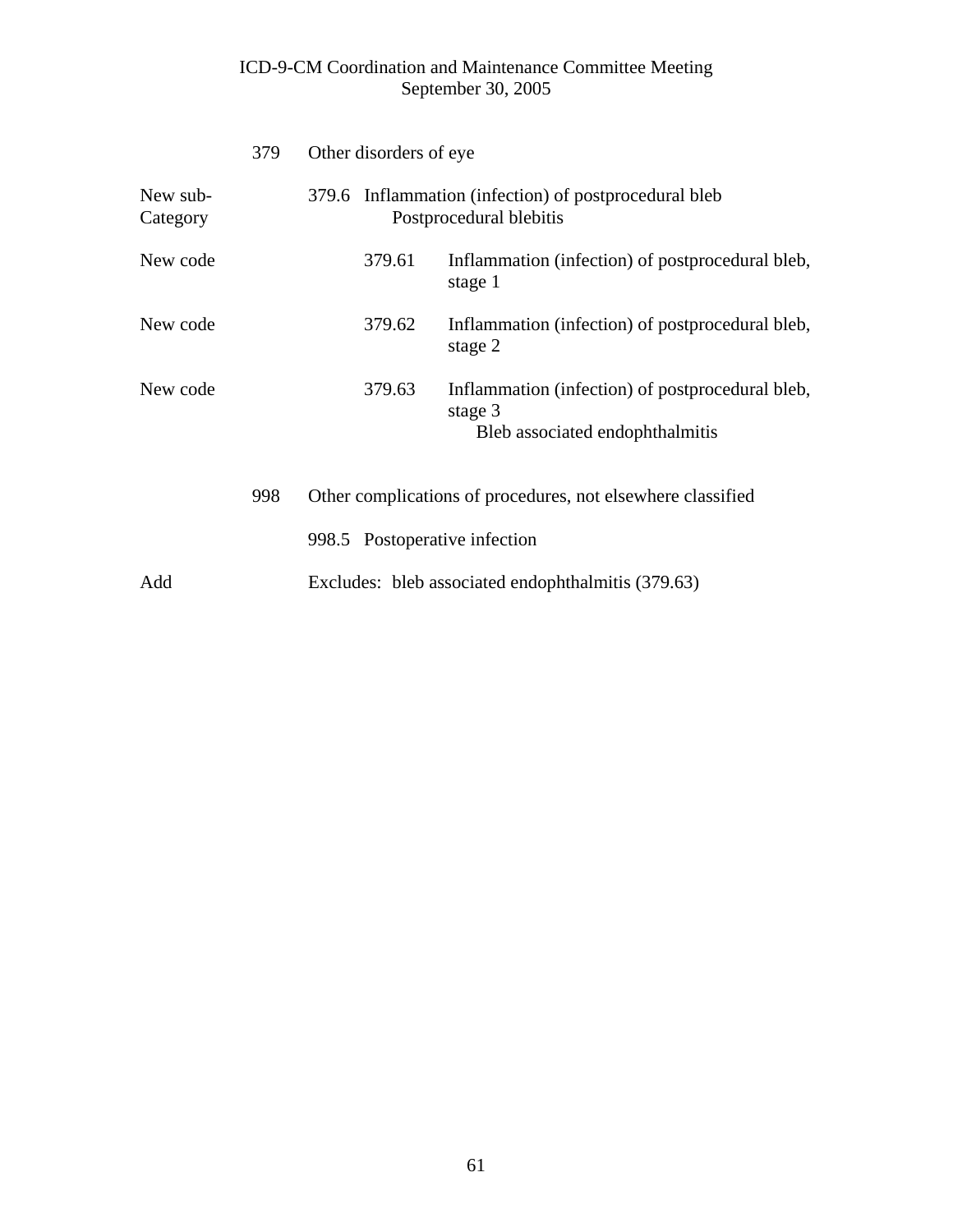| | | |
|---|---|---|
| | 379 | Other disorders of eye |
| New sub-Category | | 379.6 Inflammation (infection) of postprocedural bleb<br>Postprocedural blebitis |
| New code | | 379.61 Inflammation (infection) of postprocedural bleb, stage 1 |
| New code | | 379.62 Inflammation (infection) of postprocedural bleb, stage 2 |
| New code | | 379.63 Inflammation (infection) of postprocedural bleb, stage 3<br>Bleb associated endophthalmitis |
| | 998 | Other complications of procedures, not elsewhere classified |
| | | 998.5 Postoperative infection |
| Add | | Excludes: bleb associated endophthalmitis (379.63) |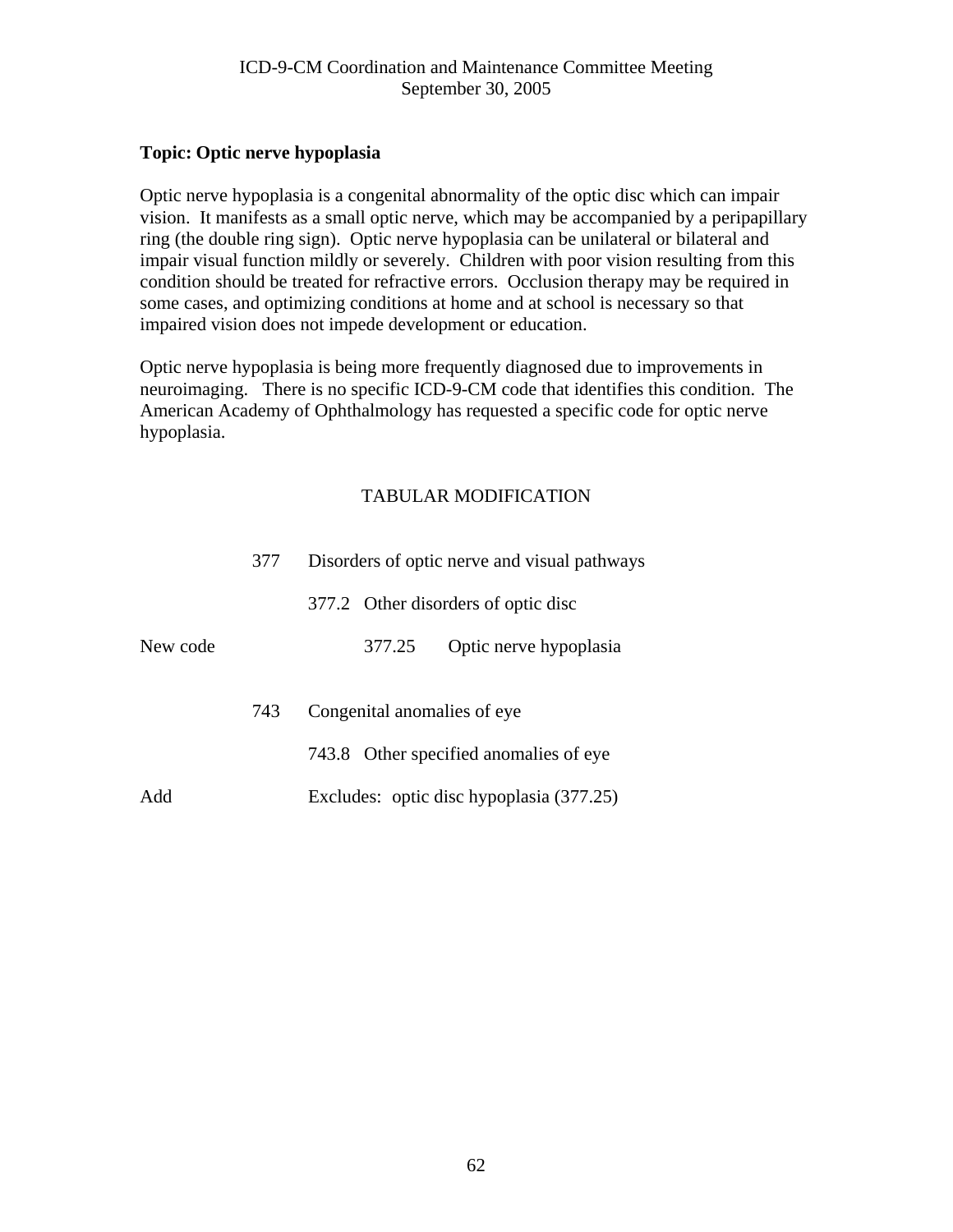## Topic: Optic nerve hypoplasia

Optic nerve hypoplasia is a congenital abnormality of the optic disc which can impair vision. It manifests as a small optic nerve, which may be accompanied by a peripapillary ring (the double ring sign). Optic nerve hypoplasia can be unilateral or bilateral and impair visual function mildly or severely. Children with poor vision resulting from this condition should be treated for refractive errors. Occlusion therapy may be required in some cases, and optimizing conditions at home and at school is necessary so that impaired vision does not impede development or education.

Optic nerve hypoplasia is being more frequently diagnosed due to improvements in neuroimaging. There is no specific ICD-9-CM code that identifies this condition. The American Academy of Ophthalmology has requested a specific code for optic nerve hypoplasia.

### TABULAR MODIFICATION

377 Disorders of optic nerve and visual pathways

377.2 Other disorders of optic disc

New code 377.25 Optic nerve hypoplasia

743 Congenital anomalies of eye

743.8 Other specified anomalies of eye

Add Excludes: optic disc hypoplasia (377.25)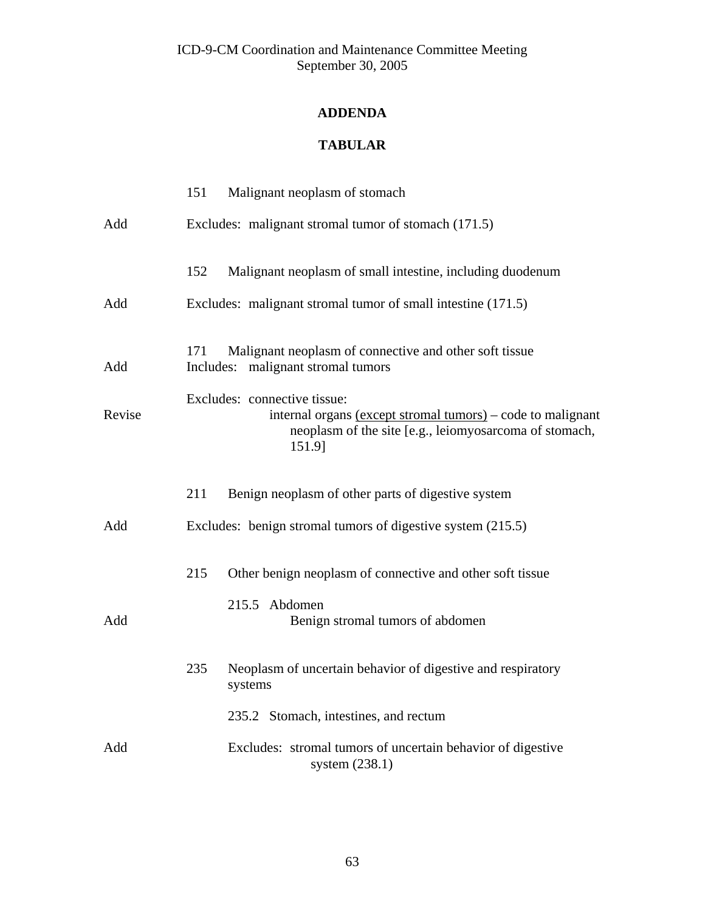ICD-9-CM Coordination and Maintenance Committee Meeting
September 30, 2005

## ADDENDA

## TABULAR

| | |
|---|---|
| | 151 Malignant neoplasm of stomach |
| Add | Excludes: malignant stromal tumor of stomach (171.5) |
| | 152 Malignant neoplasm of small intestine, including duodenum |
| Add | Excludes: malignant stromal tumor of small intestine (171.5) |
| | 171 Malignant neoplasm of connective and other soft tissue |
| Add | Includes: malignant stromal tumors |
| | Excludes: connective tissue: |
| Revise | internal organs <u>(except stromal tumors)</u> – code to malignant neoplasm of the site [e.g., leiomyosarcoma of stomach, 151.9] |
| | 211 Benign neoplasm of other parts of digestive system |
| Add | Excludes: benign stromal tumors of digestive system (215.5) |
| | 215 Other benign neoplasm of connective and other soft tissue |
| | 215.5 Abdomen |
| Add | Benign stromal tumors of abdomen |
| | 235 Neoplasm of uncertain behavior of digestive and respiratory systems |
| | 235.2 Stomach, intestines, and rectum |
| Add | Excludes: stromal tumors of uncertain behavior of digestive system (238.1) |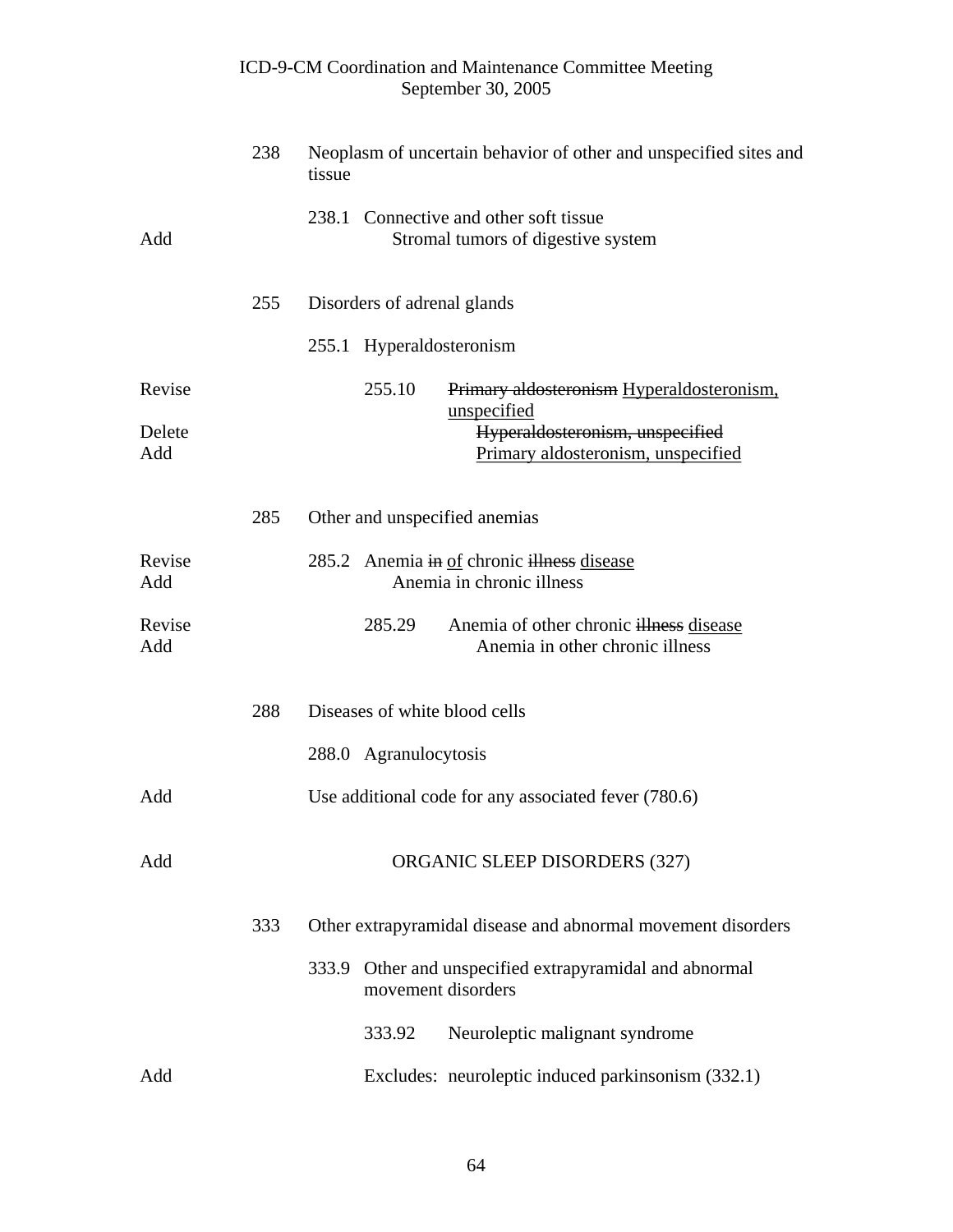| | | |
|---|---|---|
| | 238 | Neoplasm of uncertain behavior of other and unspecified sites and tissue |
| | | 238.1 Connective and other soft tissue |
| Add | | Stromal tumors of digestive system |
| | 255 | Disorders of adrenal glands |
| | | 255.1 Hyperaldosteronism |
| Revise | | 255.10 ~~Primary aldosteronism~~ <u>Hyperaldosteronism, unspecified</u> |
| Delete | | ~~Hyperaldosteronism, unspecified~~ |
| Add | | <u>Primary aldosteronism, unspecified</u> |
| | 285 | Other and unspecified anemias |
| Revise | | 285.2 Anemia ~~in~~ <u>of</u> chronic ~~illness~~ <u>disease</u> |
| Add | | Anemia in chronic illness |
| Revise | | 285.29 Anemia of other chronic ~~illness~~ <u>disease</u> |
| Add | | Anemia in other chronic illness |
| | 288 | Diseases of white blood cells |
| | | 288.0 Agranulocytosis |
| Add | | Use additional code for any associated fever (780.6) |
| Add | | ORGANIC SLEEP DISORDERS (327) |
| | 333 | Other extrapyramidal disease and abnormal movement disorders |
| | | 333.9 Other and unspecified extrapyramidal and abnormal movement disorders |
| | | 333.92 Neuroleptic malignant syndrome |
| Add | | Excludes: neuroleptic induced parkinsonism (332.1) |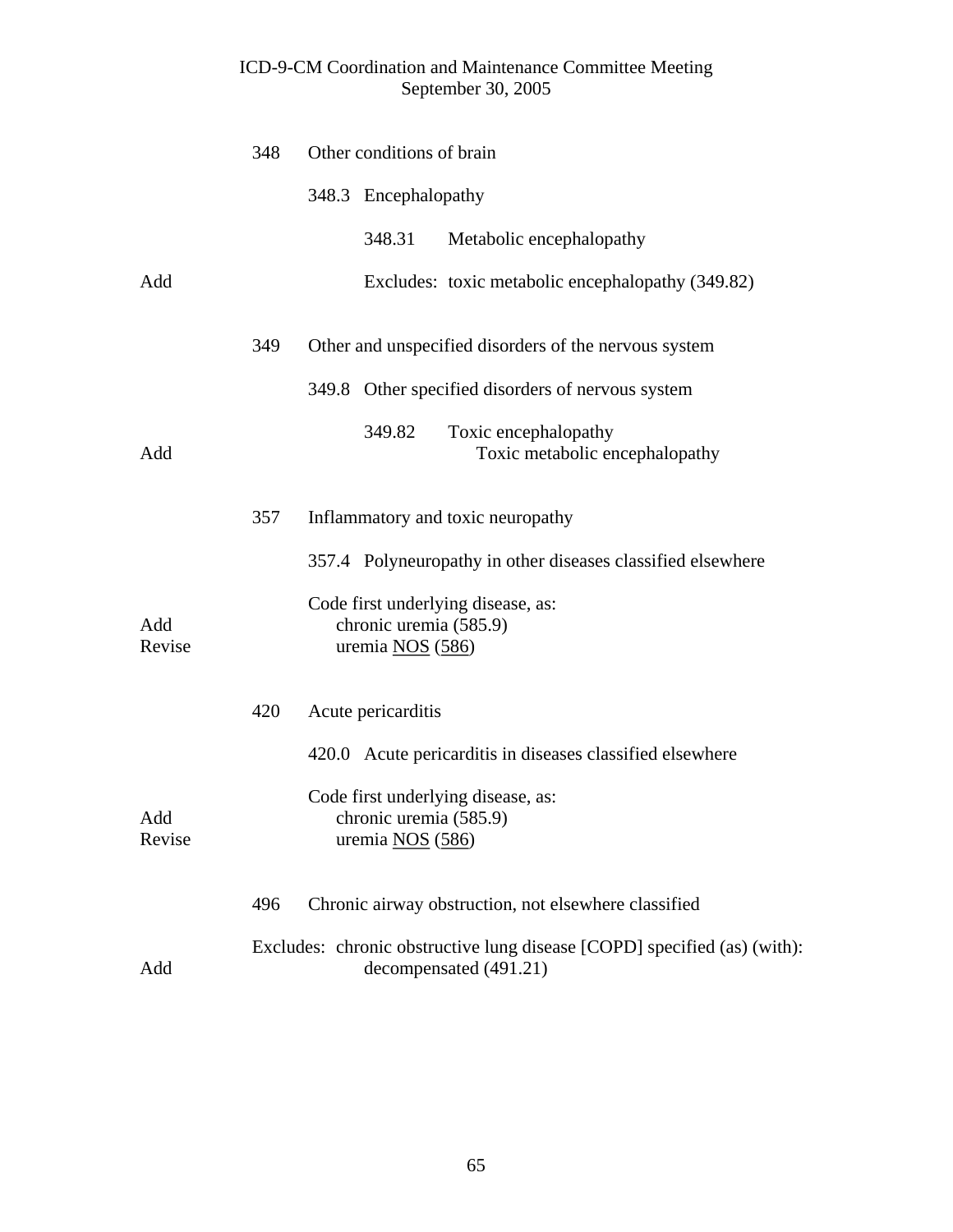| | | | | |
|---|---|---|---|---|
| | 348 | Other conditions of brain | | |
| | | 348.3 Encephalopathy | | |
| | | | 348.31 | Metabolic encephalopathy |
| Add | | | Excludes: toxic metabolic encephalopathy (349.82) | |
| | 349 | Other and unspecified disorders of the nervous system | | |
| | | 349.8 Other specified disorders of nervous system | | |
| | | | 349.82 | Toxic encephalopathy |
| Add | | | | Toxic metabolic encephalopathy |
| | 357 | Inflammatory and toxic neuropathy | | |
| | | 357.4 Polyneuropathy in other diseases classified elsewhere | | |
| | | Code first underlying disease, as: | | |
| Add | | chronic uremia (585.9) | | |
| Revise | | uremia <u>NOS</u> (<u>586</u>) | | |
| | 420 | Acute pericarditis | | |
| | | 420.0 Acute pericarditis in diseases classified elsewhere | | |
| | | Code first underlying disease, as: | | |
| Add | | chronic uremia (585.9) | | |
| Revise | | uremia <u>NOS</u> (<u>586</u>) | | |
| | 496 | Chronic airway obstruction, not elsewhere classified | | |
| | | Excludes: chronic obstructive lung disease [COPD] specified (as) (with): | | |
| Add | | decompensated (491.21) | | |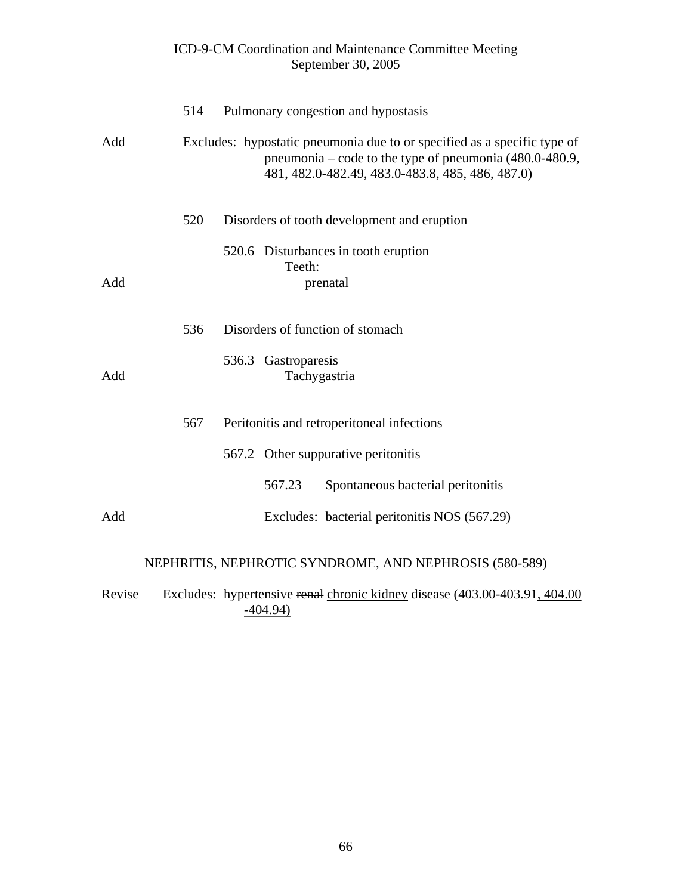514 Pulmonary congestion and hypostasis

Add Excludes: hypostatic pneumonia due to or specified as a specific type of pneumonia – code to the type of pneumonia (480.0-480.9, 481, 482.0-482.49, 483.0-483.8, 485, 486, 487.0)

520 Disorders of tooth development and eruption

520.6 Disturbances in tooth eruption
Teeth:
Add prenatal

536 Disorders of function of stomach

536.3 Gastroparesis
Add Tachygastria

567 Peritonitis and retroperitoneal infections

567.2 Other suppurative peritonitis

567.23 Spontaneous bacterial peritonitis

Add Excludes: bacterial peritonitis NOS (567.29)

NEPHRITIS, NEPHROTIC SYNDROME, AND NEPHROSIS (580-589)

Revise Excludes: hypertensive ~~renal~~ <u>chronic kidney</u> disease (403.00-403.91<u>, 404.00-404.94)</u>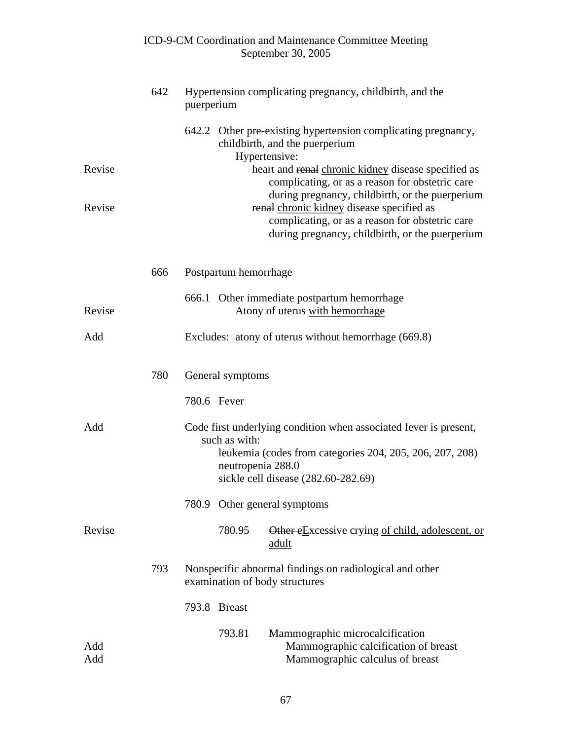| | | |
|---|---|---|
| | 642 | Hypertension complicating pregnancy, childbirth, and the puerperium |
| | | 642.2 Other pre-existing hypertension complicating pregnancy, childbirth, and the puerperium |
| | | Hypertensive: |
| Revise | | heart and ~~renal~~ <u>chronic kidney</u> disease specified as complicating, or as a reason for obstetric care during pregnancy, childbirth, or the puerperium |
| Revise | | ~~renal~~ <u>chronic kidney</u> disease specified as complicating, or as a reason for obstetric care during pregnancy, childbirth, or the puerperium |
| | 666 | Postpartum hemorrhage |
| | | 666.1 Other immediate postpartum hemorrhage |
| Revise | | Atony of uterus <u>with hemorrhage</u> |
| Add | | Excludes: atony of uterus without hemorrhage (669.8) |
| | 780 | General symptoms |
| | | 780.6 Fever |
| Add | | Code first underlying condition when associated fever is present, such as with: leukemia (codes from categories 204, 205, 206, 207, 208) neutropenia 288.0 sickle cell disease (282.60-282.69) |
| | | 780.9 Other general symptoms |
| Revise | | 780.95 ~~Other e~~<u>E</u>xcessive crying <u>of child, adolescent, or adult</u> |
| | 793 | Nonspecific abnormal findings on radiological and other examination of body structures |
| | | 793.8 Breast |
| | | 793.81 Mammographic microcalcification |
| Add | | Mammographic calcification of breast |
| Add | | Mammographic calculus of breast |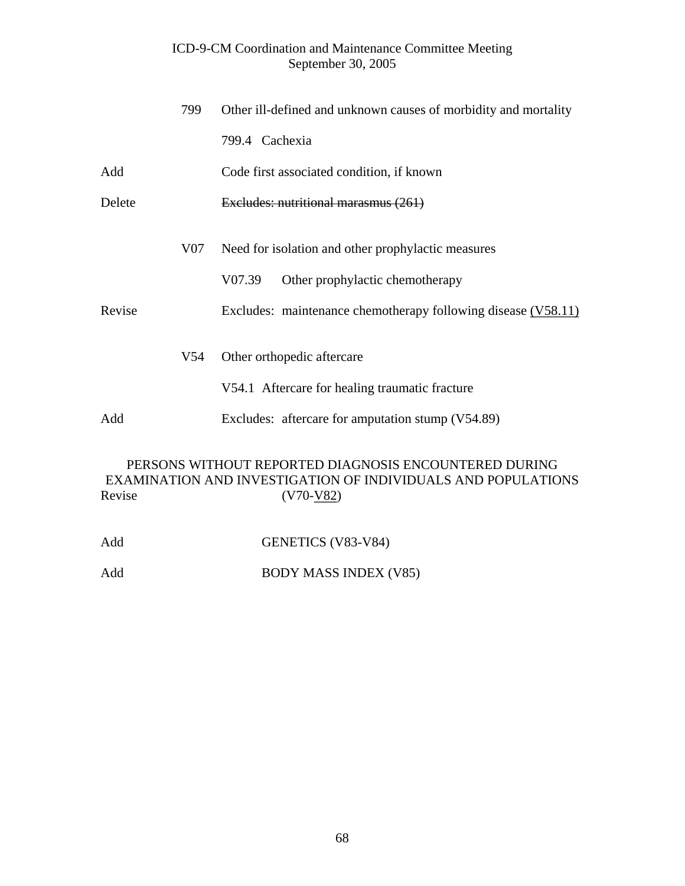| | | |
|---|---|---|
| | 799 | Other ill-defined and unknown causes of morbidity and mortality |
| | | 799.4 Cachexia |
| Add | | Code first associated condition, if known |
| Delete | | ~~Excludes: nutritional marasmus (261)~~ |
| | V07 | Need for isolation and other prophylactic measures |
| | | V07.39 Other prophylactic chemotherapy |
| Revise | | Excludes: maintenance chemotherapy following disease <u>(V58.11)</u> |
| | V54 | Other orthopedic aftercare |
| | | V54.1 Aftercare for healing traumatic fracture |
| Add | | Excludes: aftercare for amputation stump (V54.89) |

PERSONS WITHOUT REPORTED DIAGNOSIS ENCOUNTERED DURING EXAMINATION AND INVESTIGATION OF INDIVIDUALS AND POPULATIONS

Revise (V70-<u>V82</u>)

Add GENETICS (V83-V84)

Add BODY MASS INDEX (V85)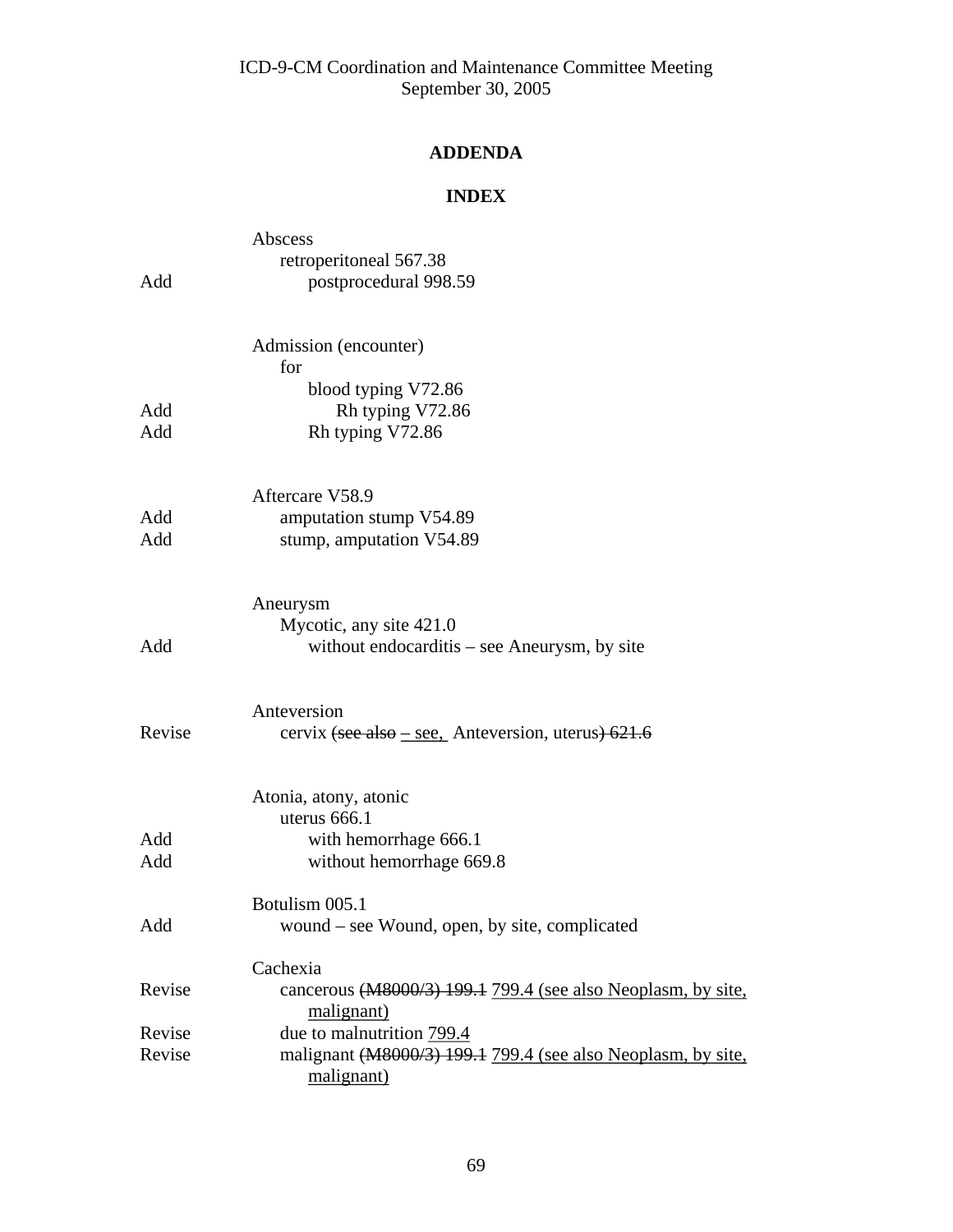## ADDENDA

## INDEX

| | |
|---|---|
| | Abscess |
| | retroperitoneal 567.38 |
| Add | postprocedural 998.59 |
| | |
| | Admission (encounter) |
| | for |
| | blood typing V72.86 |
| Add | Rh typing V72.86 |
| Add | Rh typing V72.86 |
| | |
| | Aftercare V58.9 |
| Add | amputation stump V54.89 |
| Add | stump, amputation V54.89 |
| | |
| | Aneurysm |
| | Mycotic, any site 421.0 |
| Add | without endocarditis – see Aneurysm, by site |
| | |
| | Anteversion |
| Revise | cervix ~~(see also~~ <u>– see,</u> Anteversion, uterus~~) 621.6~~ |
| | |
| | Atonia, atony, atonic |
| | uterus 666.1 |
| Add | with hemorrhage 666.1 |
| Add | without hemorrhage 669.8 |
| | |
| | Botulism 005.1 |
| Add | wound – see Wound, open, by site, complicated |
| | |
| | Cachexia |
| Revise | cancerous ~~(M8000/3) 199.1~~ <u>799.4 (see also Neoplasm, by site, malignant)</u> |
| Revise | due to malnutrition <u>799.4</u> |
| Revise | malignant ~~(M8000/3) 199.1~~ <u>799.4 (see also Neoplasm, by site, malignant)</u> |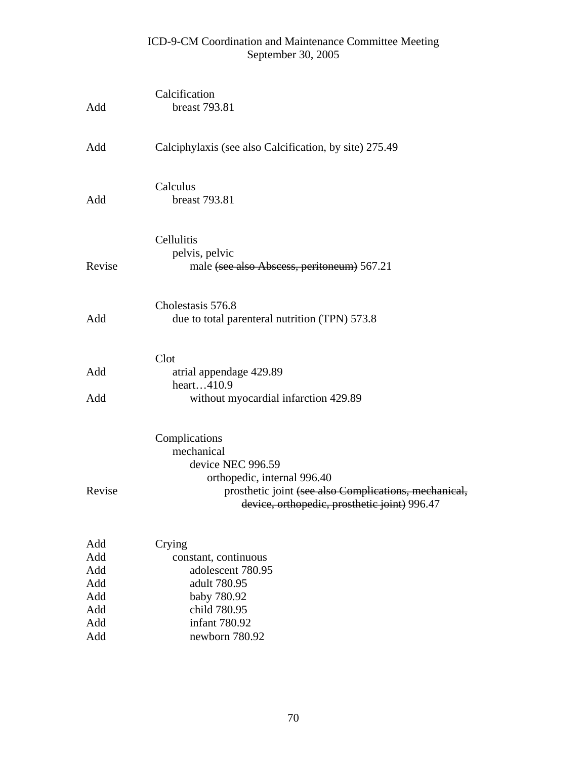| | |
|---|---|
| | Calcification |
| Add | breast 793.81 |
| | |
| Add | Calciphylaxis (see also Calcification, by site) 275.49 |
| | |
| | Calculus |
| Add | breast 793.81 |
| | |
| | Cellulitis |
| | pelvis, pelvic |
| Revise | male ~~(see also Abscess, peritoneum)~~ 567.21 |
| | |
| | Cholestasis 576.8 |
| Add | due to total parenteral nutrition (TPN) 573.8 |
| | |
| | Clot |
| Add | atrial appendage 429.89 |
| | heart…410.9 |
| Add | without myocardial infarction 429.89 |
| | |
| | Complications |
| | mechanical |
| | device NEC 996.59 |
| | orthopedic, internal 996.40 |
| Revise | prosthetic joint ~~(see also Complications, mechanical, device, orthopedic, prosthetic joint)~~ 996.47 |
| | |
| Add | Crying |
| Add | constant, continuous |
| Add | adolescent 780.95 |
| Add | adult 780.95 |
| Add | baby 780.92 |
| Add | child 780.95 |
| Add | infant 780.92 |
| Add | newborn 780.92 |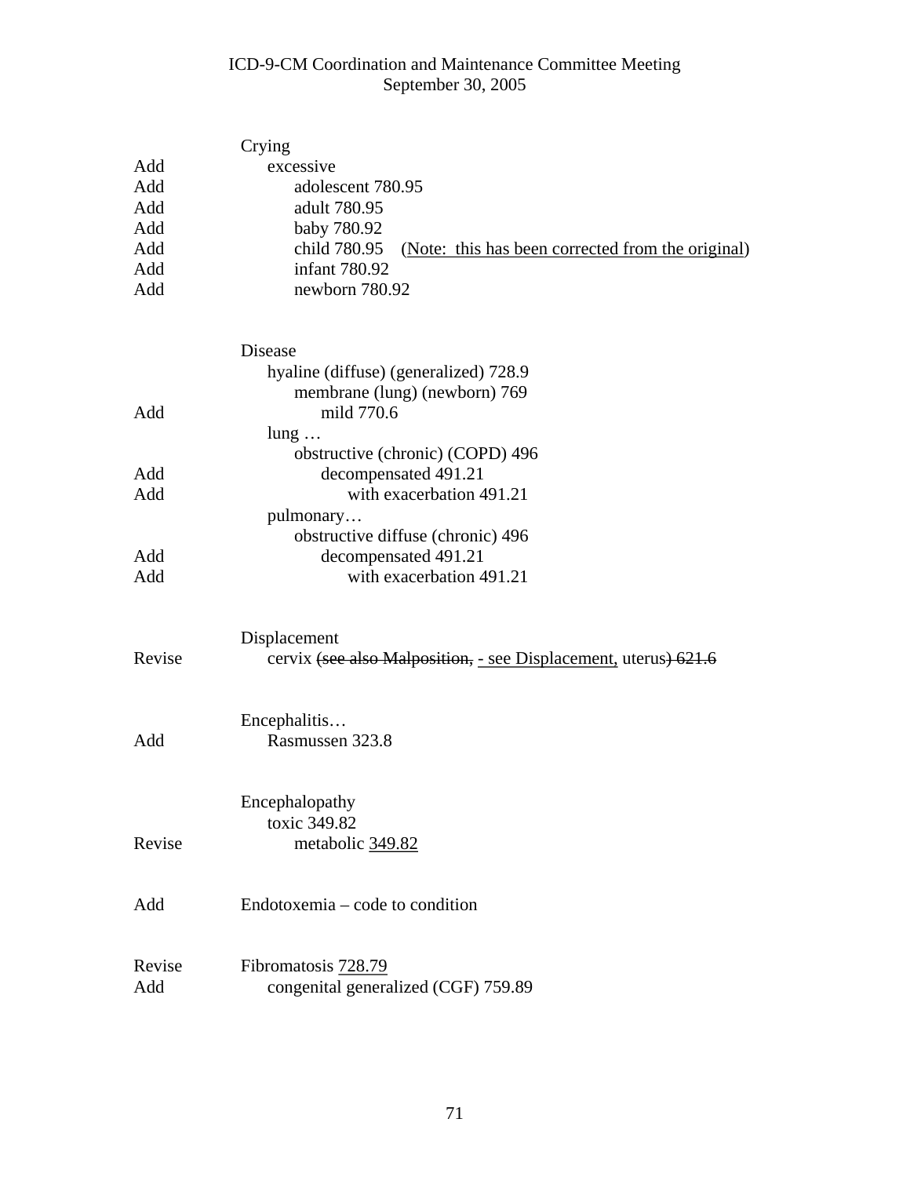| | |
|---|---|
| | Crying |
| Add | excessive |
| Add | adolescent 780.95 |
| Add | adult 780.95 |
| Add | baby 780.92 |
| Add | child 780.95 (<u>Note: this has been corrected from the original</u>) |
| Add | infant 780.92 |
| Add | newborn 780.92 |

| | |
|---|---|
| | Disease |
| | hyaline (diffuse) (generalized) 728.9 |
| | membrane (lung) (newborn) 769 |
| Add | mild 770.6 |
| | lung … |
| | obstructive (chronic) (COPD) 496 |
| Add | decompensated 491.21 |
| Add | with exacerbation 491.21 |
| | pulmonary… |
| | obstructive diffuse (chronic) 496 |
| Add | decompensated 491.21 |
| Add | with exacerbation 491.21 |

| | |
|---|---|
| | Displacement |
| Revise | cervix ~~(see also Malposition,~~ <u>- see Displacement,</u> uterus~~) 621.6~~ |

| | |
|---|---|
| | Encephalitis… |
| Add | Rasmussen 323.8 |

| | |
|---|---|
| | Encephalopathy |
| | toxic 349.82 |
| Revise | metabolic <u>349.82</u> |

| | |
|---|---|
| Add | Endotoxemia – code to condition |

| | |
|---|---|
| Revise | Fibromatosis <u>728.79</u> |
| Add | congenital generalized (CGF) 759.89 |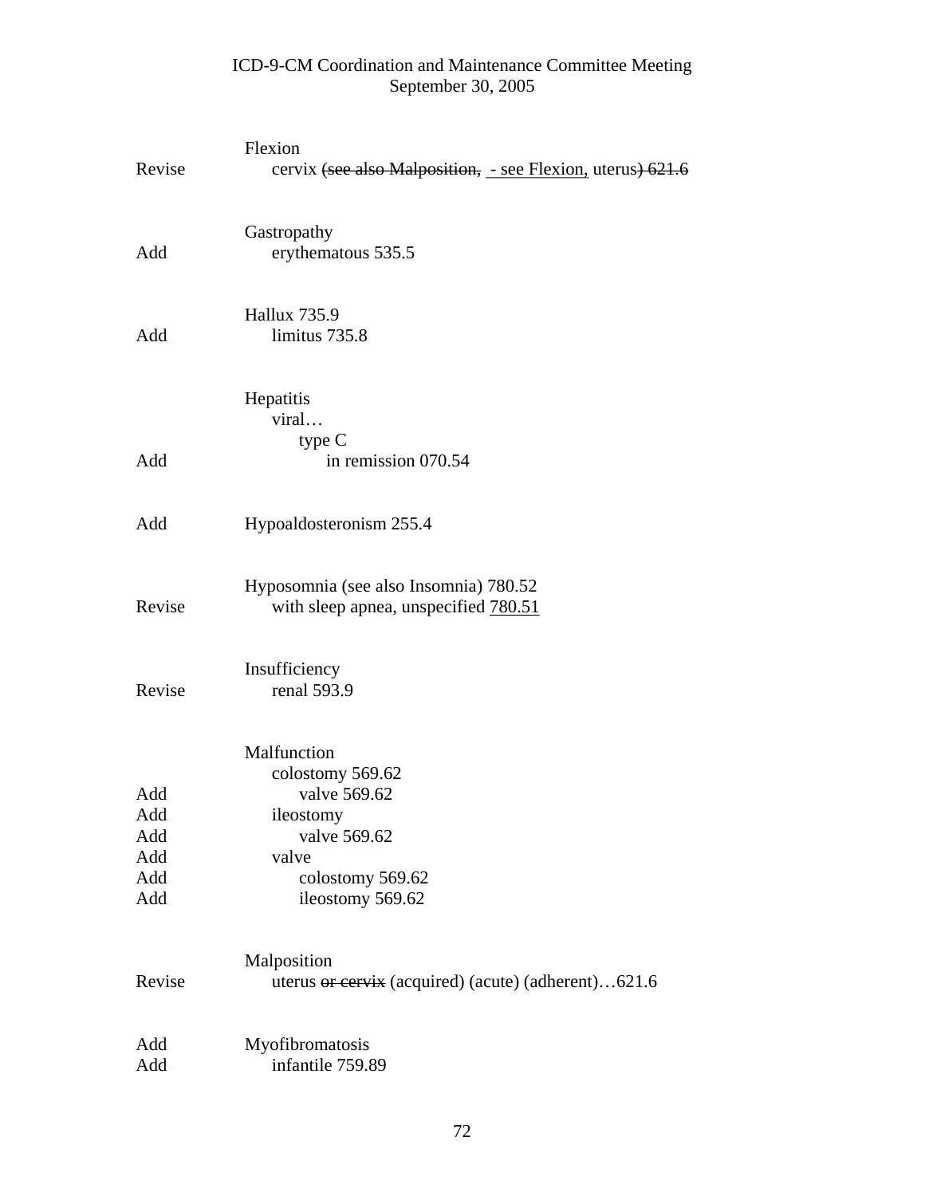| | |
|---|---|
| | Flexion |
| Revise | cervix ~~(see also Malposition,~~ <u>- see Flexion,</u> uterus~~) 621.6~~ |
| | |
| | Gastropathy |
| Add | erythematous 535.5 |
| | |
| | Hallux 735.9 |
| Add | limitus 735.8 |
| | |
| | Hepatitis |
| | viral… |
| | type C |
| Add | in remission 070.54 |
| | |
| Add | Hypoaldosteronism 255.4 |
| | |
| | Hyposomnia (see also Insomnia) 780.52 |
| Revise | with sleep apnea, unspecified <u>780.51</u> |
| | |
| | Insufficiency |
| Revise | renal 593.9 |
| | |
| | Malfunction |
| | colostomy 569.62 |
| Add | valve 569.62 |
| Add | ileostomy |
| Add | valve 569.62 |
| Add | valve |
| Add | colostomy 569.62 |
| Add | ileostomy 569.62 |
| | |
| | Malposition |
| Revise | uterus ~~or cervix~~ (acquired) (acute) (adherent)…621.6 |
| | |
| Add | Myofibromatosis |
| Add | infantile 759.89 |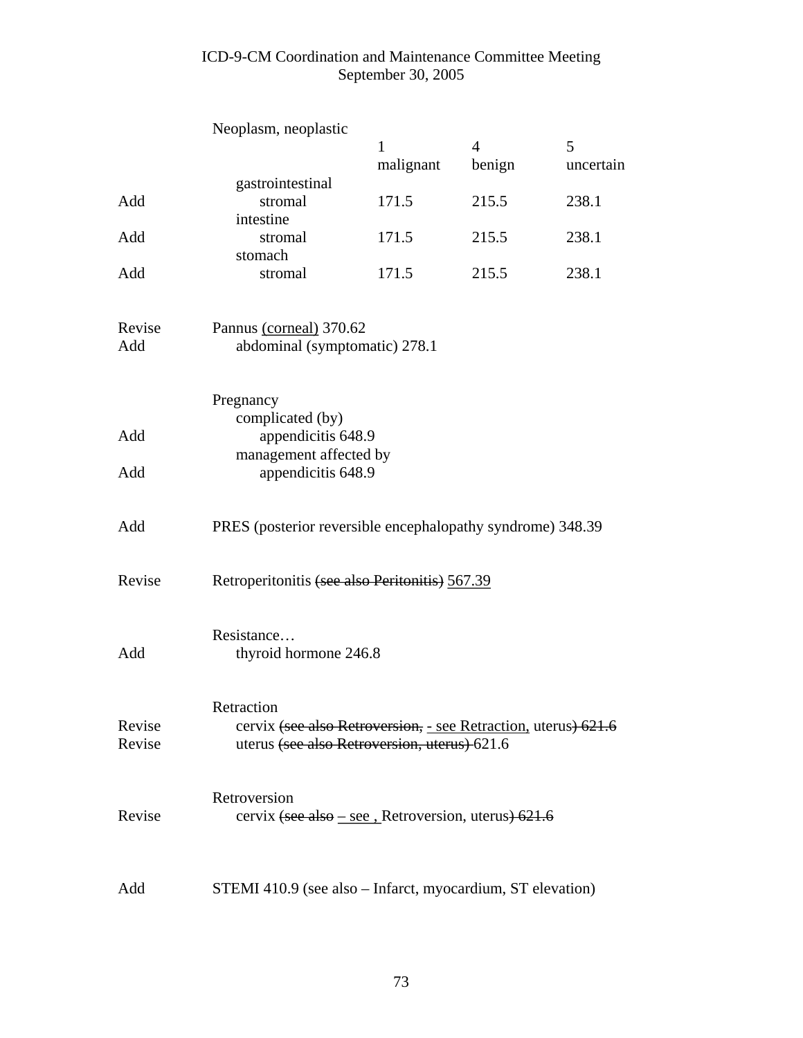| | Neoplasm, neoplastic | 1 malignant | 4 benign | 5 uncertain |
|---|---|---|---|---|
| | gastrointestinal | | | |
| Add | stromal | 171.5 | 215.5 | 238.1 |
| | intestine | | | |
| Add | stromal | 171.5 | 215.5 | 238.1 |
| | stomach | | | |
| Add | stromal | 171.5 | 215.5 | 238.1 |

Revise Pannus <u>(corneal)</u> 370.62
Add abdominal (symptomatic) 278.1

Pregnancy
complicated (by)
Add appendicitis 648.9
management affected by
Add appendicitis 648.9

Add PRES (posterior reversible encephalopathy syndrome) 348.39

Revise Retroperitonitis ~~(see also Peritonitis)~~ <u>567.39</u>

Resistance…
Add thyroid hormone 246.8

Retraction
Revise cervix ~~(see also Retroversion,~~ <u>- see Retraction,</u> uterus~~) 621.6~~
Revise uterus ~~(see also Retroversion, uterus)~~ 621.6

Retroversion
Revise cervix ~~(see also~~ <u>– see ,</u> Retroversion, uterus~~) 621.6~~

Add STEMI 410.9 (see also – Infarct, myocardium, ST elevation)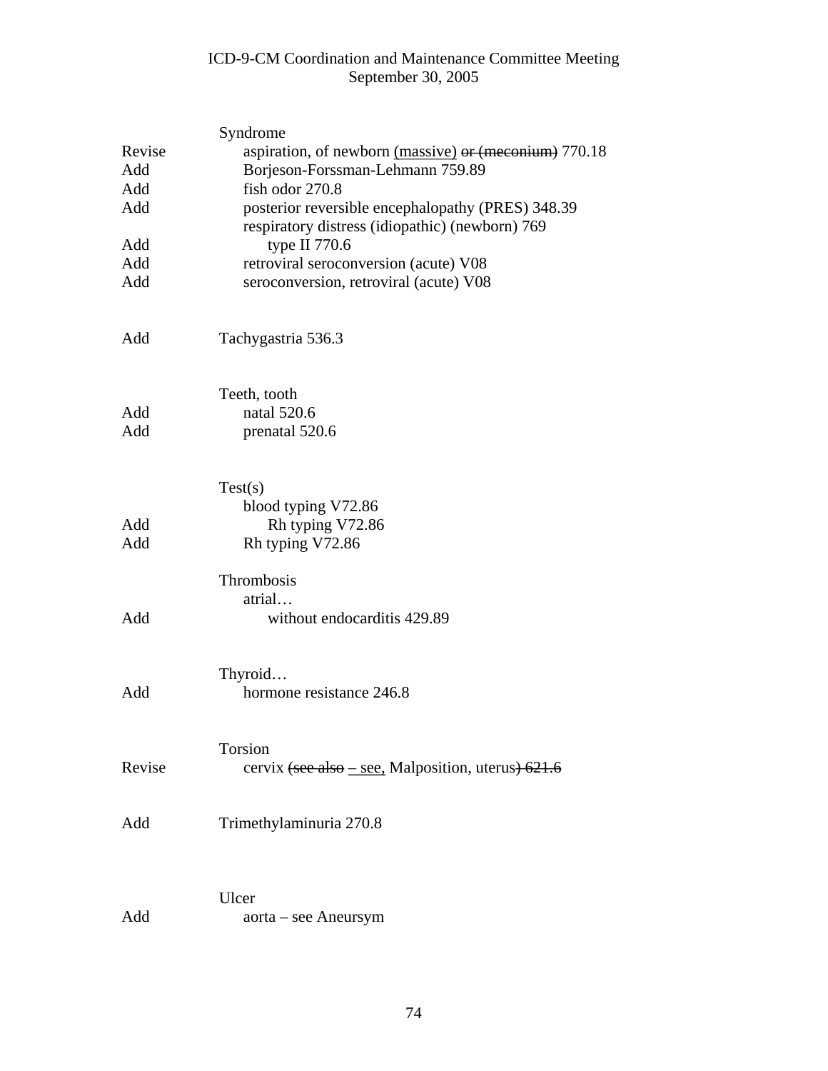| | |
|---|---|
| | Syndrome |
| Revise | aspiration, of newborn <u>(massive)</u> ~~or (meconium)~~ 770.18 |
| Add | Borjeson-Forssman-Lehmann 759.89 |
| Add | fish odor 270.8 |
| Add | posterior reversible encephalopathy (PRES) 348.39 |
| | respiratory distress (idiopathic) (newborn) 769 |
| Add | type II 770.6 |
| Add | retroviral seroconversion (acute) V08 |
| Add | seroconversion, retroviral (acute) V08 |
| | |
| Add | Tachygastria 536.3 |
| | |
| | Teeth, tooth |
| Add | natal 520.6 |
| Add | prenatal 520.6 |
| | |
| | Test(s) |
| | blood typing V72.86 |
| Add | Rh typing V72.86 |
| Add | Rh typing V72.86 |
| | |
| | Thrombosis |
| | atrial… |
| Add | without endocarditis 429.89 |
| | |
| | Thyroid… |
| Add | hormone resistance 246.8 |
| | |
| | Torsion |
| Revise | cervix ~~(see also~~ <u>– see,</u> Malposition, uterus~~) 621.6~~ |
| | |
| Add | Trimethylaminuria 270.8 |
| | |
| | Ulcer |
| Add | aorta – see Aneursym |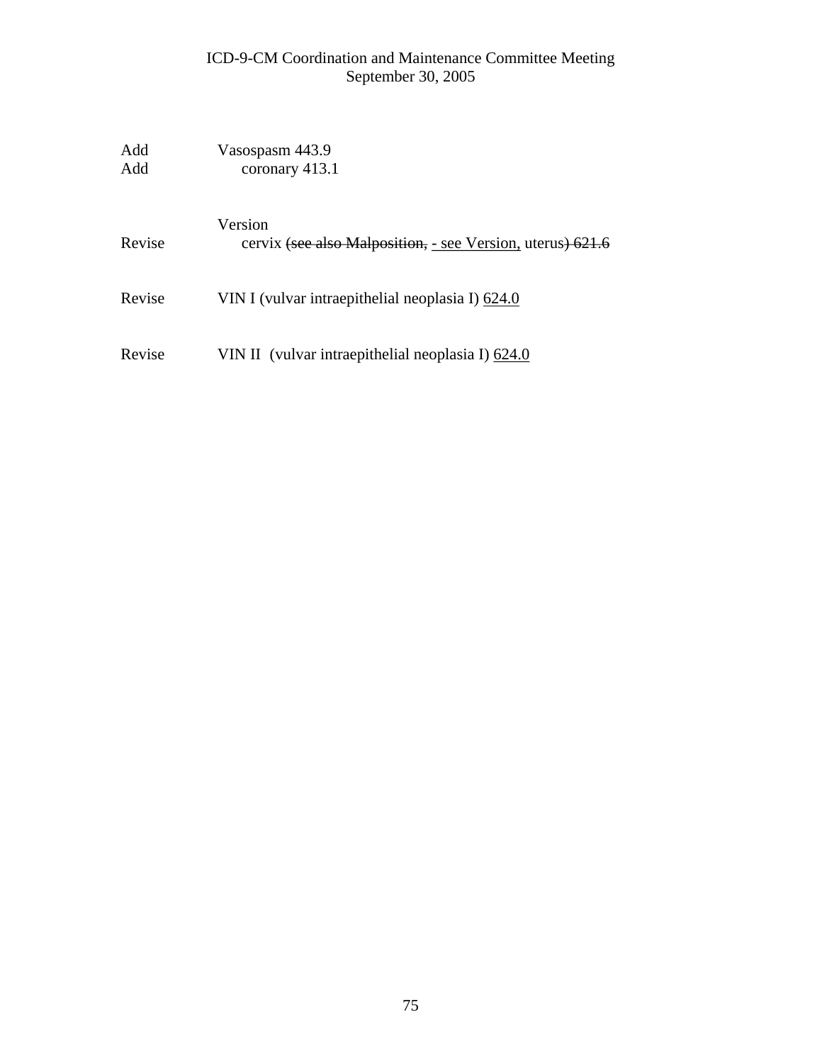| | |
|---|---|
| Add | Vasospasm 443.9 |
| Add | coronary 413.1 |
| | Version |
| Revise | cervix ~~(see also Malposition,~~ <u>- see Version,</u> uterus~~)~~ ~~621.6~~ |
| Revise | VIN I (vulvar intraepithelial neoplasia I) <u>624.0</u> |
| Revise | VIN II (vulvar intraepithelial neoplasia I) <u>624.0</u> |